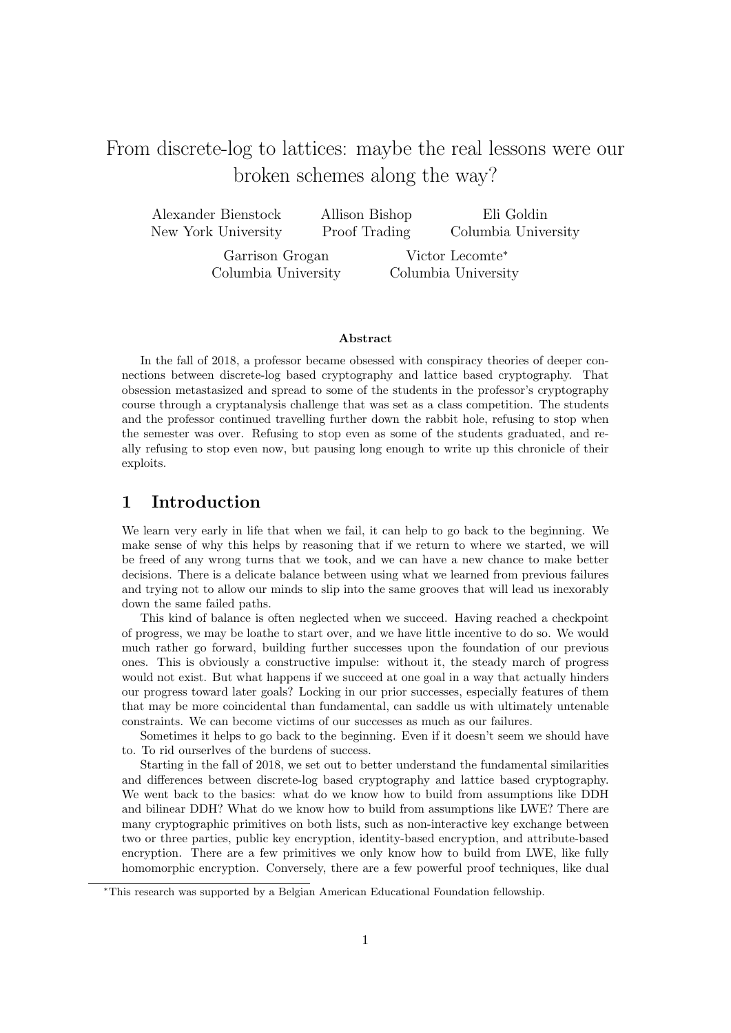# From discrete-log to lattices: maybe the real lessons were our broken schemes along the way?

Alexander Bienstock
New York University

Allison Bishop
Proof Trading

Eli Goldin
Columbia University

Garrison Grogan
Columbia University

Victor Lecomte*
Columbia University

### Abstract

In the fall of 2018, a professor became obsessed with conspiracy theories of deeper connections between discrete-log based cryptography and lattice based cryptography. That obsession metastasized and spread to some of the students in the professor's cryptography course through a cryptanalysis challenge that was set as a class competition. The students and the professor continued travelling further down the rabbit hole, refusing to stop when the semester was over. Refusing to stop even as some of the students graduated, and really refusing to stop even now, but pausing long enough to write up this chronicle of their exploits.

## 1 Introduction

We learn very early in life that when we fail, it can help to go back to the beginning. We make sense of why this helps by reasoning that if we return to where we started, we will be freed of any wrong turns that we took, and we can have a new chance to make better decisions. There is a delicate balance between using what we learned from previous failures and trying not to allow our minds to slip into the same grooves that will lead us inexorably down the same failed paths.

This kind of balance is often neglected when we succeed. Having reached a checkpoint of progress, we may be loathe to start over, and we have little incentive to do so. We would much rather go forward, building further successes upon the foundation of our previous ones. This is obviously a constructive impulse: without it, the steady march of progress would not exist. But what happens if we succeed at one goal in a way that actually hinders our progress toward later goals? Locking in our prior successes, especially features of them that may be more coincidental than fundamental, can saddle us with ultimately untenable constraints. We can become victims of our successes as much as our failures.

Sometimes it helps to go back to the beginning. Even if it doesn't seem we should have to. To rid ourserlves of the burdens of success.

Starting in the fall of 2018, we set out to better understand the fundamental similarities and differences between discrete-log based cryptography and lattice based cryptography. We went back to the basics: what do we know how to build from assumptions like DDH and bilinear DDH? What do we know how to build from assumptions like LWE? There are many cryptographic primitives on both lists, such as non-interactive key exchange between two or three parties, public key encryption, identity-based encryption, and attribute-based encryption. There are a few primitives we only know how to build from LWE, like fully homomorphic encryption. Conversely, there are a few powerful proof techniques, like dual

*This research was supported by a Belgian American Educational Foundation fellowship.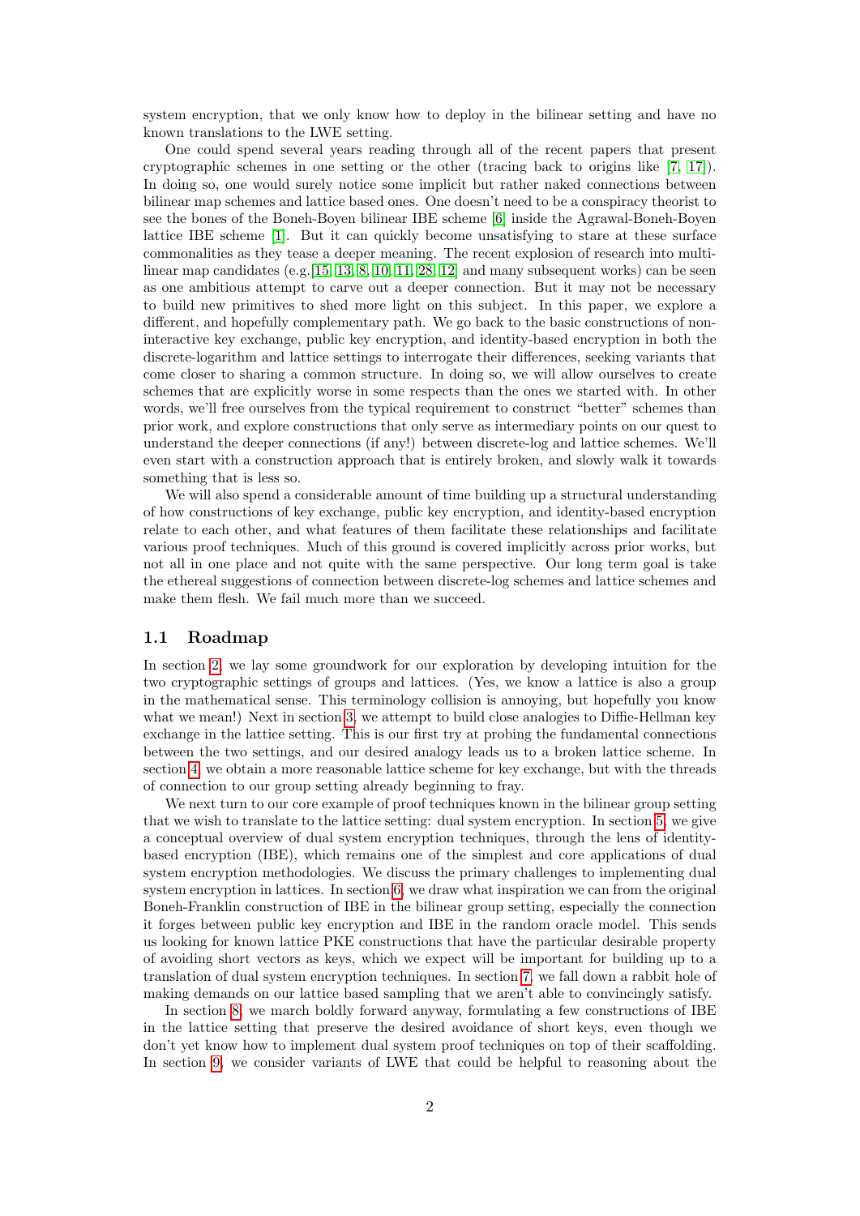system encryption, that we only know how to deploy in the bilinear setting and have no known translations to the LWE setting.

One could spend several years reading through all of the recent papers that present cryptographic schemes in one setting or the other (tracing back to origins like [7, 17]). In doing so, one would surely notice some implicit but rather naked connections between bilinear map schemes and lattice based ones. One doesn't need to be a conspiracy theorist to see the bones of the Boneh-Boyen bilinear IBE scheme [6] inside the Agrawal-Boneh-Boyen lattice IBE scheme [1]. But it can quickly become unsatisfying to stare at these surface commonalities as they tease a deeper meaning. The recent explosion of research into multilinear map candidates (e.g.[15, 13, 8, 10, 11, 28, 12] and many subsequent works) can be seen as one ambitious attempt to carve out a deeper connection. But it may not be necessary to build new primitives to shed more light on this subject. In this paper, we explore a different, and hopefully complementary path. We go back to the basic constructions of non-interactive key exchange, public key encryption, and identity-based encryption in both the discrete-logarithm and lattice settings to interrogate their differences, seeking variants that come closer to sharing a common structure. In doing so, we will allow ourselves to create schemes that are explicitly worse in some respects than the ones we started with. In other words, we'll free ourselves from the typical requirement to construct "better" schemes than prior work, and explore constructions that only serve as intermediary points on our quest to understand the deeper connections (if any!) between discrete-log and lattice schemes. We'll even start with a construction approach that is entirely broken, and slowly walk it towards something that is less so.

We will also spend a considerable amount of time building up a structural understanding of how constructions of key exchange, public key encryption, and identity-based encryption relate to each other, and what features of them facilitate these relationships and facilitate various proof techniques. Much of this ground is covered implicitly across prior works, but not all in one place and not quite with the same perspective. Our long term goal is take the ethereal suggestions of connection between discrete-log schemes and lattice schemes and make them flesh. We fail much more than we succeed.

## 1.1 Roadmap

In section 2, we lay some groundwork for our exploration by developing intuition for the two cryptographic settings of groups and lattices. (Yes, we know a lattice is also a group in the mathematical sense. This terminology collision is annoying, but hopefully you know what we mean!) Next in section 3, we attempt to build close analogies to Diffie-Hellman key exchange in the lattice setting. This is our first try at probing the fundamental connections between the two settings, and our desired analogy leads us to a broken lattice scheme. In section 4, we obtain a more reasonable lattice scheme for key exchange, but with the threads of connection to our group setting already beginning to fray.

We next turn to our core example of proof techniques known in the bilinear group setting that we wish to translate to the lattice setting: dual system encryption. In section 5, we give a conceptual overview of dual system encryption techniques, through the lens of identity-based encryption (IBE), which remains one of the simplest and core applications of dual system encryption methodologies. We discuss the primary challenges to implementing dual system encryption in lattices. In section 6, we draw what inspiration we can from the original Boneh-Franklin construction of IBE in the bilinear group setting, especially the connection it forges between public key encryption and IBE in the random oracle model. This sends us looking for known lattice PKE constructions that have the particular desirable property of avoiding short vectors as keys, which we expect will be important for building up to a translation of dual system encryption techniques. In section 7, we fall down a rabbit hole of making demands on our lattice based sampling that we aren't able to convincingly satisfy.

In section 8, we march boldly forward anyway, formulating a few constructions of IBE in the lattice setting that preserve the desired avoidance of short keys, even though we don't yet know how to implement dual system proof techniques on top of their scaffolding. In section 9, we consider variants of LWE that could be helpful to reasoning about the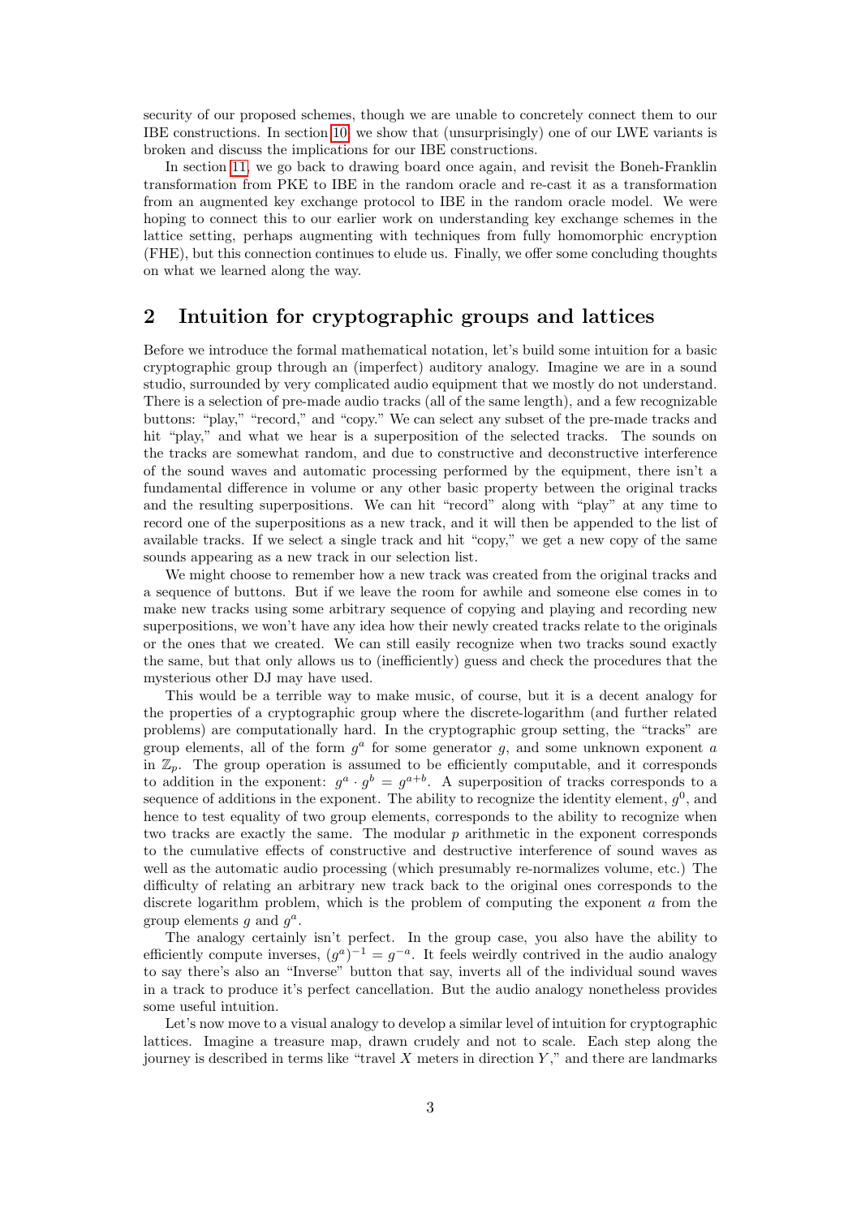security of our proposed schemes, though we are unable to concretely connect them to our IBE constructions. In section 10, we show that (unsurprisingly) one of our LWE variants is broken and discuss the implications for our IBE constructions.

In section 11, we go back to drawing board once again, and revisit the Boneh-Franklin transformation from PKE to IBE in the random oracle and re-cast it as a transformation from an augmented key exchange protocol to IBE in the random oracle model. We were hoping to connect this to our earlier work on understanding key exchange schemes in the lattice setting, perhaps augmenting with techniques from fully homomorphic encryption (FHE), but this connection continues to elude us. Finally, we offer some concluding thoughts on what we learned along the way.

## 2 Intuition for cryptographic groups and lattices

Before we introduce the formal mathematical notation, let's build some intuition for a basic cryptographic group through an (imperfect) auditory analogy. Imagine we are in a sound studio, surrounded by very complicated audio equipment that we mostly do not understand. There is a selection of pre-made audio tracks (all of the same length), and a few recognizable buttons: "play," "record," and "copy." We can select any subset of the pre-made tracks and hit "play," and what we hear is a superposition of the selected tracks. The sounds on the tracks are somewhat random, and due to constructive and deconstructive interference of the sound waves and automatic processing performed by the equipment, there isn't a fundamental difference in volume or any other basic property between the original tracks and the resulting superpositions. We can hit "record" along with "play" at any time to record one of the superpositions as a new track, and it will then be appended to the list of available tracks. If we select a single track and hit "copy," we get a new copy of the same sounds appearing as a new track in our selection list.

We might choose to remember how a new track was created from the original tracks and a sequence of buttons. But if we leave the room for awhile and someone else comes in to make new tracks using some arbitrary sequence of copying and playing and recording new superpositions, we won't have any idea how their newly created tracks relate to the originals or the ones that we created. We can still easily recognize when two tracks sound exactly the same, but that only allows us to (inefficiently) guess and check the procedures that the mysterious other DJ may have used.

This would be a terrible way to make music, of course, but it is a decent analogy for the properties of a cryptographic group where the discrete-logarithm (and further related problems) are computationally hard. In the cryptographic group setting, the "tracks" are group elements, all of the form $g^a$ for some generator $g$, and some unknown exponent $a$ in $\mathbb{Z}_p$. The group operation is assumed to be efficiently computable, and it corresponds to addition in the exponent: $g^a \cdot g^b = g^{a+b}$. A superposition of tracks corresponds to a sequence of additions in the exponent. The ability to recognize the identity element, $g^0$, and hence to test equality of two group elements, corresponds to the ability to recognize when two tracks are exactly the same. The modular $p$ arithmetic in the exponent corresponds to the cumulative effects of constructive and destructive interference of sound waves as well as the automatic audio processing (which presumably re-normalizes volume, etc.) The difficulty of relating an arbitrary new track back to the original ones corresponds to the discrete logarithm problem, which is the problem of computing the exponent $a$ from the group elements $g$ and $g^a$.

The analogy certainly isn't perfect. In the group case, you also have the ability to efficiently compute inverses, $(g^a)^{-1} = g^{-a}$. It feels weirdly contrived in the audio analogy to say there's also an "Inverse" button that say, inverts all of the individual sound waves in a track to produce it's perfect cancellation. But the audio analogy nonetheless provides some useful intuition.

Let's now move to a visual analogy to develop a similar level of intuition for cryptographic lattices. Imagine a treasure map, drawn crudely and not to scale. Each step along the journey is described in terms like "travel $X$ meters in direction $Y$," and there are landmarks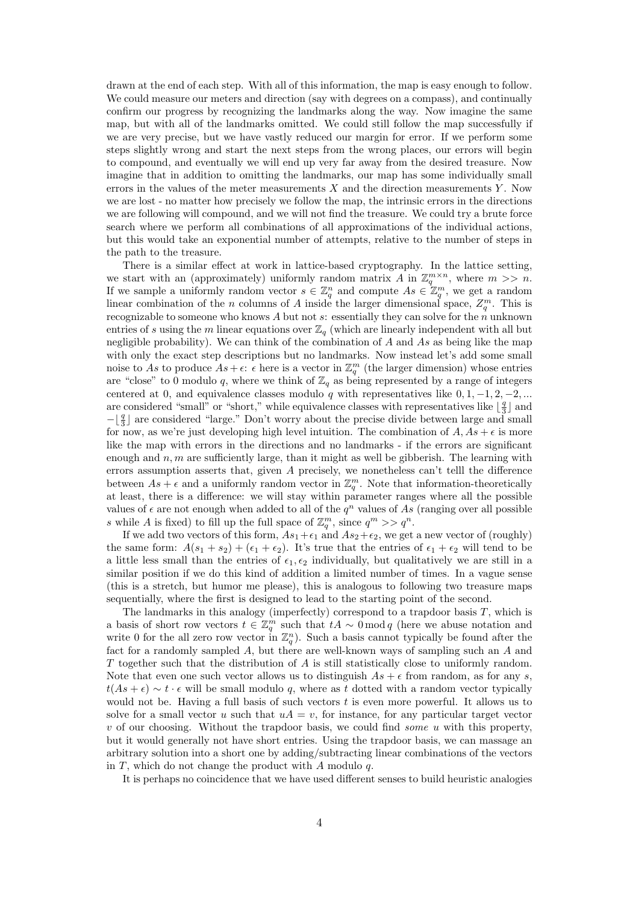drawn at the end of each step. With all of this information, the map is easy enough to follow. We could measure our meters and direction (say with degrees on a compass), and continually confirm our progress by recognizing the landmarks along the way. Now imagine the same map, but with all of the landmarks omitted. We could still follow the map successfully if we are very precise, but we have vastly reduced our margin for error. If we perform some steps slightly wrong and start the next steps from the wrong places, our errors will begin to compound, and eventually we will end up very far away from the desired treasure. Now imagine that in addition to omitting the landmarks, our map has some individually small errors in the values of the meter measurements $X$ and the direction measurements $Y$. Now we are lost - no matter how precisely we follow the map, the intrinsic errors in the directions we are following will compound, and we will not find the treasure. We could try a brute force search where we perform all combinations of all approximations of the individual actions, but this would take an exponential number of attempts, relative to the number of steps in the path to the treasure.

There is a similar effect at work in lattice-based cryptography. In the lattice setting, we start with an (approximately) uniformly random matrix $A$ in $\mathbb{Z}_q^{m\times n}$, where $m >> n$. If we sample a uniformly random vector $s \in \mathbb{Z}_q^n$ and compute $As \in \mathbb{Z}_q^m$, we get a random linear combination of the $n$ columns of $A$ inside the larger dimensional space, $Z_q^m$. This is recognizable to someone who knows $A$ but not $s$: essentially they can solve for the $n$ unknown entries of $s$ using the $m$ linear equations over $\mathbb{Z}_q$ (which are linearly independent with all but negligible probability). We can think of the combination of $A$ and $As$ as being like the map with only the exact step descriptions but no landmarks. Now instead let's add some small noise to $As$ to produce $As + \epsilon$: $\epsilon$ here is a vector in $\mathbb{Z}_q^m$ (the larger dimension) whose entries are "close" to 0 modulo $q$, where we think of $\mathbb{Z}_q$ as being represented by a range of integers centered at 0, and equivalence classes modulo $q$ with representatives like $0, 1, -1, 2, -2, ...$ are considered "small" or "short," while equivalence classes with representatives like $\lfloor \frac{q}{3} \rfloor$ and $-\lfloor \frac{q}{3} \rfloor$ are considered "large." Don't worry about the precise divide between large and small for now, as we're just developing high level intuition. The combination of $A, As + \epsilon$ is more like the map with errors in the directions and no landmarks - if the errors are significant enough and $n, m$ are sufficiently large, than it might as well be gibberish. The learning with errors assumption asserts that, given $A$ precisely, we nonetheless can't telll the difference between $As + \epsilon$ and a uniformly random vector in $\mathbb{Z}_q^m$. Note that information-theoretically at least, there is a difference: we will stay within parameter ranges where all the possible values of $\epsilon$ are not enough when added to all of the $q^n$ values of $As$ (ranging over all possible $s$ while $A$ is fixed) to fill up the full space of $\mathbb{Z}_q^m$, since $q^m >> q^n$.

If we add two vectors of this form, $As_1 + \epsilon_1$ and $As_2 + \epsilon_2$, we get a new vector of (roughly) the same form: $A(s_1 + s_2) + (\epsilon_1 + \epsilon_2)$. It's true that the entries of $\epsilon_1 + \epsilon_2$ will tend to be a little less small than the entries of $\epsilon_1, \epsilon_2$ individually, but qualitatively we are still in a similar position if we do this kind of addition a limited number of times. In a vague sense (this is a stretch, but humor me please), this is analogous to following two treasure maps sequentially, where the first is designed to lead to the starting point of the second.

The landmarks in this analogy (imperfectly) correspond to a trapdoor basis $T$, which is a basis of short row vectors $t \in \mathbb{Z}_q^m$ such that $tA \sim 0 \bmod q$ (here we abuse notation and write 0 for the all zero row vector in $\mathbb{Z}_q^n$). Such a basis cannot typically be found after the fact for a randomly sampled $A$, but there are well-known ways of sampling such an $A$ and $T$ together such that the distribution of $A$ is still statistically close to uniformly random. Note that even one such vector allows us to distinguish $As + \epsilon$ from random, as for any $s$, $t(As + \epsilon) \sim t \cdot \epsilon$ will be small modulo $q$, where as $t$ dotted with a random vector typically would not be. Having a full basis of such vectors $t$ is even more powerful. It allows us to solve for a small vector $u$ such that $uA = v$, for instance, for any particular target vector $v$ of our choosing. Without the trapdoor basis, we could find *some* $u$ with this property, but it would generally not have short entries. Using the trapdoor basis, we can massage an arbitrary solution into a short one by adding/subtracting linear combinations of the vectors in $T$, which do not change the product with $A$ modulo $q$.

It is perhaps no coincidence that we have used different senses to build heuristic analogies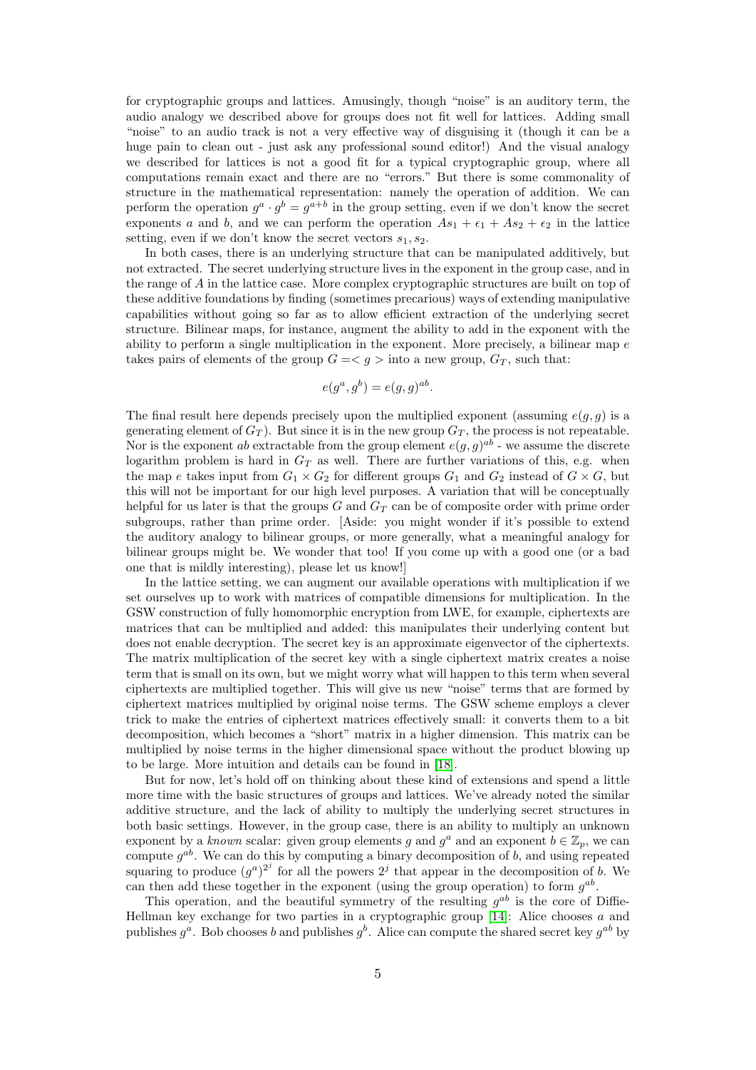for cryptographic groups and lattices. Amusingly, though "noise" is an auditory term, the audio analogy we described above for groups does not fit well for lattices. Adding small "noise" to an audio track is not a very effective way of disguising it (though it can be a huge pain to clean out - just ask any professional sound editor!) And the visual analogy we described for lattices is not a good fit for a typical cryptographic group, where all computations remain exact and there are no "errors." But there is some commonality of structure in the mathematical representation: namely the operation of addition. We can perform the operation $g^a \cdot g^b = g^{a+b}$ in the group setting, even if we don't know the secret exponents $a$ and $b$, and we can perform the operation $As_1 + \epsilon_1 + As_2 + \epsilon_2$ in the lattice setting, even if we don't know the secret vectors $s_1, s_2$.

In both cases, there is an underlying structure that can be manipulated additively, but not extracted. The secret underlying structure lives in the exponent in the group case, and in the range of $A$ in the lattice case. More complex cryptographic structures are built on top of these additive foundations by finding (sometimes precarious) ways of extending manipulative capabilities without going so far as to allow efficient extraction of the underlying secret structure. Bilinear maps, for instance, augment the ability to add in the exponent with the ability to perform a single multiplication in the exponent. More precisely, a bilinear map $e$ takes pairs of elements of the group $G = < g >$ into a new group, $G_T$, such that:

$$e(g^a, g^b) = e(g, g)^{ab}.$$

The final result here depends precisely upon the multiplied exponent (assuming $e(g, g)$ is a generating element of $G_T$). But since it is in the new group $G_T$, the process is not repeatable. Nor is the exponent $ab$ extractable from the group element $e(g, g)^{ab}$ - we assume the discrete logarithm problem is hard in $G_T$ as well. There are further variations of this, e.g. when the map $e$ takes input from $G_1 \times G_2$ for different groups $G_1$ and $G_2$ instead of $G \times G$, but this will not be important for our high level purposes. A variation that will be conceptually helpful for us later is that the groups $G$ and $G_T$ can be of composite order with prime order subgroups, rather than prime order. [Aside: you might wonder if it's possible to extend the auditory analogy to bilinear groups, or more generally, what a meaningful analogy for bilinear groups might be. We wonder that too! If you come up with a good one (or a bad one that is mildly interesting), please let us know!]

In the lattice setting, we can augment our available operations with multiplication if we set ourselves up to work with matrices of compatible dimensions for multiplication. In the GSW construction of fully homomorphic encryption from LWE, for example, ciphertexts are matrices that can be multiplied and added: this manipulates their underlying content but does not enable decryption. The secret key is an approximate eigenvector of the ciphertexts. The matrix multiplication of the secret key with a single ciphertext matrix creates a noise term that is small on its own, but we might worry what will happen to this term when several ciphertexts are multiplied together. This will give us new "noise" terms that are formed by ciphertext matrices multiplied by original noise terms. The GSW scheme employs a clever trick to make the entries of ciphertext matrices effectively small: it converts them to a bit decomposition, which becomes a "short" matrix in a higher dimension. This matrix can be multiplied by noise terms in the higher dimensional space without the product blowing up to be large. More intuition and details can be found in [18].

But for now, let's hold off on thinking about these kind of extensions and spend a little more time with the basic structures of groups and lattices. We've already noted the similar additive structure, and the lack of ability to multiply the underlying secret structures in both basic settings. However, in the group case, there is an ability to multiply an unknown exponent by a *known* scalar: given group elements $g$ and $g^a$ and an exponent $b \in \mathbb{Z}_p$, we can compute $g^{ab}$. We can do this by computing a binary decomposition of $b$, and using repeated squaring to produce $(g^a)^{2^j}$ for all the powers $2^j$ that appear in the decomposition of $b$. We can then add these together in the exponent (using the group operation) to form $g^{ab}$.

This operation, and the beautiful symmetry of the resulting $g^{ab}$ is the core of Diffie-Hellman key exchange for two parties in a cryptographic group [14]: Alice chooses $a$ and publishes $g^a$. Bob chooses $b$ and publishes $g^b$. Alice can compute the shared secret key $g^{ab}$ by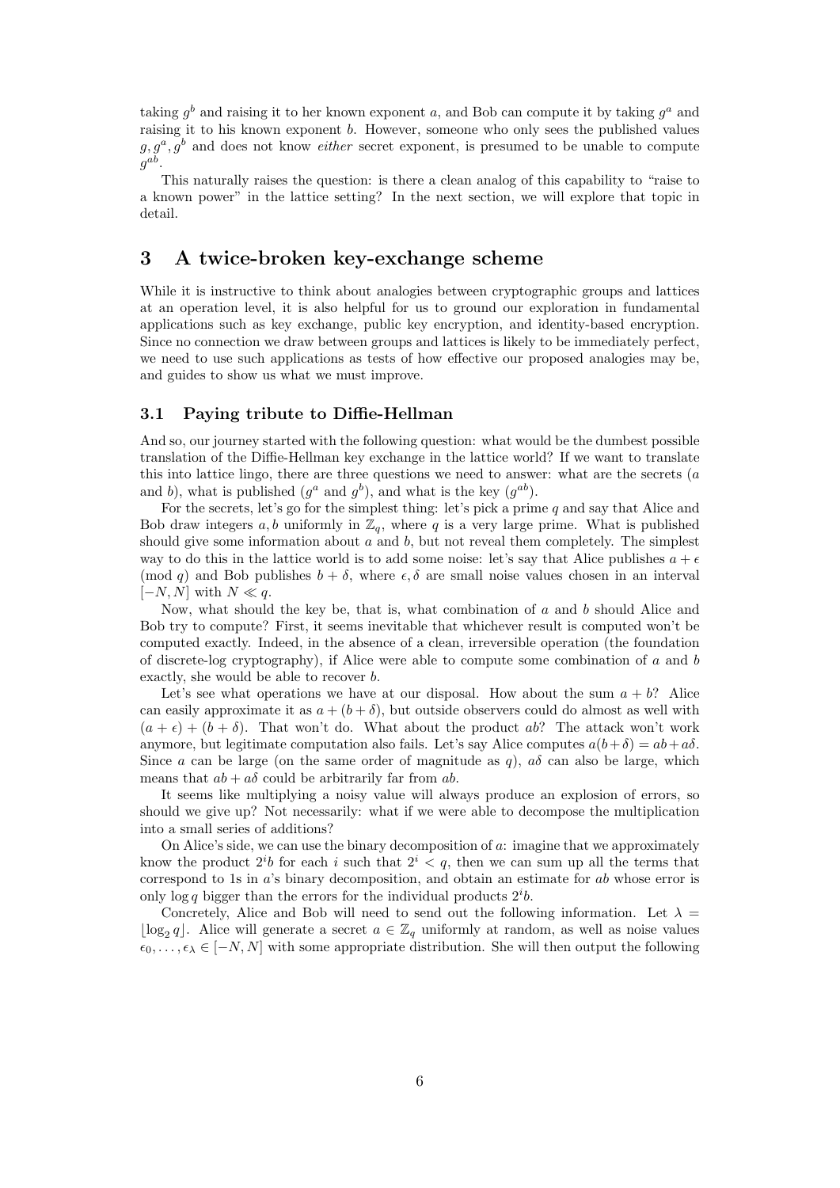taking $g^b$ and raising it to her known exponent $a$, and Bob can compute it by taking $g^a$ and raising it to his known exponent $b$. However, someone who only sees the published values $g, g^a, g^b$ and does not know *either* secret exponent, is presumed to be unable to compute $g^{ab}$.

This naturally raises the question: is there a clean analog of this capability to "raise to a known power" in the lattice setting? In the next section, we will explore that topic in detail.

## 3 A twice-broken key-exchange scheme

While it is instructive to think about analogies between cryptographic groups and lattices at an operation level, it is also helpful for us to ground our exploration in fundamental applications such as key exchange, public key encryption, and identity-based encryption. Since no connection we draw between groups and lattices is likely to be immediately perfect, we need to use such applications as tests of how effective our proposed analogies may be, and guides to show us what we must improve.

### 3.1 Paying tribute to Diffie-Hellman

And so, our journey started with the following question: what would be the dumbest possible translation of the Diffie-Hellman key exchange in the lattice world? If we want to translate this into lattice lingo, there are three questions we need to answer: what are the secrets ($a$ and $b$), what is published ($g^a$ and $g^b$), and what is the key ($g^{ab}$).

For the secrets, let's go for the simplest thing: let's pick a prime $q$ and say that Alice and Bob draw integers $a, b$ uniformly in $\mathbb{Z}_q$, where $q$ is a very large prime. What is published should give some information about $a$ and $b$, but not reveal them completely. The simplest way to do this in the lattice world is to add some noise: let's say that Alice publishes $a + \epsilon \pmod{q}$ and Bob publishes $b + \delta$, where $\epsilon, \delta$ are small noise values chosen in an interval $[-N, N]$ with $N \ll q$.

Now, what should the key be, that is, what combination of $a$ and $b$ should Alice and Bob try to compute? First, it seems inevitable that whichever result is computed won't be computed exactly. Indeed, in the absence of a clean, irreversible operation (the foundation of discrete-log cryptography), if Alice were able to compute some combination of $a$ and $b$ exactly, she would be able to recover $b$.

Let's see what operations we have at our disposal. How about the sum $a + b$? Alice can easily approximate it as $a + (b + \delta)$, but outside observers could do almost as well with $(a + \epsilon) + (b + \delta)$. That won't do. What about the product $ab$? The attack won't work anymore, but legitimate computation also fails. Let's say Alice computes $a(b+\delta) = ab+a\delta$. Since $a$ can be large (on the same order of magnitude as $q$), $a\delta$ can also be large, which means that $ab + a\delta$ could be arbitrarily far from $ab$.

It seems like multiplying a noisy value will always produce an explosion of errors, so should we give up? Not necessarily: what if we were able to decompose the multiplication into a small series of additions?

On Alice's side, we can use the binary decomposition of $a$: imagine that we approximately know the product $2^i b$ for each $i$ such that $2^i < q$, then we can sum up all the terms that correspond to 1s in $a$'s binary decomposition, and obtain an estimate for $ab$ whose error is only $\log q$ bigger than the errors for the individual products $2^i b$.

Concretely, Alice and Bob will need to send out the following information. Let $\lambda = \lfloor \log_2 q \rfloor$. Alice will generate a secret $a \in \mathbb{Z}_q$ uniformly at random, as well as noise values $\epsilon_0, \ldots, \epsilon_\lambda \in [-N, N]$ with some appropriate distribution. She will then output the following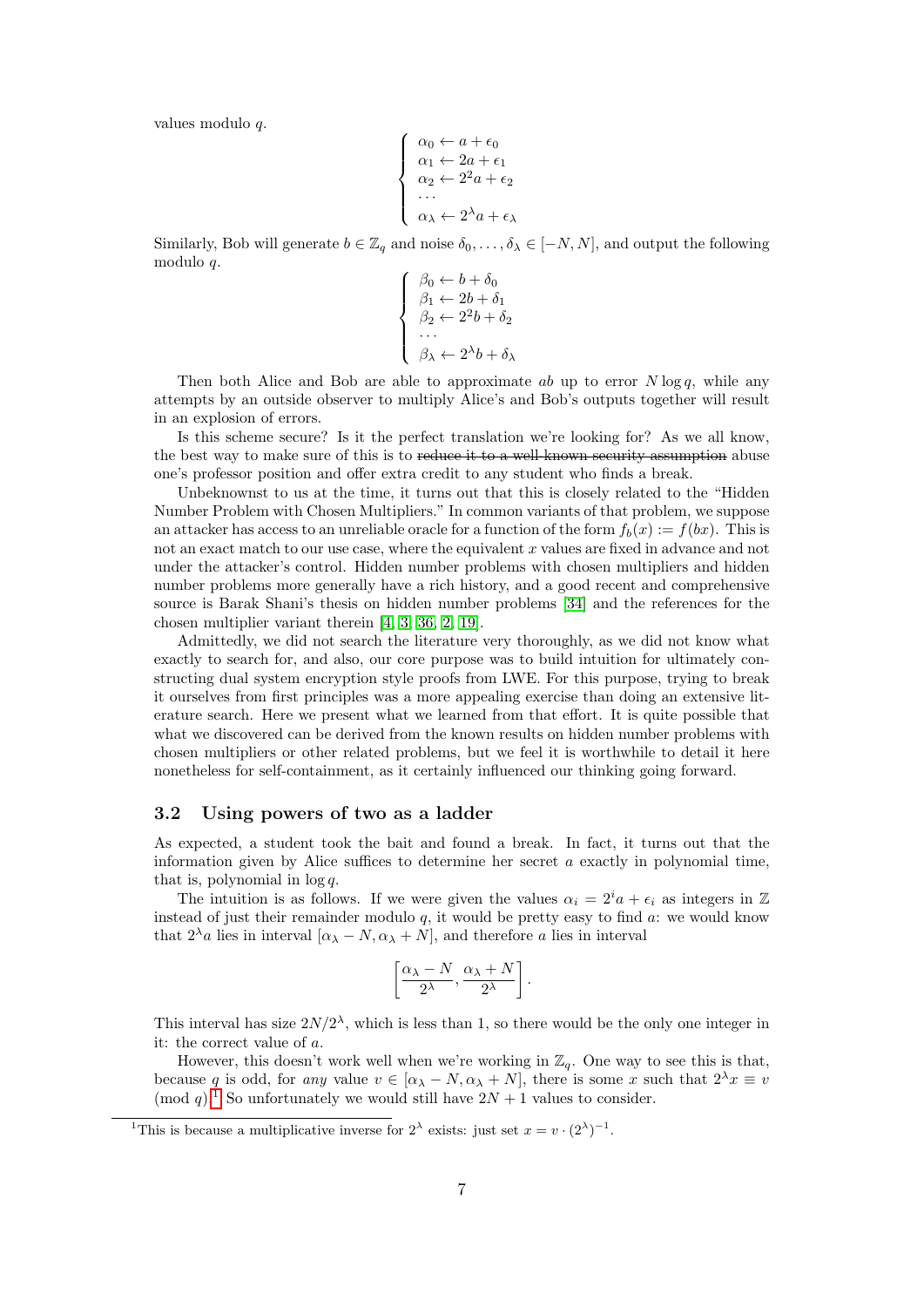values modulo $q$.

$$
\begin{cases}
\alpha_0 \leftarrow a + \epsilon_0 \\
\alpha_1 \leftarrow 2a + \epsilon_1 \\
\alpha_2 \leftarrow 2^2 a + \epsilon_2 \\
\cdots \\
\alpha_\lambda \leftarrow 2^\lambda a + \epsilon_\lambda
\end{cases}
$$

Similarly, Bob will generate $b \in \mathbb{Z}_q$ and noise $\delta_0, \ldots, \delta_\lambda \in [-N, N]$, and output the following modulo $q$.

$$
\begin{cases}
\beta_0 \leftarrow b + \delta_0 \\
\beta_1 \leftarrow 2b + \delta_1 \\
\beta_2 \leftarrow 2^2 b + \delta_2 \\
\cdots \\
\beta_\lambda \leftarrow 2^\lambda b + \delta_\lambda
\end{cases}
$$

Then both Alice and Bob are able to approximate $ab$ up to error $N \log q$, while any attempts by an outside observer to multiply Alice's and Bob's outputs together will result in an explosion of errors.

Is this scheme secure? Is it the perfect translation we're looking for? As we all know, the best way to make sure of this is to ~~reduce it to a well-known security assumption~~ abuse one's professor position and offer extra credit to any student who finds a break.

Unbeknownst to us at the time, it turns out that this is closely related to the "Hidden Number Problem with Chosen Multipliers." In common variants of that problem, we suppose an attacker has access to an unreliable oracle for a function of the form $f_b(x) := f(bx)$. This is not an exact match to our use case, where the equivalent $x$ values are fixed in advance and not under the attacker's control. Hidden number problems with chosen multipliers and hidden number problems more generally have a rich history, and a good recent and comprehensive source is Barak Shani's thesis on hidden number problems [34] and the references for the chosen multiplier variant therein [4, 3, 36, 2, 19].

Admittedly, we did not search the literature very thoroughly, as we did not know what exactly to search for, and also, our core purpose was to build intuition for ultimately constructing dual system encryption style proofs from LWE. For this purpose, trying to break it ourselves from first principles was a more appealing exercise than doing an extensive literature search. Here we present what we learned from that effort. It is quite possible that what we discovered can be derived from the known results on hidden number problems with chosen multipliers or other related problems, but we feel it is worthwhile to detail it here nonetheless for self-containment, as it certainly influenced our thinking going forward.

### 3.2 Using powers of two as a ladder

As expected, a student took the bait and found a break. In fact, it turns out that the information given by Alice suffices to determine her secret $a$ exactly in polynomial time, that is, polynomial in $\log q$.

The intuition is as follows. If we were given the values $\alpha_i = 2^i a + \epsilon_i$ as integers in $\mathbb{Z}$ instead of just their remainder modulo $q$, it would be pretty easy to find $a$: we would know that $2^\lambda a$ lies in interval $[\alpha_\lambda - N, \alpha_\lambda + N]$, and therefore $a$ lies in interval

$$
\left[ \frac{\alpha_\lambda - N}{2^\lambda}, \frac{\alpha_\lambda + N}{2^\lambda} \right].
$$

This interval has size $2N/2^\lambda$, which is less than 1, so there would be the only one integer in it: the correct value of $a$.

However, this doesn't work well when we're working in $\mathbb{Z}_q$. One way to see this is that, because $q$ is odd, for *any* value $v \in [\alpha_\lambda - N, \alpha_\lambda + N]$, there is some $x$ such that $2^\lambda x \equiv v \pmod{q}$.[1] So unfortunately we would still have $2N + 1$ values to consider.

[1] This is because a multiplicative inverse for $2^\lambda$ exists: just set $x = v \cdot (2^\lambda)^{-1}$.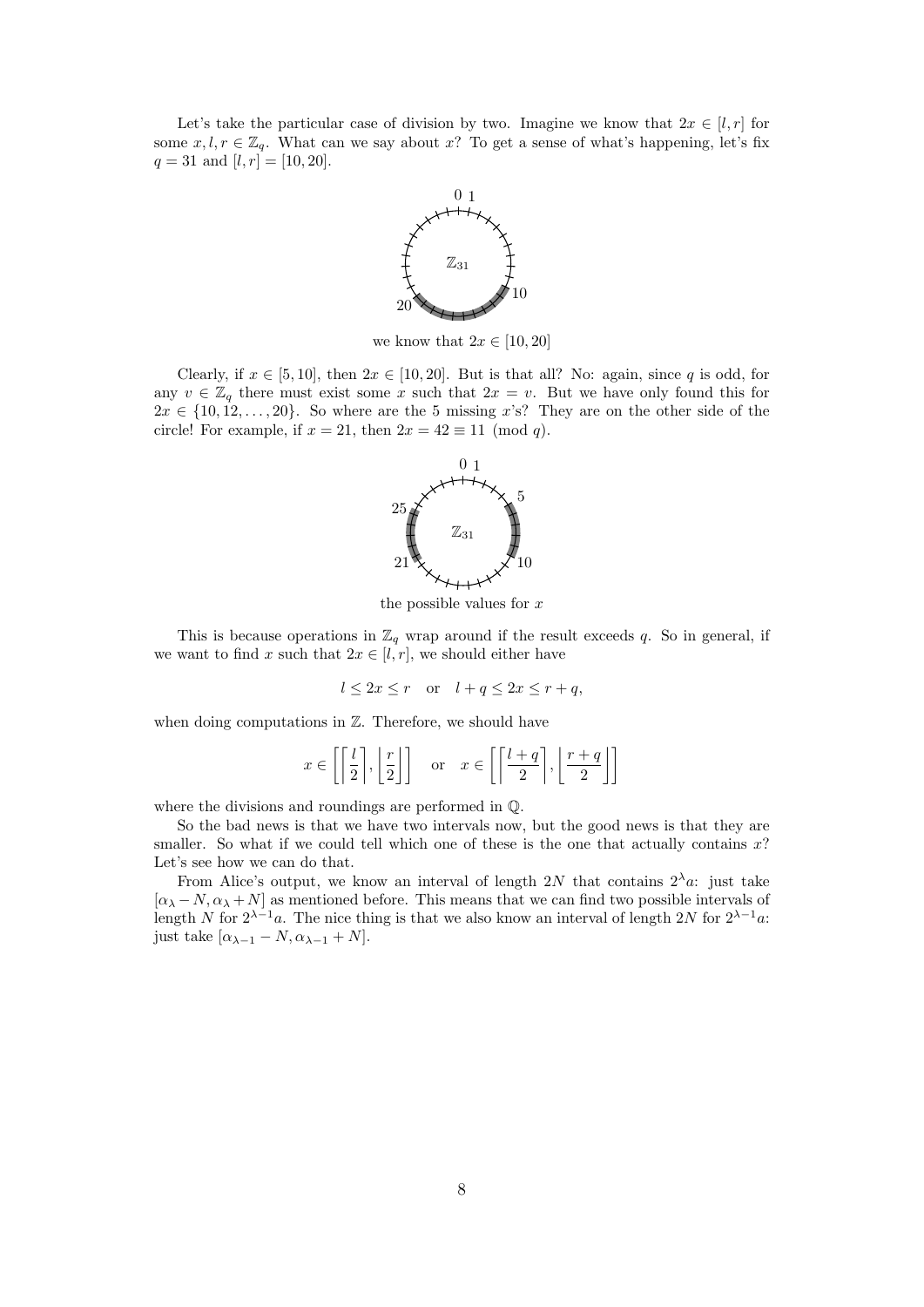Let's take the particular case of division by two. Imagine we know that $2x \in [l, r]$ for some $x, l, r \in \mathbb{Z}_q$. What can we say about $x$? To get a sense of what's happening, let's fix $q = 31$ and $[l, r] = [10, 20]$.

we know that $2x \in [10, 20]$

Clearly, if $x \in [5, 10]$, then $2x \in [10, 20]$. But is that all? No: again, since $q$ is odd, for any $v \in \mathbb{Z}_q$ there must exist some $x$ such that $2x = v$. But we have only found this for $2x \in \{10, 12, \ldots, 20\}$. So where are the 5 missing $x$'s? They are on the other side of the circle! For example, if $x = 21$, then $2x = 42 \equiv 11 \pmod{q}$.

the possible values for $x$

This is because operations in $\mathbb{Z}_q$ wrap around if the result exceeds $q$. So in general, if we want to find $x$ such that $2x \in [l, r]$, we should either have

$$l \leq 2x \leq r \quad \text{or} \quad l + q \leq 2x \leq r + q,$$

when doing computations in $\mathbb{Z}$. Therefore, we should have

$$x \in \left[\left\lceil \frac{l}{2} \right\rceil, \left\lfloor \frac{r}{2} \right\rfloor\right] \quad \text{or} \quad x \in \left[\left\lceil \frac{l+q}{2} \right\rceil, \left\lfloor \frac{r+q}{2} \right\rfloor\right]$$

where the divisions and roundings are performed in $\mathbb{Q}$.

So the bad news is that we have two intervals now, but the good news is that they are smaller. So what if we could tell which one of these is the one that actually contains $x$? Let's see how we can do that.

From Alice's output, we know an interval of length $2N$ that contains $2^\lambda a$: just take $[\alpha_\lambda - N, \alpha_\lambda + N]$ as mentioned before. This means that we can find two possible intervals of length $N$ for $2^{\lambda-1}a$. The nice thing is that we also know an interval of length $2N$ for $2^{\lambda-1}a$: just take $[\alpha_{\lambda-1} - N, \alpha_{\lambda-1} + N]$.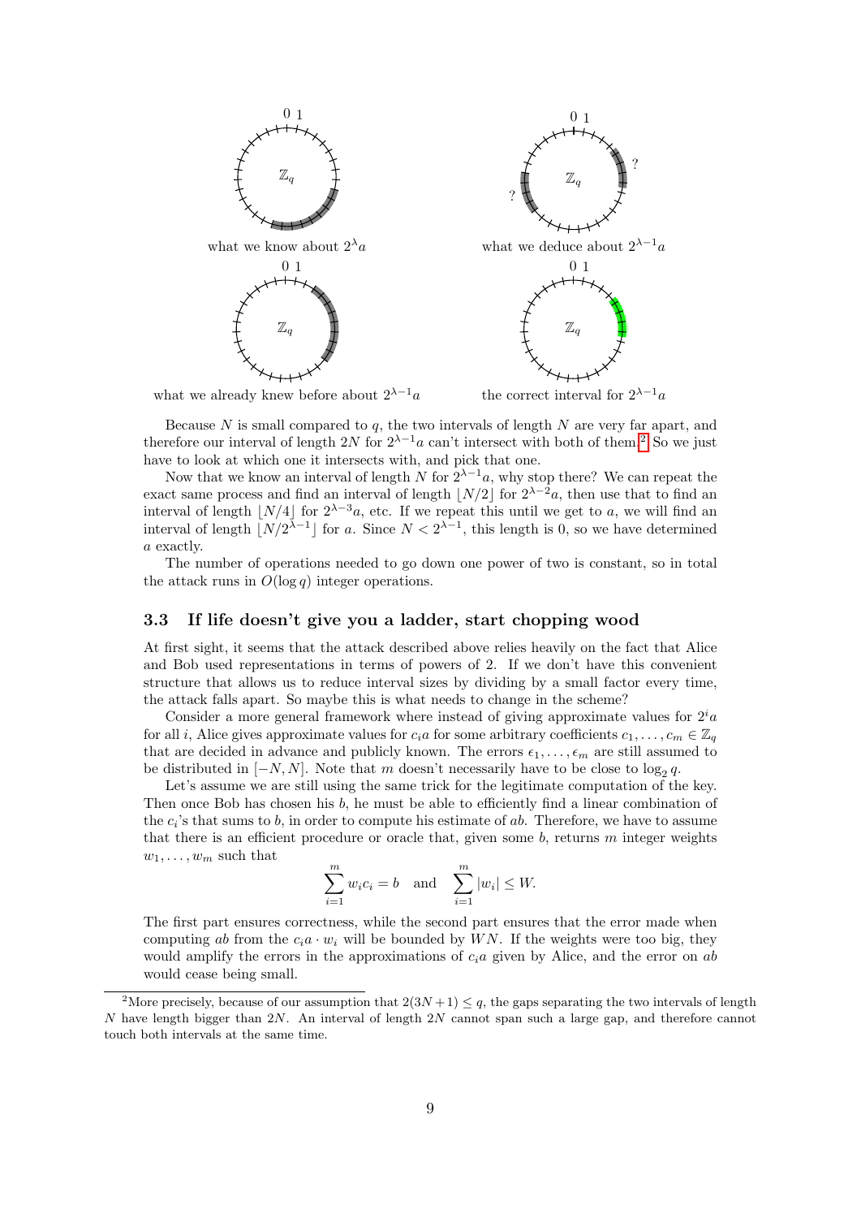what we know about $2^{\lambda}a$

what we deduce about $2^{\lambda-1}a$

what we already knew before about $2^{\lambda-1}a$

the correct interval for $2^{\lambda-1}a$

Because $N$ is small compared to $q$, the two intervals of length $N$ are very far apart, and therefore our interval of length $2N$ for $2^{\lambda-1}a$ can't intersect with both of them.[2] So we just have to look at which one it intersects with, and pick that one.

Now that we know an interval of length $N$ for $2^{\lambda-1}a$, why stop there? We can repeat the exact same process and find an interval of length $\lfloor N/2 \rfloor$ for $2^{\lambda-2}a$, then use that to find an interval of length $\lfloor N/4 \rfloor$ for $2^{\lambda-3}a$, etc. If we repeat this until we get to $a$, we will find an interval of length $\lfloor N/2^{\lambda-1} \rfloor$ for $a$. Since $N < 2^{\lambda-1}$, this length is 0, so we have determined $a$ exactly.

The number of operations needed to go down one power of two is constant, so in total the attack runs in $O(\log q)$ integer operations.

### 3.3 If life doesn't give you a ladder, start chopping wood

At first sight, it seems that the attack described above relies heavily on the fact that Alice and Bob used representations in terms of powers of 2. If we don't have this convenient structure that allows us to reduce interval sizes by dividing by a small factor every time, the attack falls apart. So maybe this is what needs to change in the scheme?

Consider a more general framework where instead of giving approximate values for $2^i a$ for all $i$, Alice gives approximate values for $c_i a$ for some arbitrary coefficients $c_1, \dots, c_m \in \mathbb{Z}_q$ that are decided in advance and publicly known. The errors $\epsilon_1, \dots, \epsilon_m$ are still assumed to be distributed in $[-N, N]$. Note that $m$ doesn't necessarily have to be close to $\log_2 q$.

Let's assume we are still using the same trick for the legitimate computation of the key. Then once Bob has chosen his $b$, he must be able to efficiently find a linear combination of the $c_i$'s that sums to $b$, in order to compute his estimate of $ab$. Therefore, we have to assume that there is an efficient procedure or oracle that, given some $b$, returns $m$ integer weights $w_1, \dots, w_m$ such that

$$\sum_{i=1}^{m} w_i c_i = b \quad \text{and} \quad \sum_{i=1}^{m} |w_i| \leq W.$$

The first part ensures correctness, while the second part ensures that the error made when computing $ab$ from the $c_i a \cdot w_i$ will be bounded by $WN$. If the weights were too big, they would amplify the errors in the approximations of $c_i a$ given by Alice, and the error on $ab$ would cease being small.

[2] More precisely, because of our assumption that $2(3N+1) \leq q$, the gaps separating the two intervals of length $N$ have length bigger than $2N$. An interval of length $2N$ cannot span such a large gap, and therefore cannot touch both intervals at the same time.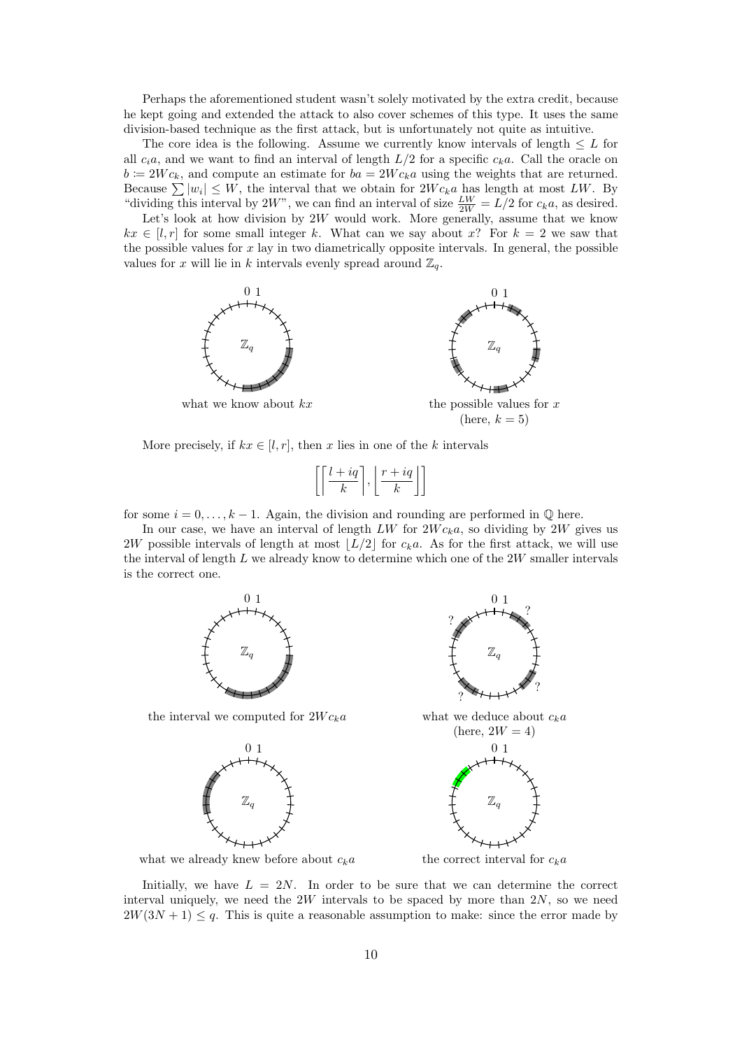Perhaps the aforementioned student wasn't solely motivated by the extra credit, because he kept going and extended the attack to also cover schemes of this type. It uses the same division-based technique as the first attack, but is unfortunately not quite as intuitive.

The core idea is the following. Assume we currently know intervals of length $\leq L$ for all $c_i a$, and we want to find an interval of length $L/2$ for a specific $c_k a$. Call the oracle on $b := 2Wc_k$, and compute an estimate for $ba = 2Wc_k a$ using the weights that are returned. Because $\sum |w_i| \leq W$, the interval that we obtain for $2Wc_k a$ has length at most $LW$. By "dividing this interval by $2W$", we can find an interval of size $\frac{LW}{2W} = L/2$ for $c_k a$, as desired.

Let's look at how division by $2W$ would work. More generally, assume that we know $kx \in [l, r]$ for some small integer $k$. What can we say about $x$? For $k = 2$ we saw that the possible values for $x$ lay in two diametrically opposite intervals. In general, the possible values for $x$ will lie in $k$ intervals evenly spread around $\mathbb{Z}_q$.

what we know about $kx$

the possible values for $x$ (here, $k = 5$)

More precisely, if $kx \in [l, r]$, then $x$ lies in one of the $k$ intervals

$$\left[\left\lceil \frac{l + iq}{k} \right\rceil, \left\lfloor \frac{r + iq}{k} \right\rfloor\right]$$

for some $i = 0, \ldots, k-1$. Again, the division and rounding are performed in $\mathbb{Q}$ here.

In our case, we have an interval of length $LW$ for $2Wc_k a$, so dividing by $2W$ gives us $2W$ possible intervals of length at most $\lfloor L/2 \rfloor$ for $c_k a$. As for the first attack, we will use the interval of length $L$ we already know to determine which one of the $2W$ smaller intervals is the correct one.

the interval we computed for $2Wc_k a$

what we deduce about $c_k a$ (here, $2W = 4$)

what we already knew before about $c_k a$

the correct interval for $c_k a$

Initially, we have $L = 2N$. In order to be sure that we can determine the correct interval uniquely, we need the $2W$ intervals to be spaced by more than $2N$, so we need $2W(3N + 1) \leq q$. This is quite a reasonable assumption to make: since the error made by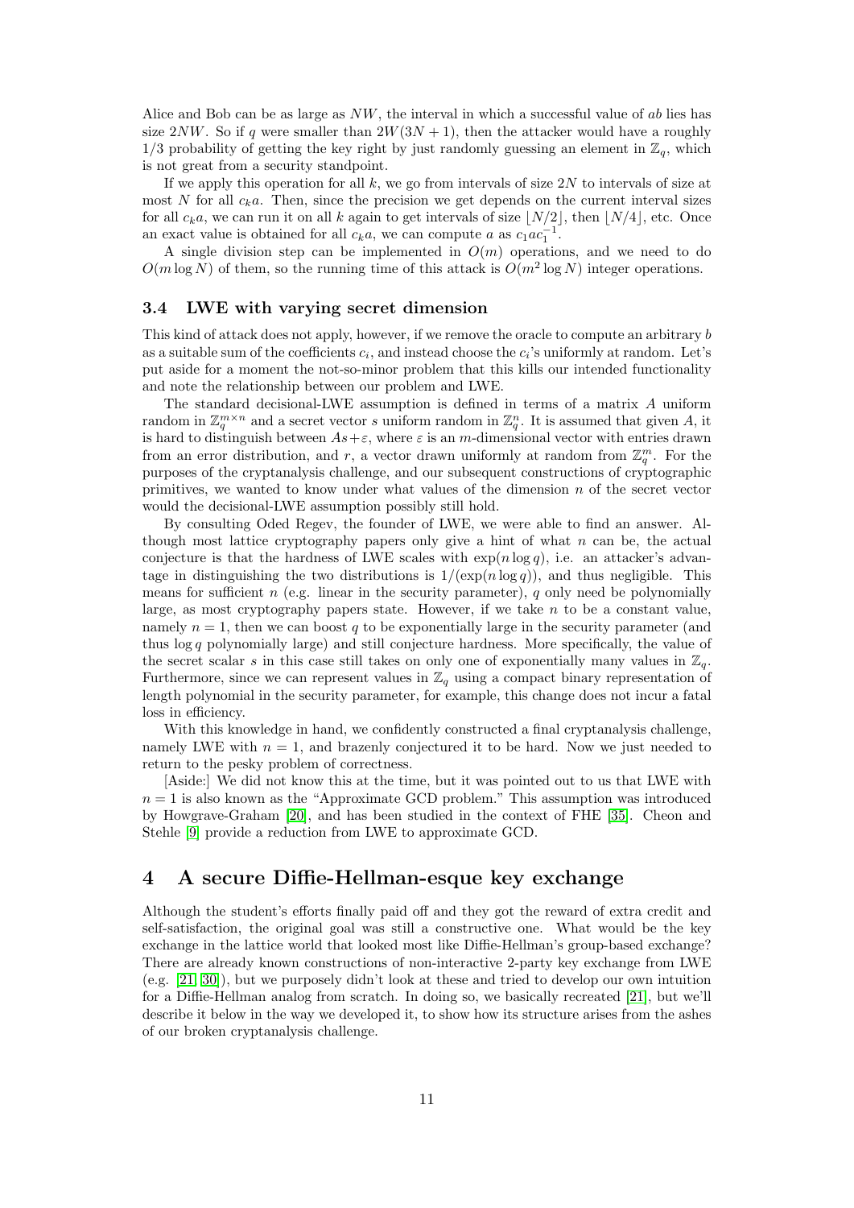Alice and Bob can be as large as $NW$, the interval in which a successful value of $ab$ lies has size $2NW$. So if $q$ were smaller than $2W(3N+1)$, then the attacker would have a roughly $1/3$ probability of getting the key right by just randomly guessing an element in $\mathbb{Z}_q$, which is not great from a security standpoint.

If we apply this operation for all $k$, we go from intervals of size $2N$ to intervals of size at most $N$ for all $c_k a$. Then, since the precision we get depends on the current interval sizes for all $c_k a$, we can run it on all $k$ again to get intervals of size $\lfloor N/2 \rfloor$, then $\lfloor N/4 \rfloor$, etc. Once an exact value is obtained for all $c_k a$, we can compute $a$ as $c_1 a c_1^{-1}$.

A single division step can be implemented in $O(m)$ operations, and we need to do $O(m \log N)$ of them, so the running time of this attack is $O(m^2 \log N)$ integer operations.

### 3.4 LWE with varying secret dimension

This kind of attack does not apply, however, if we remove the oracle to compute an arbitrary $b$ as a suitable sum of the coefficients $c_i$, and instead choose the $c_i$'s uniformly at random. Let's put aside for a moment the not-so-minor problem that this kills our intended functionality and note the relationship between our problem and LWE.

The standard decisional-LWE assumption is defined in terms of a matrix $A$ uniform random in $\mathbb{Z}_q^{m \times n}$ and a secret vector $s$ uniform random in $\mathbb{Z}_q^n$. It is assumed that given $A$, it is hard to distinguish between $As+\varepsilon$, where $\varepsilon$ is an $m$-dimensional vector with entries drawn from an error distribution, and $r$, a vector drawn uniformly at random from $\mathbb{Z}_q^m$. For the purposes of the cryptanalysis challenge, and our subsequent constructions of cryptographic primitives, we wanted to know under what values of the dimension $n$ of the secret vector would the decisional-LWE assumption possibly still hold.

By consulting Oded Regev, the founder of LWE, we were able to find an answer. Although most lattice cryptography papers only give a hint of what $n$ can be, the actual conjecture is that the hardness of LWE scales with $\exp(n \log q)$, i.e. an attacker's advantage in distinguishing the two distributions is $1/(\exp(n \log q))$, and thus negligible. This means for sufficient $n$ (e.g. linear in the security parameter), $q$ only need be polynomially large, as most cryptography papers state. However, if we take $n$ to be a constant value, namely $n = 1$, then we can boost $q$ to be exponentially large in the security parameter (and thus $\log q$ polynomially large) and still conjecture hardness. More specifically, the value of the secret scalar $s$ in this case still takes on only one of exponentially many values in $\mathbb{Z}_q$. Furthermore, since we can represent values in $\mathbb{Z}_q$ using a compact binary representation of length polynomial in the security parameter, for example, this change does not incur a fatal loss in efficiency.

With this knowledge in hand, we confidently constructed a final cryptanalysis challenge, namely LWE with $n = 1$, and brazenly conjectured it to be hard. Now we just needed to return to the pesky problem of correctness.

[Aside:] We did not know this at the time, but it was pointed out to us that LWE with $n = 1$ is also known as the "Approximate GCD problem." This assumption was introduced by Howgrave-Graham [20], and has been studied in the context of FHE [35]. Cheon and Stehle [9] provide a reduction from LWE to approximate GCD.

## 4 A secure Diffie-Hellman-esque key exchange

Although the student's efforts finally paid off and they got the reward of extra credit and self-satisfaction, the original goal was still a constructive one. What would be the key exchange in the lattice world that looked most like Diffie-Hellman's group-based exchange? There are already known constructions of non-interactive 2-party key exchange from LWE (e.g. [21, 30]), but we purposely didn't look at these and tried to develop our own intuition for a Diffie-Hellman analog from scratch. In doing so, we basically recreated [21], but we'll describe it below in the way we developed it, to show how its structure arises from the ashes of our broken cryptanalysis challenge.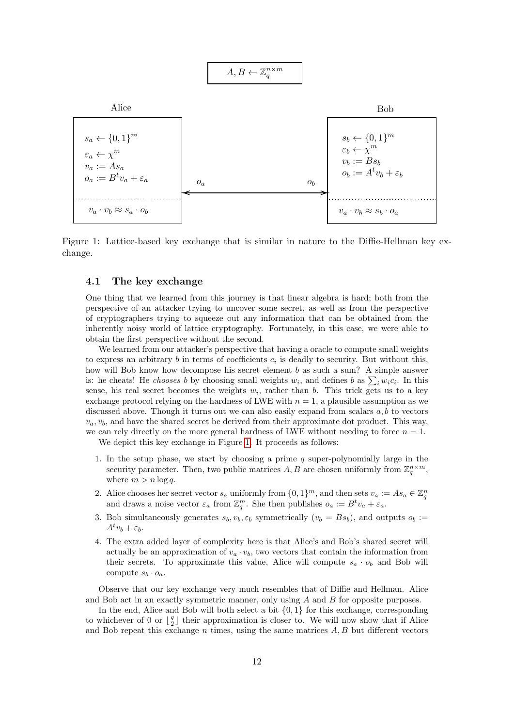$$A, B \leftarrow \mathbb{Z}_q^{n\times m}$$

| Alice | | Bob |
|---|---|---|
| $s_a \leftarrow \{0,1\}^m$<br>$\varepsilon_a \leftarrow \chi^m$<br>$v_a := As_a$<br>$o_a := B^t v_a + \varepsilon_a$ | $o_a$ ⟷ $o_b$ | $s_b \leftarrow \{0,1\}^m$<br>$\varepsilon_b \leftarrow \chi^m$<br>$v_b := Bs_b$<br>$o_b := A^t v_b + \varepsilon_b$ |
| $v_a \cdot v_b \approx s_a \cdot o_b$ | | $v_a \cdot v_b \approx s_b \cdot o_a$ |

Figure 1: Lattice-based key exchange that is similar in nature to the Diffie-Hellman key exchange.

### 4.1 The key exchange

One thing that we learned from this journey is that linear algebra is hard; both from the perspective of an attacker trying to uncover some secret, as well as from the perspective of cryptographers trying to squeeze out any information that can be obtained from the inherently noisy world of lattice cryptography. Fortunately, in this case, we were able to obtain the first perspective without the second.

We learned from our attacker's perspective that having a oracle to compute small weights to express an arbitrary $b$ in terms of coefficients $c_i$ is deadly to security. But without this, how will Bob know how decompose his secret element $b$ as such a sum? A simple answer is: he cheats! He *chooses* $b$ by choosing small weights $w_i$, and defines $b$ as $\sum_i w_i c_i$. In this sense, his real secret becomes the weights $w_i$, rather than $b$. This trick gets us to a key exchange protocol relying on the hardness of LWE with $n = 1$, a plausible assumption as we discussed above. Though it turns out we can also easily expand from scalars $a, b$ to vectors $v_a, v_b$, and have the shared secret be derived from their approximate dot product. This way, we can rely directly on the more general hardness of LWE without needing to force $n = 1$.

We depict this key exchange in Figure 1. It proceeds as follows:

1. In the setup phase, we start by choosing a prime $q$ super-polynomially large in the security parameter. Then, two public matrices $A, B$ are chosen uniformly from $\mathbb{Z}_q^{n\times m}$, where $m > n \log q$.
2. Alice chooses her secret vector $s_a$ uniformly from $\{0,1\}^m$, and then sets $v_a := As_a \in \mathbb{Z}_q^n$ and draws a noise vector $\varepsilon_a$ from $\mathbb{Z}_q^m$. She then publishes $o_a := B^t v_a + \varepsilon_a$.
3. Bob simultaneously generates $s_b, v_b, \varepsilon_b$ symmetrically ($v_b = Bs_b$), and outputs $o_b := A^t v_b + \varepsilon_b$.
4. The extra added layer of complexity here is that Alice's and Bob's shared secret will actually be an approximation of $v_a \cdot v_b$, two vectors that contain the information from their secrets. To approximate this value, Alice will compute $s_a \cdot o_b$ and Bob will compute $s_b \cdot o_a$.

Observe that our key exchange very much resembles that of Diffie and Hellman. Alice and Bob act in an exactly symmetric manner, only using $A$ and $B$ for opposite purposes.

In the end, Alice and Bob will both select a bit $\{0, 1\}$ for this exchange, corresponding to whichever of 0 or $\lfloor \frac{q}{2} \rfloor$ their approximation is closer to. We will now show that if Alice and Bob repeat this exchange $n$ times, using the same matrices $A, B$ but different vectors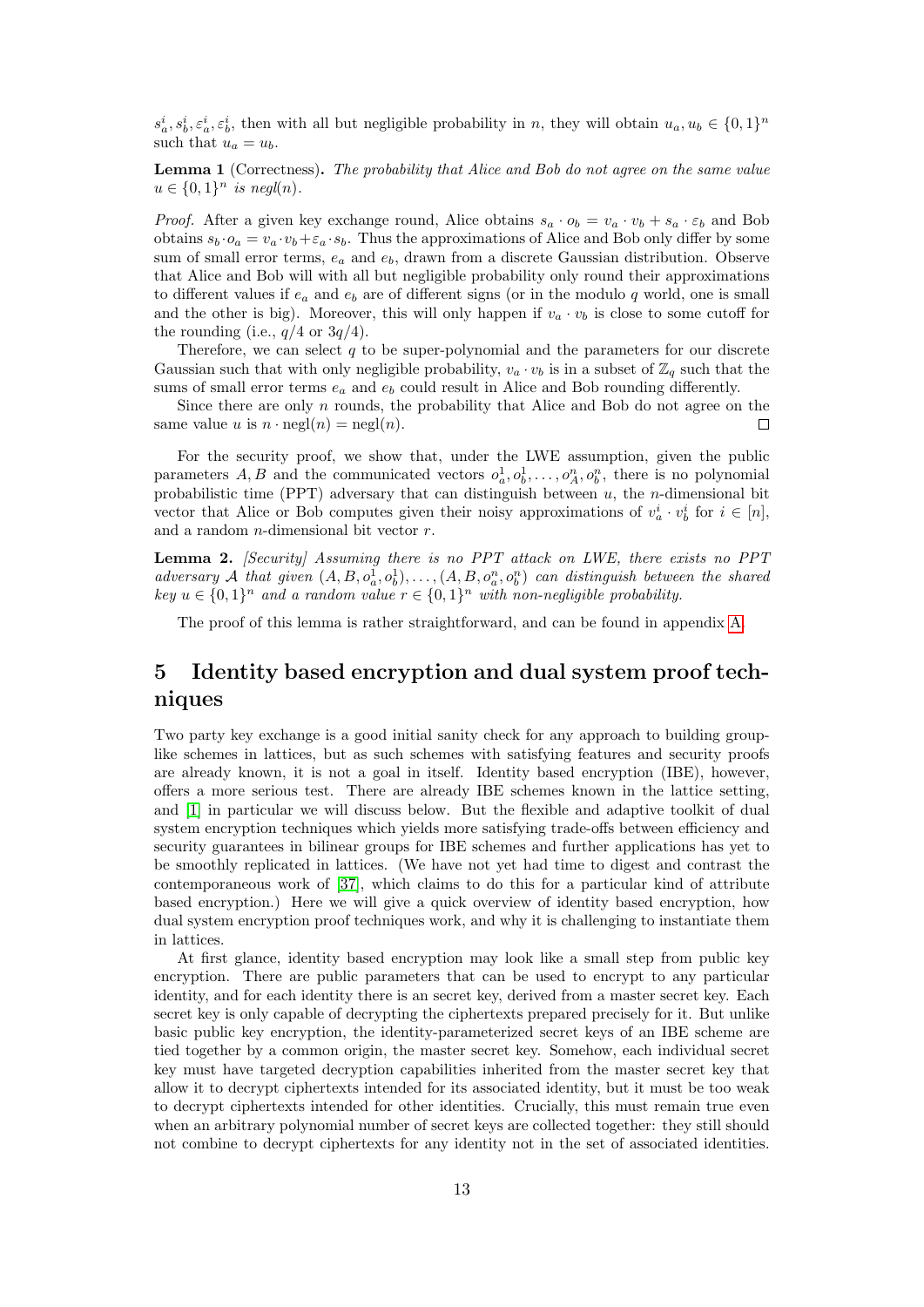$s_a^i, s_b^i, \varepsilon_a^i, \varepsilon_b^i$, then with all but negligible probability in $n$, they will obtain $u_a, u_b \in \{0,1\}^n$ such that $u_a = u_b$.

**Lemma 1** (Correctness)**.** *The probability that Alice and Bob do not agree on the same value $u \in \{0,1\}^n$ is negl$(n)$.*

*Proof.* After a given key exchange round, Alice obtains $s_a \cdot o_b = v_a \cdot v_b + s_a \cdot \varepsilon_b$ and Bob obtains $s_b \cdot o_a = v_a \cdot v_b + \varepsilon_a \cdot s_b$. Thus the approximations of Alice and Bob only differ by some sum of small error terms, $e_a$ and $e_b$, drawn from a discrete Gaussian distribution. Observe that Alice and Bob will with all but negligible probability only round their approximations to different values if $e_a$ and $e_b$ are of different signs (or in the modulo $q$ world, one is small and the other is big). Moreover, this will only happen if $v_a \cdot v_b$ is close to some cutoff for the rounding (i.e., $q/4$ or $3q/4$).

Therefore, we can select $q$ to be super-polynomial and the parameters for our discrete Gaussian such that with only negligible probability, $v_a \cdot v_b$ is in a subset of $\mathbb{Z}_q$ such that the sums of small error terms $e_a$ and $e_b$ could result in Alice and Bob rounding differently.

Since there are only $n$ rounds, the probability that Alice and Bob do not agree on the same value $u$ is $n \cdot \text{negl}(n) = \text{negl}(n)$. □

For the security proof, we show that, under the LWE assumption, given the public parameters $A, B$ and the communicated vectors $o_a^1, o_b^1, \ldots, o_A^n, o_b^n$, there is no polynomial probabilistic time (PPT) adversary that can distinguish between $u$, the $n$-dimensional bit vector that Alice or Bob computes given their noisy approximations of $v_a^i \cdot v_b^i$ for $i \in [n]$, and a random $n$-dimensional bit vector $r$.

**Lemma 2.** *[Security] Assuming there is no PPT attack on LWE, there exists no PPT adversary $\mathcal{A}$ that given $(A, B, o_a^1, o_b^1), \ldots, (A, B, o_a^n, o_b^n)$ can distinguish between the shared key $u \in \{0,1\}^n$ and a random value $r \in \{0,1\}^n$ with non-negligible probability.*

The proof of this lemma is rather straightforward, and can be found in appendix A.

# 5 Identity based encryption and dual system proof techniques

Two party key exchange is a good initial sanity check for any approach to building group-like schemes in lattices, but as such schemes with satisfying features and security proofs are already known, it is not a goal in itself. Identity based encryption (IBE), however, offers a more serious test. There are already IBE schemes known in the lattice setting, and [1] in particular we will discuss below. But the flexible and adaptive toolkit of dual system encryption techniques which yields more satisfying trade-offs between efficiency and security guarantees in bilinear groups for IBE schemes and further applications has yet to be smoothly replicated in lattices. (We have not yet had time to digest and contrast the contemporaneous work of [37], which claims to do this for a particular kind of attribute based encryption.) Here we will give a quick overview of identity based encryption, how dual system encryption proof techniques work, and why it is challenging to instantiate them in lattices.

At first glance, identity based encryption may look like a small step from public key encryption. There are public parameters that can be used to encrypt to any particular identity, and for each identity there is an secret key, derived from a master secret key. Each secret key is only capable of decrypting the ciphertexts prepared precisely for it. But unlike basic public key encryption, the identity-parameterized secret keys of an IBE scheme are tied together by a common origin, the master secret key. Somehow, each individual secret key must have targeted decryption capabilities inherited from the master secret key that allow it to decrypt ciphertexts intended for its associated identity, but it must be too weak to decrypt ciphertexts intended for other identities. Crucially, this must remain true even when an arbitrary polynomial number of secret keys are collected together: they still should not combine to decrypt ciphertexts for any identity not in the set of associated identities.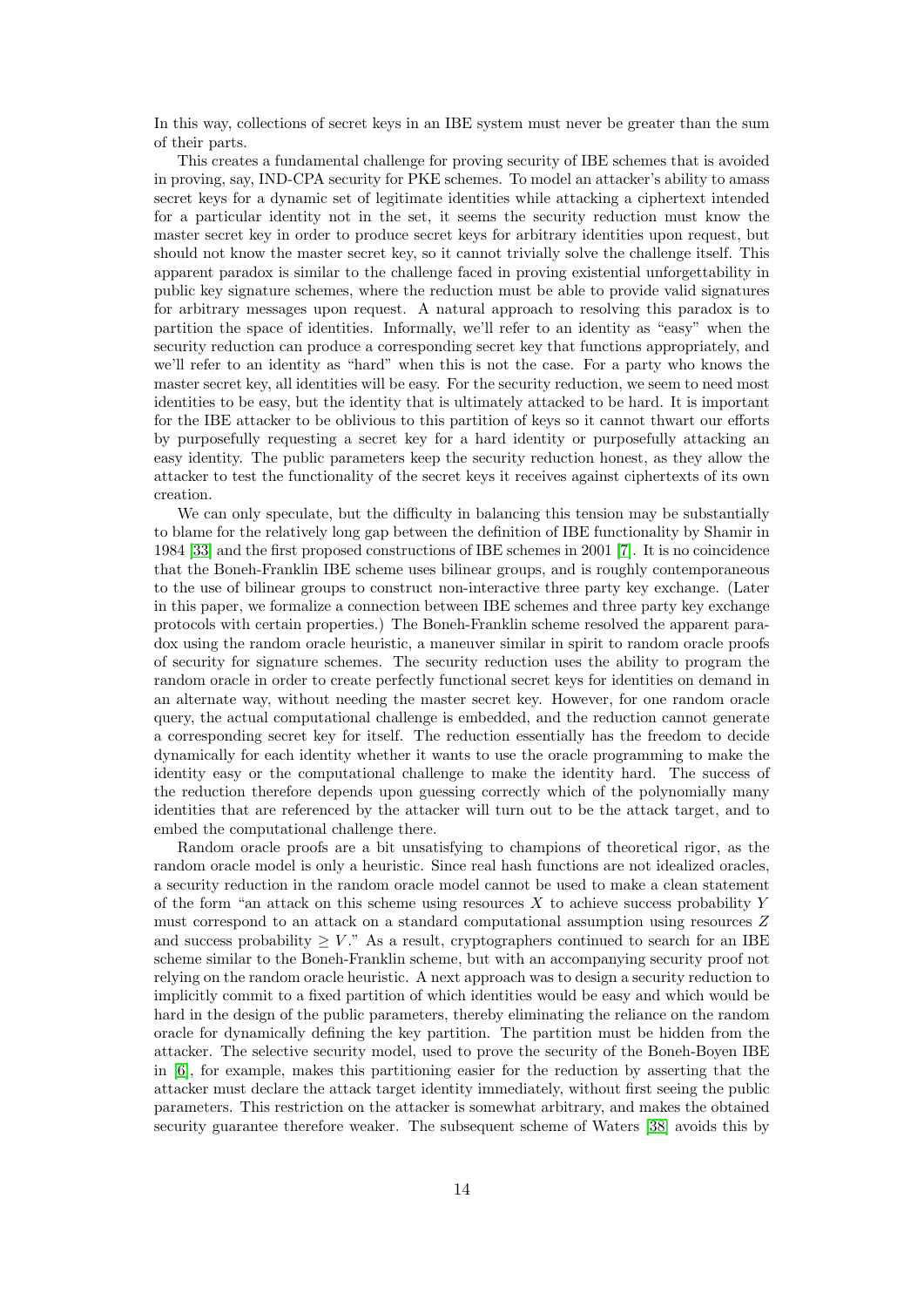In this way, collections of secret keys in an IBE system must never be greater than the sum of their parts.

This creates a fundamental challenge for proving security of IBE schemes that is avoided in proving, say, IND-CPA security for PKE schemes. To model an attacker's ability to amass secret keys for a dynamic set of legitimate identities while attacking a ciphertext intended for a particular identity not in the set, it seems the security reduction must know the master secret key in order to produce secret keys for arbitrary identities upon request, but should not know the master secret key, so it cannot trivially solve the challenge itself. This apparent paradox is similar to the challenge faced in proving existential unforgettability in public key signature schemes, where the reduction must be able to provide valid signatures for arbitrary messages upon request. A natural approach to resolving this paradox is to partition the space of identities. Informally, we'll refer to an identity as "easy" when the security reduction can produce a corresponding secret key that functions appropriately, and we'll refer to an identity as "hard" when this is not the case. For a party who knows the master secret key, all identities will be easy. For the security reduction, we seem to need most identities to be easy, but the identity that is ultimately attacked to be hard. It is important for the IBE attacker to be oblivious to this partition of keys so it cannot thwart our efforts by purposefully requesting a secret key for a hard identity or purposefully attacking an easy identity. The public parameters keep the security reduction honest, as they allow the attacker to test the functionality of the secret keys it receives against ciphertexts of its own creation.

We can only speculate, but the difficulty in balancing this tension may be substantially to blame for the relatively long gap between the definition of IBE functionality by Shamir in 1984 [33] and the first proposed constructions of IBE schemes in 2001 [7]. It is no coincidence that the Boneh-Franklin IBE scheme uses bilinear groups, and is roughly contemporaneous to the use of bilinear groups to construct non-interactive three party key exchange. (Later in this paper, we formalize a connection between IBE schemes and three party key exchange protocols with certain properties.) The Boneh-Franklin scheme resolved the apparent paradox using the random oracle heuristic, a maneuver similar in spirit to random oracle proofs of security for signature schemes. The security reduction uses the ability to program the random oracle in order to create perfectly functional secret keys for identities on demand in an alternate way, without needing the master secret key. However, for one random oracle query, the actual computational challenge is embedded, and the reduction cannot generate a corresponding secret key for itself. The reduction essentially has the freedom to decide dynamically for each identity whether it wants to use the oracle programming to make the identity easy or the computational challenge to make the identity hard. The success of the reduction therefore depends upon guessing correctly which of the polynomially many identities that are referenced by the attacker will turn out to be the attack target, and to embed the computational challenge there.

Random oracle proofs are a bit unsatisfying to champions of theoretical rigor, as the random oracle model is only a heuristic. Since real hash functions are not idealized oracles, a security reduction in the random oracle model cannot be used to make a clean statement of the form "an attack on this scheme using resources $X$ to achieve success probability $Y$ must correspond to an attack on a standard computational assumption using resources $Z$ and success probability $\geq V$." As a result, cryptographers continued to search for an IBE scheme similar to the Boneh-Franklin scheme, but with an accompanying security proof not relying on the random oracle heuristic. A next approach was to design a security reduction to implicitly commit to a fixed partition of which identities would be easy and which would be hard in the design of the public parameters, thereby eliminating the reliance on the random oracle for dynamically defining the key partition. The partition must be hidden from the attacker. The selective security model, used to prove the security of the Boneh-Boyen IBE in [6], for example, makes this partitioning easier for the reduction by asserting that the attacker must declare the attack target identity immediately, without first seeing the public parameters. This restriction on the attacker is somewhat arbitrary, and makes the obtained security guarantee therefore weaker. The subsequent scheme of Waters [38] avoids this by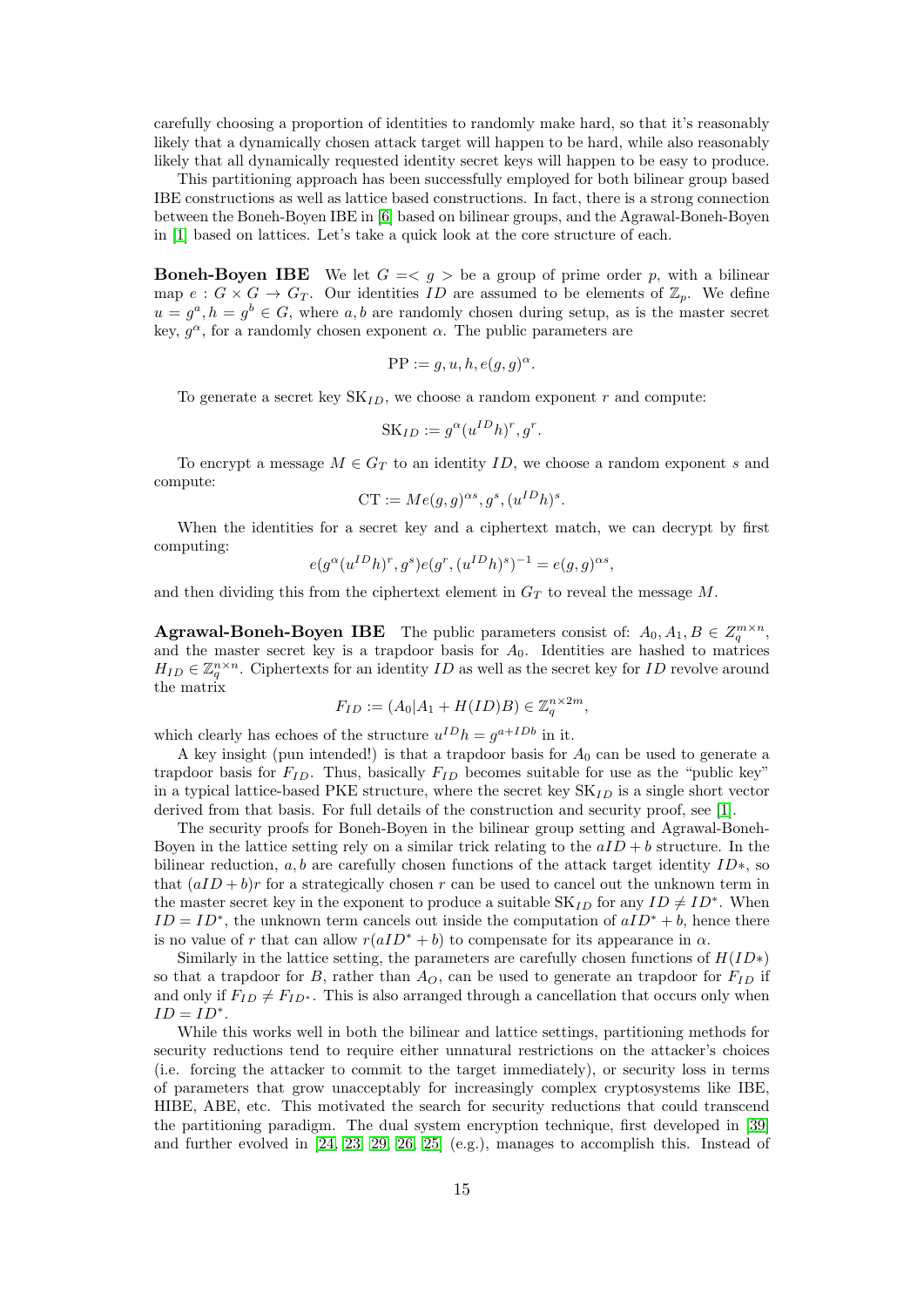carefully choosing a proportion of identities to randomly make hard, so that it's reasonably likely that a dynamically chosen attack target will happen to be hard, while also reasonably likely that all dynamically requested identity secret keys will happen to be easy to produce.

This partitioning approach has been successfully employed for both bilinear group based IBE constructions as well as lattice based constructions. In fact, there is a strong connection between the Boneh-Boyen IBE in [6] based on bilinear groups, and the Agrawal-Boneh-Boyen in [1] based on lattices. Let's take a quick look at the core structure of each.

**Boneh-Boyen IBE** We let $G = \langle g \rangle$ be a group of prime order $p$, with a bilinear map $e : G \times G \to G_T$. Our identities $ID$ are assumed to be elements of $\mathbb{Z}_p$. We define $u = g^a, h = g^b \in G$, where $a, b$ are randomly chosen during setup, as is the master secret key, $g^\alpha$, for a randomly chosen exponent $\alpha$. The public parameters are

$$\text{PP} := g, u, h, e(g, g)^\alpha.$$

To generate a secret key $\text{SK}_{ID}$, we choose a random exponent $r$ and compute:

$$\text{SK}_{ID} := g^\alpha (u^{ID} h)^r, g^r.$$

To encrypt a message $M \in G_T$ to an identity $ID$, we choose a random exponent $s$ and compute:

$$\text{CT} := Me(g, g)^{\alpha s}, g^s, (u^{ID} h)^s.$$

When the identities for a secret key and a ciphertext match, we can decrypt by first computing:

$$e(g^\alpha (u^{ID} h)^r, g^s) e(g^r, (u^{ID} h)^s)^{-1} = e(g, g)^{\alpha s},$$

and then dividing this from the ciphertext element in $G_T$ to reveal the message $M$.

**Agrawal-Boneh-Boyen IBE** The public parameters consist of: $A_0, A_1, B \in Z_q^{m \times n}$, and the master secret key is a trapdoor basis for $A_0$. Identities are hashed to matrices $H_{ID} \in \mathbb{Z}_q^{n \times n}$. Ciphertexts for an identity $ID$ as well as the secret key for $ID$ revolve around the matrix

$$F_{ID} := (A_0 | A_1 + H(ID)B) \in \mathbb{Z}_q^{n \times 2m},$$

which clearly has echoes of the structure $u^{ID} h = g^{a + IDb}$ in it.

A key insight (pun intended!) is that a trapdoor basis for $A_0$ can be used to generate a trapdoor basis for $F_{ID}$. Thus, basically $F_{ID}$ becomes suitable for use as the "public key" in a typical lattice-based PKE structure, where the secret key $\text{SK}_{ID}$ is a single short vector derived from that basis. For full details of the construction and security proof, see [1].

The security proofs for Boneh-Boyen in the bilinear group setting and Agrawal-Boneh-Boyen in the lattice setting rely on a similar trick relating to the $aID + b$ structure. In the bilinear reduction, $a, b$ are carefully chosen functions of the attack target identity $ID*$, so that $(aID + b)r$ for a strategically chosen $r$ can be used to cancel out the unknown term in the master secret key in the exponent to produce a suitable $\text{SK}_{ID}$ for any $ID \neq ID^*$. When $ID = ID^*$, the unknown term cancels out inside the computation of $aID^* + b$, hence there is no value of $r$ that can allow $r(aID^* + b)$ to compensate for its appearance in $\alpha$.

Similarly in the lattice setting, the parameters are carefully chosen functions of $H(ID*)$ so that a trapdoor for $B$, rather than $A_O$, can be used to generate an trapdoor for $F_{ID}$ if and only if $F_{ID} \neq F_{ID^*}$. This is also arranged through a cancellation that occurs only when $ID = ID^*$.

While this works well in both the bilinear and lattice settings, partitioning methods for security reductions tend to require either unnatural restrictions on the attacker's choices (i.e. forcing the attacker to commit to the target immediately), or security loss in terms of parameters that grow unacceptably for increasingly complex cryptosystems like IBE, HIBE, ABE, etc. This motivated the search for security reductions that could transcend the partitioning paradigm. The dual system encryption technique, first developed in [39] and further evolved in [24, 23, 29, 26, 25] (e.g.), manages to accomplish this. Instead of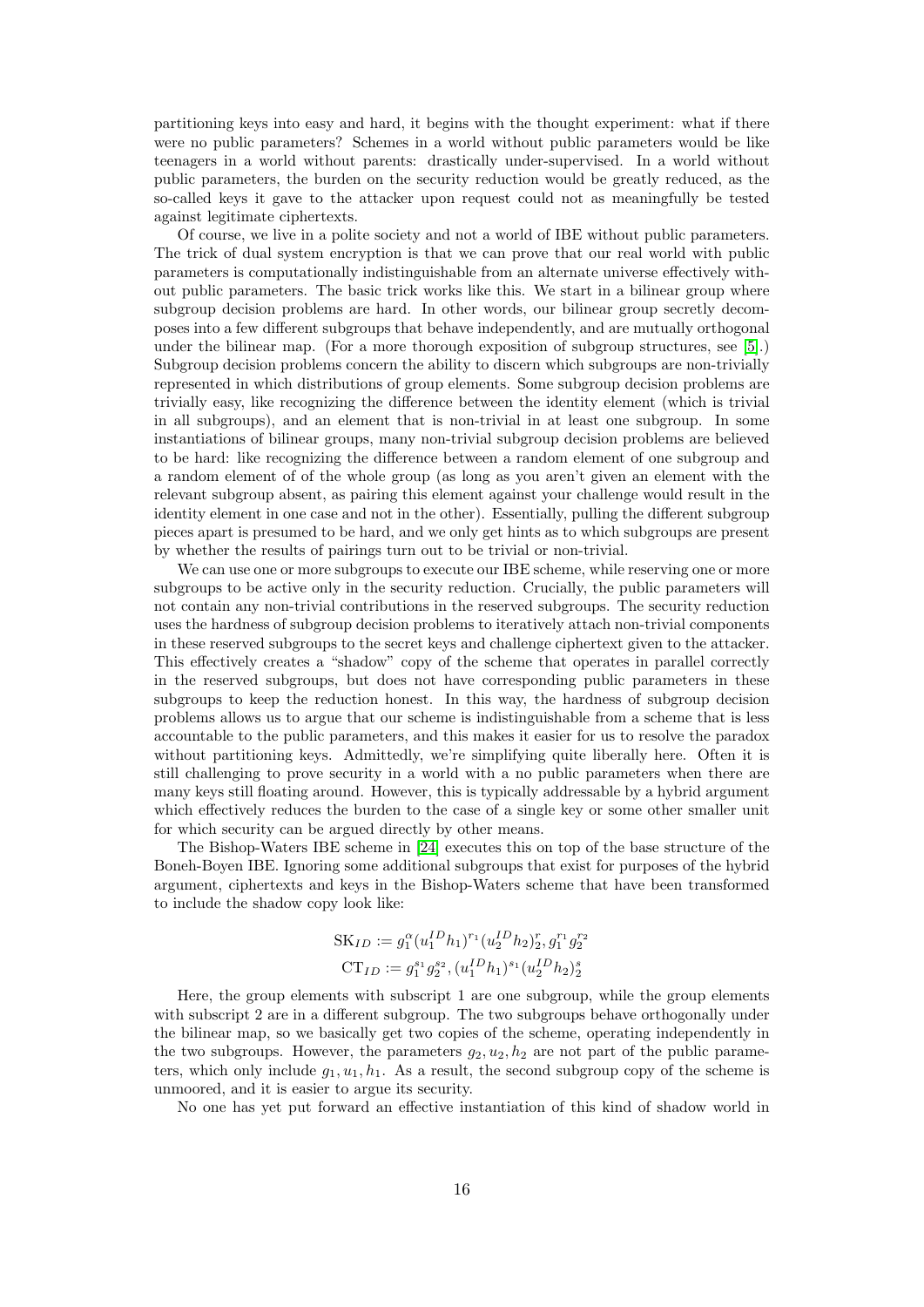partitioning keys into easy and hard, it begins with the thought experiment: what if there were no public parameters? Schemes in a world without public parameters would be like teenagers in a world without parents: drastically under-supervised. In a world without public parameters, the burden on the security reduction would be greatly reduced, as the so-called keys it gave to the attacker upon request could not as meaningfully be tested against legitimate ciphertexts.

Of course, we live in a polite society and not a world of IBE without public parameters. The trick of dual system encryption is that we can prove that our real world with public parameters is computationally indistinguishable from an alternate universe effectively without public parameters. The basic trick works like this. We start in a bilinear group where subgroup decision problems are hard. In other words, our bilinear group secretly decomposes into a few different subgroups that behave independently, and are mutually orthogonal under the bilinear map. (For a more thorough exposition of subgroup structures, see [5].) Subgroup decision problems concern the ability to discern which subgroups are non-trivially represented in which distributions of group elements. Some subgroup decision problems are trivially easy, like recognizing the difference between the identity element (which is trivial in all subgroups), and an element that is non-trivial in at least one subgroup. In some instantiations of bilinear groups, many non-trivial subgroup decision problems are believed to be hard: like recognizing the difference between a random element of one subgroup and a random element of of the whole group (as long as you aren't given an element with the relevant subgroup absent, as pairing this element against your challenge would result in the identity element in one case and not in the other). Essentially, pulling the different subgroup pieces apart is presumed to be hard, and we only get hints as to which subgroups are present by whether the results of pairings turn out to be trivial or non-trivial.

We can use one or more subgroups to execute our IBE scheme, while reserving one or more subgroups to be active only in the security reduction. Crucially, the public parameters will not contain any non-trivial contributions in the reserved subgroups. The security reduction uses the hardness of subgroup decision problems to iteratively attach non-trivial components in these reserved subgroups to the secret keys and challenge ciphertext given to the attacker. This effectively creates a "shadow" copy of the scheme that operates in parallel correctly in the reserved subgroups, but does not have corresponding public parameters in these subgroups to keep the reduction honest. In this way, the hardness of subgroup decision problems allows us to argue that our scheme is indistinguishable from a scheme that is less accountable to the public parameters, and this makes it easier for us to resolve the paradox without partitioning keys. Admittedly, we're simplifying quite liberally here. Often it is still challenging to prove security in a world with a no public parameters when there are many keys still floating around. However, this is typically addressable by a hybrid argument which effectively reduces the burden to the case of a single key or some other smaller unit for which security can be argued directly by other means.

The Bishop-Waters IBE scheme in [24] executes this on top of the base structure of the Boneh-Boyen IBE. Ignoring some additional subgroups that exist for purposes of the hybrid argument, ciphertexts and keys in the Bishop-Waters scheme that have been transformed to include the shadow copy look like:

$$\mathrm{SK}_{ID} := g_1^{\alpha}(u_1^{ID}h_1)^{r_1}(u_2^{ID}h_2)_2^{r}, g_1^{r_1}g_2^{r_2}$$

$$\mathrm{CT}_{ID} := g_1^{s_1}g_2^{s_2}, (u_1^{ID}h_1)^{s_1}(u_2^{ID}h_2)_2^{s}$$

Here, the group elements with subscript 1 are one subgroup, while the group elements with subscript 2 are in a different subgroup. The two subgroups behave orthogonally under the bilinear map, so we basically get two copies of the scheme, operating independently in the two subgroups. However, the parameters $g_2, u_2, h_2$ are not part of the public parameters, which only include $g_1, u_1, h_1$. As a result, the second subgroup copy of the scheme is unmoored, and it is easier to argue its security.

No one has yet put forward an effective instantiation of this kind of shadow world in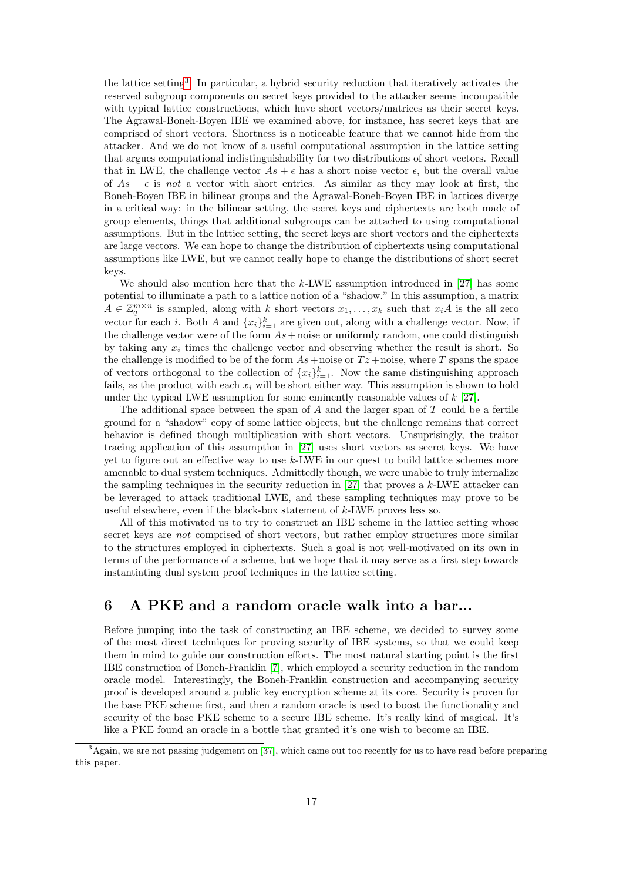the lattice setting[3]. In particular, a hybrid security reduction that iteratively activates the reserved subgroup components on secret keys provided to the attacker seems incompatible with typical lattice constructions, which have short vectors/matrices as their secret keys. The Agrawal-Boneh-Boyen IBE we examined above, for instance, has secret keys that are comprised of short vectors. Shortness is a noticeable feature that we cannot hide from the attacker. And we do not know of a useful computational assumption in the lattice setting that argues computational indistinguishability for two distributions of short vectors. Recall that in LWE, the challenge vector $As + \epsilon$ has a short noise vector $\epsilon$, but the overall value of $As + \epsilon$ is *not* a vector with short entries. As similar as they may look at first, the Boneh-Boyen IBE in bilinear groups and the Agrawal-Boneh-Boyen IBE in lattices diverge in a critical way: in the bilinear setting, the secret keys and ciphertexts are both made of group elements, things that additional subgroups can be attached to using computational assumptions. But in the lattice setting, the secret keys are short vectors and the ciphertexts are large vectors. We can hope to change the distribution of ciphertexts using computational assumptions like LWE, but we cannot really hope to change the distributions of short secret keys.

We should also mention here that the $k$-LWE assumption introduced in [27] has some potential to illuminate a path to a lattice notion of a "shadow." In this assumption, a matrix $A \in \mathbb{Z}_q^{m \times n}$ is sampled, along with $k$ short vectors $x_1, \ldots, x_k$ such that $x_i A$ is the all zero vector for each $i$. Both $A$ and $\{x_i\}_{i=1}^k$ are given out, along with a challenge vector. Now, if the challenge vector were of the form $As + \text{noise}$ or uniformly random, one could distinguish by taking any $x_i$ times the challenge vector and observing whether the result is short. So the challenge is modified to be of the form $As + \text{noise}$ or $Tz + \text{noise}$, where $T$ spans the space of vectors orthogonal to the collection of $\{x_i\}_{i=1}^k$. Now the same distinguishing approach fails, as the product with each $x_i$ will be short either way. This assumption is shown to hold under the typical LWE assumption for some eminently reasonable values of $k$ [27].

The additional space between the span of $A$ and the larger span of $T$ could be a fertile ground for a "shadow" copy of some lattice objects, but the challenge remains that correct behavior is defined though multiplication with short vectors. Unsuprisingly, the traitor tracing application of this assumption in [27] uses short vectors as secret keys. We have yet to figure out an effective way to use $k$-LWE in our quest to build lattice schemes more amenable to dual system techniques. Admittedly though, we were unable to truly internalize the sampling techniques in the security reduction in [27] that proves a $k$-LWE attacker can be leveraged to attack traditional LWE, and these sampling techniques may prove to be useful elsewhere, even if the black-box statement of $k$-LWE proves less so.

All of this motivated us to try to construct an IBE scheme in the lattice setting whose secret keys are *not* comprised of short vectors, but rather employ structures more similar to the structures employed in ciphertexts. Such a goal is not well-motivated on its own in terms of the performance of a scheme, but we hope that it may serve as a first step towards instantiating dual system proof techniques in the lattice setting.

## 6 A PKE and a random oracle walk into a bar...

Before jumping into the task of constructing an IBE scheme, we decided to survey some of the most direct techniques for proving security of IBE systems, so that we could keep them in mind to guide our construction efforts. The most natural starting point is the first IBE construction of Boneh-Franklin [7], which employed a security reduction in the random oracle model. Interestingly, the Boneh-Franklin construction and accompanying security proof is developed around a public key encryption scheme at its core. Security is proven for the base PKE scheme first, and then a random oracle is used to boost the functionality and security of the base PKE scheme to a secure IBE scheme. It's really kind of magical. It's like a PKE found an oracle in a bottle that granted it's one wish to become an IBE.

[3] Again, we are not passing judgement on [37], which came out too recently for us to have read before preparing this paper.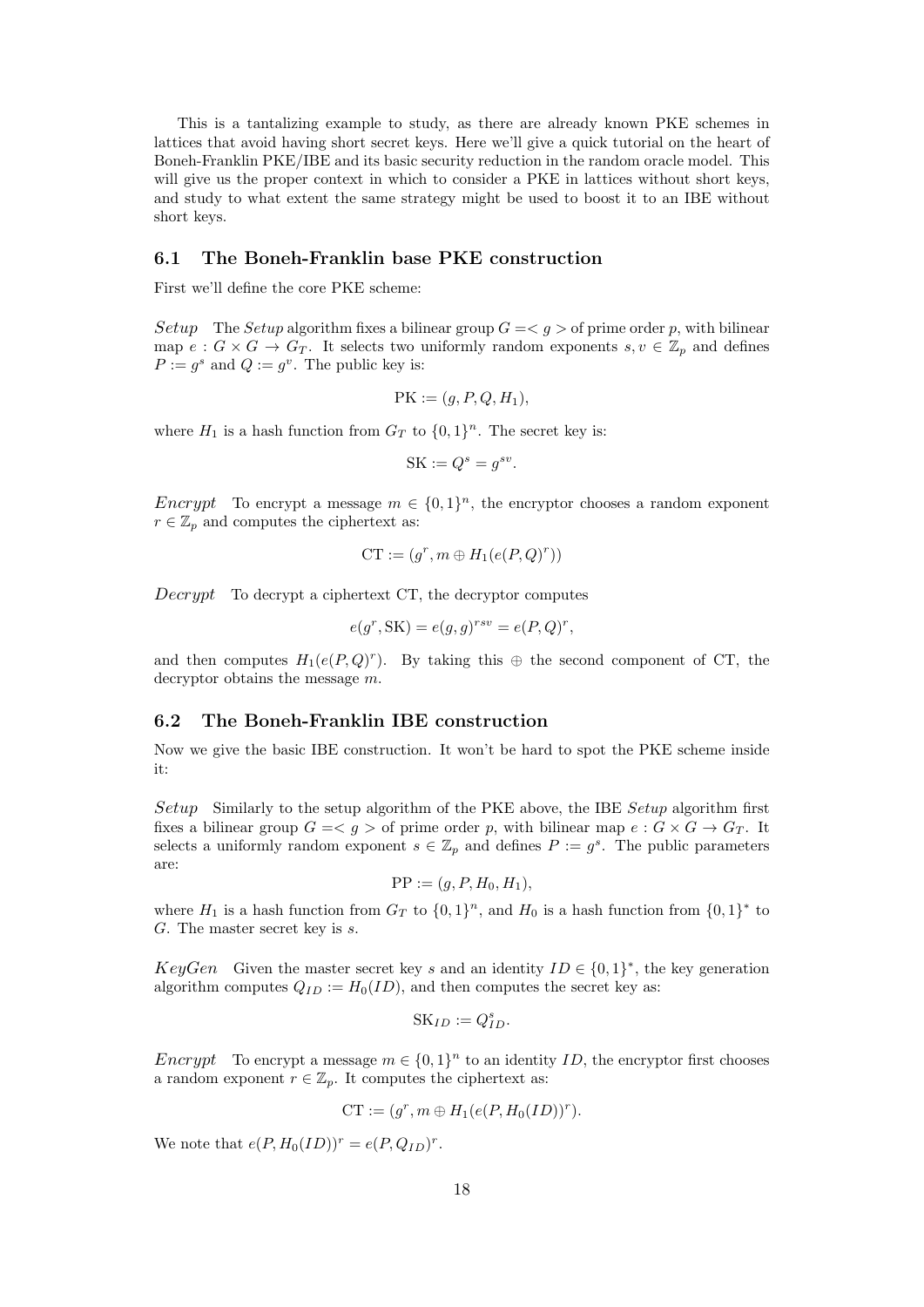This is a tantalizing example to study, as there are already known PKE schemes in lattices that avoid having short secret keys. Here we'll give a quick tutorial on the heart of Boneh-Franklin PKE/IBE and its basic security reduction in the random oracle model. This will give us the proper context in which to consider a PKE in lattices without short keys, and study to what extent the same strategy might be used to boost it to an IBE without short keys.

### 6.1 The Boneh-Franklin base PKE construction

First we'll define the core PKE scheme:

*Setup* The *Setup* algorithm fixes a bilinear group $G =< g >$ of prime order $p$, with bilinear map $e : G \times G \to G_T$. It selects two uniformly random exponents $s, v \in \mathbb{Z}_p$ and defines $P := g^s$ and $Q := g^v$. The public key is:

$$\text{PK} := (g, P, Q, H_1),$$

where $H_1$ is a hash function from $G_T$ to $\{0,1\}^n$. The secret key is:

$$\text{SK} := Q^s = g^{sv}.$$

*Encrypt* To encrypt a message $m \in \{0,1\}^n$, the encryptor chooses a random exponent $r \in \mathbb{Z}_p$ and computes the ciphertext as:

$$\text{CT} := (g^r, m \oplus H_1(e(P,Q)^r))$$

*Decrypt* To decrypt a ciphertext CT, the decryptor computes

$$e(g^r, \text{SK}) = e(g,g)^{rsv} = e(P,Q)^r,$$

and then computes $H_1(e(P,Q)^r)$. By taking this $\oplus$ the second component of CT, the decryptor obtains the message $m$.

### 6.2 The Boneh-Franklin IBE construction

Now we give the basic IBE construction. It won't be hard to spot the PKE scheme inside it:

*Setup* Similarly to the setup algorithm of the PKE above, the IBE *Setup* algorithm first fixes a bilinear group $G =< g >$ of prime order $p$, with bilinear map $e : G \times G \to G_T$. It selects a uniformly random exponent $s \in \mathbb{Z}_p$ and defines $P := g^s$. The public parameters are:

$$\text{PP} := (g, P, H_0, H_1),$$

where $H_1$ is a hash function from $G_T$ to $\{0,1\}^n$, and $H_0$ is a hash function from $\{0,1\}^*$ to $G$. The master secret key is $s$.

*KeyGen* Given the master secret key $s$ and an identity $ID \in \{0,1\}^*$, the key generation algorithm computes $Q_{ID} := H_0(ID)$, and then computes the secret key as:

$$\text{SK}_{ID} := Q_{ID}^s.$$

*Encrypt* To encrypt a message $m \in \{0,1\}^n$ to an identity $ID$, the encryptor first chooses a random exponent $r \in \mathbb{Z}_p$. It computes the ciphertext as:

$$\text{CT} := (g^r, m \oplus H_1(e(P, H_0(ID))^r).$$

We note that $e(P, H_0(ID))^r = e(P, Q_{ID})^r$.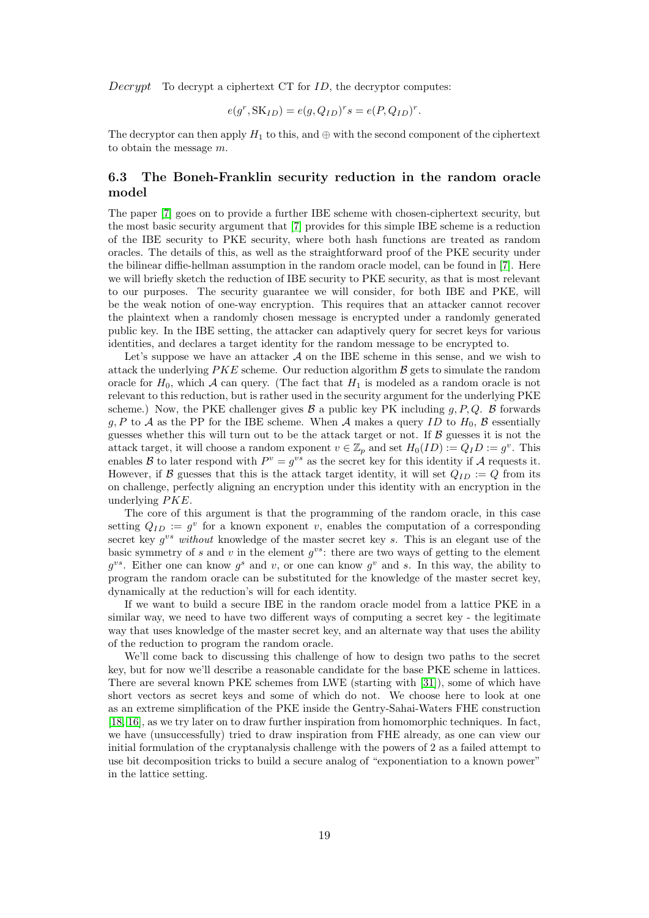*Decrypt* To decrypt a ciphertext CT for $ID$, the decryptor computes:

$$e(g^r, \text{SK}_{ID}) = e(g, Q_{ID})^r s = e(P, Q_{ID})^r.$$

The decryptor can then apply $H_1$ to this, and $\oplus$ with the second component of the ciphertext to obtain the message $m$.

### 6.3 The Boneh-Franklin security reduction in the random oracle model

The paper [7] goes on to provide a further IBE scheme with chosen-ciphertext security, but the most basic security argument that [7] provides for this simple IBE scheme is a reduction of the IBE security to PKE security, where both hash functions are treated as random oracles. The details of this, as well as the straightforward proof of the PKE security under the bilinear diffie-hellman assumption in the random oracle model, can be found in [7]. Here we will briefly sketch the reduction of IBE security to PKE security, as that is most relevant to our purposes. The security guarantee we will consider, for both IBE and PKE, will be the weak notion of one-way encryption. This requires that an attacker cannot recover the plaintext when a randomly chosen message is encrypted under a randomly generated public key. In the IBE setting, the attacker can adaptively query for secret keys for various identities, and declares a target identity for the random message to be encrypted to.

Let's suppose we have an attacker $\mathcal{A}$ on the IBE scheme in this sense, and we wish to attack the underlying $PKE$ scheme. Our reduction algorithm $\mathcal{B}$ gets to simulate the random oracle for $H_0$, which $\mathcal{A}$ can query. (The fact that $H_1$ is modeled as a random oracle is not relevant to this reduction, but is rather used in the security argument for the underlying PKE scheme.) Now, the PKE challenger gives $\mathcal{B}$ a public key PK including $g, P, Q$. $\mathcal{B}$ forwards $g, P$ to $\mathcal{A}$ as the PP for the IBE scheme. When $\mathcal{A}$ makes a query $ID$ to $H_0$, $\mathcal{B}$ essentially guesses whether this will turn out to be the attack target or not. If $\mathcal{B}$ guesses it is not the attack target, it will choose a random exponent $v \in \mathbb{Z}_p$ and set $H_0(ID) := Q_ID := g^v$. This enables $\mathcal{B}$ to later respond with $P^v = g^{vs}$ as the secret key for this identity if $\mathcal{A}$ requests it. However, if $\mathcal{B}$ guesses that this is the attack target identity, it will set $Q_{ID} := Q$ from its on challenge, perfectly aligning an encryption under this identity with an encryption in the underlying $PKE$.

The core of this argument is that the programming of the random oracle, in this case setting $Q_{ID} := g^v$ for a known exponent $v$, enables the computation of a corresponding secret key $g^{vs}$ *without* knowledge of the master secret key $s$. This is an elegant use of the basic symmetry of $s$ and $v$ in the element $g^{vs}$: there are two ways of getting to the element $g^{vs}$. Either one can know $g^s$ and $v$, or one can know $g^v$ and $s$. In this way, the ability to program the random oracle can be substituted for the knowledge of the master secret key, dynamically at the reduction's will for each identity.

If we want to build a secure IBE in the random oracle model from a lattice PKE in a similar way, we need to have two different ways of computing a secret key - the legitimate way that uses knowledge of the master secret key, and an alternate way that uses the ability of the reduction to program the random oracle.

We'll come back to discussing this challenge of how to design two paths to the secret key, but for now we'll describe a reasonable candidate for the base PKE scheme in lattices. There are several known PKE schemes from LWE (starting with [31]), some of which have short vectors as secret keys and some of which do not. We choose here to look at one as an extreme simplification of the PKE inside the Gentry-Sahai-Waters FHE construction [18, 16], as we try later on to draw further inspiration from homomorphic techniques. In fact, we have (unsuccessfully) tried to draw inspiration from FHE already, as one can view our initial formulation of the cryptanalysis challenge with the powers of 2 as a failed attempt to use bit decomposition tricks to build a secure analog of "exponentiation to a known power" in the lattice setting.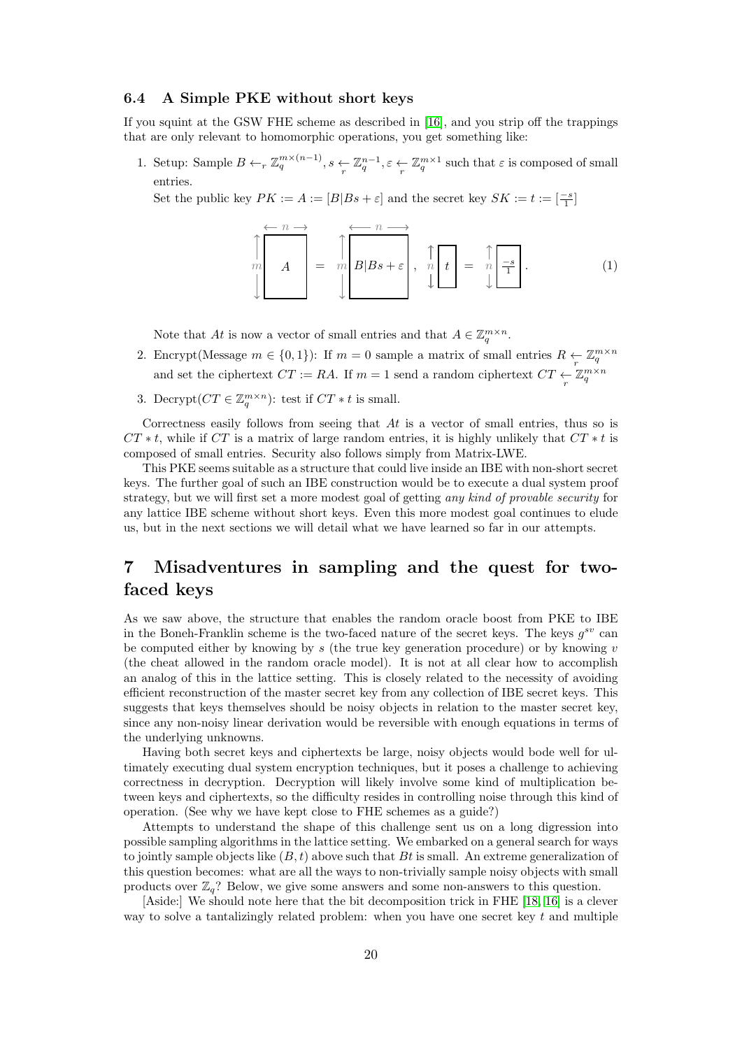### 6.4 A Simple PKE without short keys

If you squint at the GSW FHE scheme as described in [16], and you strip off the trappings that are only relevant to homomorphic operations, you get something like:

1. Setup: Sample $B \leftarrow_r \mathbb{Z}_q^{m\times(n-1)}, s \underset{r}{\leftarrow} \mathbb{Z}_q^{n-1}, \varepsilon \underset{r}{\leftarrow} \mathbb{Z}_q^{m\times 1}$ such that $\varepsilon$ is composed of small entries.

   Set the public key $PK := A := [B|Bs+\varepsilon]$ and the secret key $SK := t := [\frac{-s}{1}]$

$$m\left\updownarrow \overset{\leftarrow n \rightarrow}{\boxed{\quad A \quad}} \right. = m\left\updownarrow \overset{\longleftarrow n \longrightarrow}{\boxed{B|Bs+\varepsilon}} \right., \quad n\left\updownarrow \boxed{t} \right. = n\left\updownarrow \boxed{\tfrac{-s}{1}} \right.. \tag{1}$$

   Note that $At$ is now a vector of small entries and that $A \in \mathbb{Z}_q^{m\times n}$.

2. Encrypt(Message $m \in \{0,1\}$): If $m=0$ sample a matrix of small entries $R \underset{r}{\leftarrow} \mathbb{Z}_q^{m\times n}$ and set the ciphertext $CT := RA$. If $m=1$ send a random ciphertext $CT \underset{r}{\leftarrow} \mathbb{Z}_q^{m\times n}$

3. Decrypt($CT \in \mathbb{Z}_q^{m\times n}$): test if $CT * t$ is small.

Correctness easily follows from seeing that $At$ is a vector of small entries, thus so is $CT * t$, while if $CT$ is a matrix of large random entries, it is highly unlikely that $CT * t$ is composed of small entries. Security also follows simply from Matrix-LWE.

This PKE seems suitable as a structure that could live inside an IBE with non-short secret keys. The further goal of such an IBE construction would be to execute a dual system proof strategy, but we will first set a more modest goal of getting *any kind of provable security* for any lattice IBE scheme without short keys. Even this more modest goal continues to elude us, but in the next sections we will detail what we have learned so far in our attempts.

# 7 Misadventures in sampling and the quest for two-faced keys

As we saw above, the structure that enables the random oracle boost from PKE to IBE in the Boneh-Franklin scheme is the two-faced nature of the secret keys. The keys $g^{sv}$ can be computed either by knowing by $s$ (the true key generation procedure) or by knowing $v$ (the cheat allowed in the random oracle model). It is not at all clear how to accomplish an analog of this in the lattice setting. This is closely related to the necessity of avoiding efficient reconstruction of the master secret key from any collection of IBE secret keys. This suggests that keys themselves should be noisy objects in relation to the master secret key, since any non-noisy linear derivation would be reversible with enough equations in terms of the underlying unknowns.

Having both secret keys and ciphertexts be large, noisy objects would bode well for ultimately executing dual system encryption techniques, but it poses a challenge to achieving correctness in decryption. Decryption will likely involve some kind of multiplication between keys and ciphertexts, so the difficulty resides in controlling noise through this kind of operation. (See why we have kept close to FHE schemes as a guide?)

Attempts to understand the shape of this challenge sent us on a long digression into possible sampling algorithms in the lattice setting. We embarked on a general search for ways to jointly sample objects like $(B,t)$ above such that $Bt$ is small. An extreme generalization of this question becomes: what are all the ways to non-trivially sample noisy objects with small products over $\mathbb{Z}_q$? Below, we give some answers and some non-answers to this question.

[Aside:] We should note here that the bit decomposition trick in FHE [18, 16] is a clever way to solve a tantalizingly related problem: when you have one secret key $t$ and multiple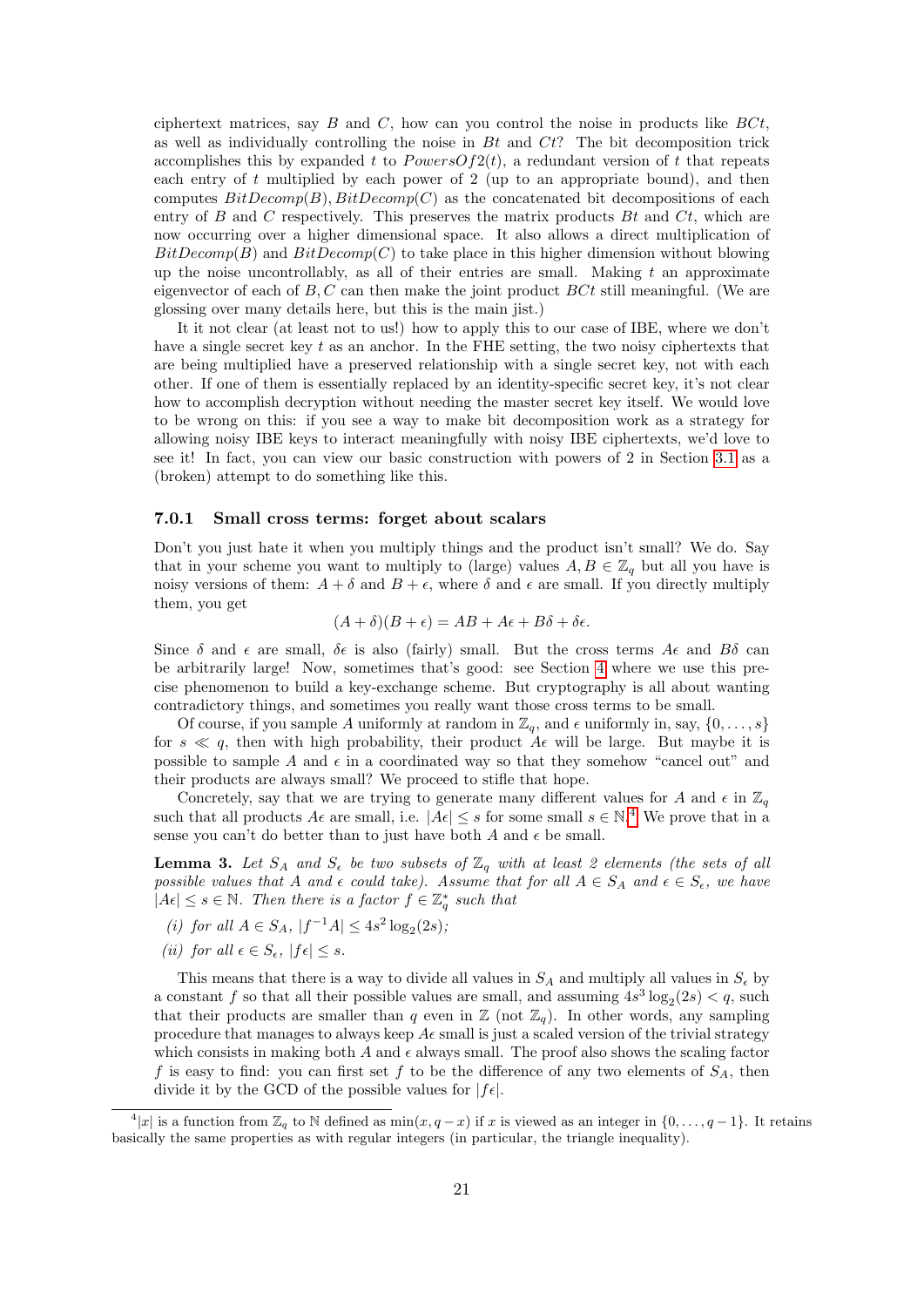ciphertext matrices, say $B$ and $C$, how can you control the noise in products like $BCt$, as well as individually controlling the noise in $Bt$ and $Ct$? The bit decomposition trick accomplishes this by expanded $t$ to $PowersOf2(t)$, a redundant version of $t$ that repeats each entry of $t$ multiplied by each power of 2 (up to an appropriate bound), and then computes $BitDecomp(B), BitDecomp(C)$ as the concatenated bit decompositions of each entry of $B$ and $C$ respectively. This preserves the matrix products $Bt$ and $Ct$, which are now occurring over a higher dimensional space. It also allows a direct multiplication of $BitDecomp(B)$ and $BitDecomp(C)$ to take place in this higher dimension without blowing up the noise uncontrollably, as all of their entries are small. Making $t$ an approximate eigenvector of each of $B, C$ can then make the joint product $BCt$ still meaningful. (We are glossing over many details here, but this is the main jist.)

It it not clear (at least not to us!) how to apply this to our case of IBE, where we don't have a single secret key $t$ as an anchor. In the FHE setting, the two noisy ciphertexts that are being multiplied have a preserved relationship with a single secret key, not with each other. If one of them is essentially replaced by an identity-specific secret key, it's not clear how to accomplish decryption without needing the master secret key itself. We would love to be wrong on this: if you see a way to make bit decomposition work as a strategy for allowing noisy IBE keys to interact meaningfully with noisy IBE ciphertexts, we'd love to see it! In fact, you can view our basic construction with powers of 2 in Section 3.1 as a (broken) attempt to do something like this.

### 7.0.1 Small cross terms: forget about scalars

Don't you just hate it when you multiply things and the product isn't small? We do. Say that in your scheme you want to multiply to (large) values $A, B \in \mathbb{Z}_q$ but all you have is noisy versions of them: $A + \delta$ and $B + \epsilon$, where $\delta$ and $\epsilon$ are small. If you directly multiply them, you get

$$(A + \delta)(B + \epsilon) = AB + A\epsilon + B\delta + \delta\epsilon.$$

Since $\delta$ and $\epsilon$ are small, $\delta\epsilon$ is also (fairly) small. But the cross terms $A\epsilon$ and $B\delta$ can be arbitrarily large! Now, sometimes that's good: see Section 4 where we use this precise phenomenon to build a key-exchange scheme. But cryptography is all about wanting contradictory things, and sometimes you really want those cross terms to be small.

Of course, if you sample $A$ uniformly at random in $\mathbb{Z}_q$, and $\epsilon$ uniformly in, say, $\{0, \ldots, s\}$ for $s \ll q$, then with high probability, their product $A\epsilon$ will be large. But maybe it is possible to sample $A$ and $\epsilon$ in a coordinated way so that they somehow "cancel out" and their products are always small? We proceed to stifle that hope.

Concretely, say that we are trying to generate many different values for $A$ and $\epsilon$ in $\mathbb{Z}_q$ such that all products $A\epsilon$ are small, i.e. $|A\epsilon| \leq s$ for some small $s \in \mathbb{N}$.[4] We prove that in a sense you can't do better than to just have both $A$ and $\epsilon$ be small.

**Lemma 3.** *Let $S_A$ and $S_\epsilon$ be two subsets of $\mathbb{Z}_q$ with at least 2 elements (the sets of all possible values that $A$ and $\epsilon$ could take). Assume that for all $A \in S_A$ and $\epsilon \in S_\epsilon$, we have $|A\epsilon| \leq s \in \mathbb{N}$. Then there is a factor $f \in \mathbb{Z}_q^*$ such that*

*(i) for all $A \in S_A$, $|f^{-1}A| \leq 4s^2 \log_2(2s)$;*

*(ii) for all $\epsilon \in S_\epsilon$, $|f\epsilon| \leq s$.*

This means that there is a way to divide all values in $S_A$ and multiply all values in $S_\epsilon$ by a constant $f$ so that all their possible values are small, and assuming $4s^3 \log_2(2s) < q$, such that their products are smaller than $q$ even in $\mathbb{Z}$ (not $\mathbb{Z}_q$). In other words, any sampling procedure that manages to always keep $A\epsilon$ small is just a scaled version of the trivial strategy which consists in making both $A$ and $\epsilon$ always small. The proof also shows the scaling factor $f$ is easy to find: you can first set $f$ to be the difference of any two elements of $S_A$, then divide it by the GCD of the possible values for $|f\epsilon|$.

[4] $|x|$ is a function from $\mathbb{Z}_q$ to $\mathbb{N}$ defined as $\min(x, q-x)$ if $x$ is viewed as an integer in $\{0, \ldots, q-1\}$. It retains basically the same properties as with regular integers (in particular, the triangle inequality).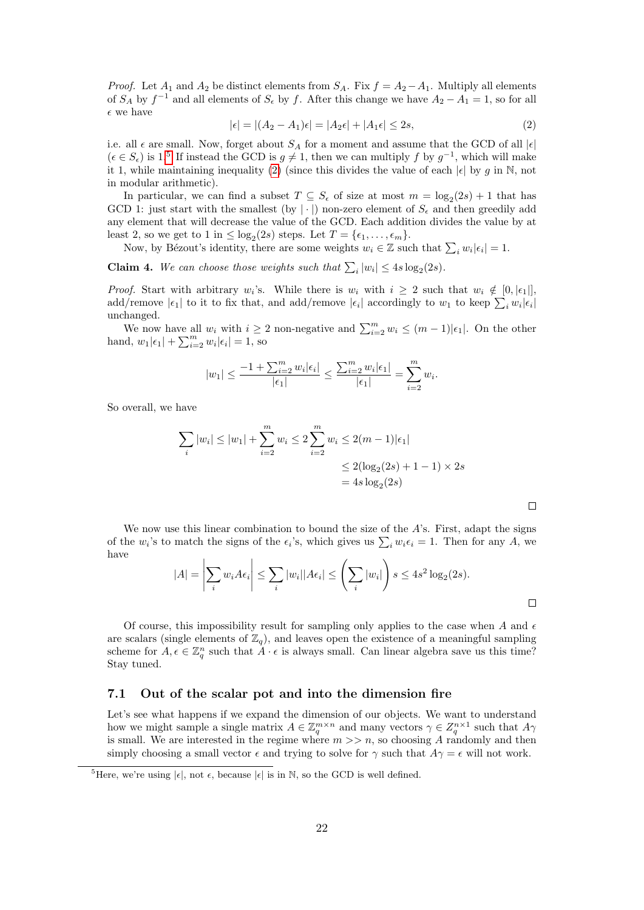*Proof.* Let $A_1$ and $A_2$ be distinct elements from $S_A$. Fix $f = A_2 - A_1$. Multiply all elements of $S_A$ by $f^{-1}$ and all elements of $S_\epsilon$ by $f$. After this change we have $A_2 - A_1 = 1$, so for all $\epsilon$ we have

$$|\epsilon| = |(A_2 - A_1)\epsilon| = |A_2\epsilon| + |A_1\epsilon| \leq 2s, \tag{2}$$

i.e. all $\epsilon$ are small. Now, forget about $S_A$ for a moment and assume that the GCD of all $|\epsilon|$ ($\epsilon \in S_\epsilon$) is 1.[5] If instead the GCD is $g \neq 1$, then we can multiply $f$ by $g^{-1}$, which will make it 1, while maintaining inequality (2) (since this divides the value of each $|\epsilon|$ by $g$ in $\mathbb{N}$, not in modular arithmetic).

In particular, we can find a subset $T \subseteq S_\epsilon$ of size at most $m = \log_2(2s) + 1$ that has GCD 1: just start with the smallest (by $|\cdot|$) non-zero element of $S_\epsilon$ and then greedily add any element that will decrease the value of the GCD. Each addition divides the value by at least 2, so we get to 1 in $\leq \log_2(2s)$ steps. Let $T = \{\epsilon_1, \ldots, \epsilon_m\}$.

Now, by Bézout's identity, there are some weights $w_i \in \mathbb{Z}$ such that $\sum_i w_i|\epsilon_i| = 1$.

**Claim 4.** *We can choose those weights such that $\sum_i |w_i| \leq 4s\log_2(2s)$.*

*Proof.* Start with arbitrary $w_i$'s. While there is $w_i$ with $i \geq 2$ such that $w_i \notin [0, |\epsilon_1|]$, add/remove $|\epsilon_1|$ to it to fix that, and add/remove $|\epsilon_i|$ accordingly to $w_1$ to keep $\sum_i w_i|\epsilon_i|$ unchanged.

We now have all $w_i$ with $i \geq 2$ non-negative and $\sum_{i=2}^m w_i \leq (m-1)|\epsilon_1|$. On the other hand, $w_1|\epsilon_1| + \sum_{i=2}^m w_i|\epsilon_i| = 1$, so

$$|w_1| \leq \frac{-1 + \sum_{i=2}^m w_i|\epsilon_i|}{|\epsilon_1|} \leq \frac{\sum_{i=2}^m w_i|\epsilon_1|}{|\epsilon_1|} = \sum_{i=2}^m w_i.$$

So overall, we have

$$\begin{aligned}
\sum_i |w_i| \leq |w_1| + \sum_{i=2}^m w_i \leq 2\sum_{i=2}^m w_i &\leq 2(m-1)|\epsilon_1| \\
&\leq 2(\log_2(2s) + 1 - 1) \times 2s \\
&= 4s\log_2(2s)
\end{aligned}$$

□

We now use this linear combination to bound the size of the $A$'s. First, adapt the signs of the $w_i$'s to match the signs of the $\epsilon_i$'s, which gives us $\sum_i w_i\epsilon_i = 1$. Then for any $A$, we have

$$|A| = \left|\sum_i w_i A\epsilon_i\right| \leq \sum_i |w_i||A\epsilon_i| \leq \left(\sum_i |w_i|\right) s \leq 4s^2\log_2(2s).$$

□

Of course, this impossibility result for sampling only applies to the case when $A$ and $\epsilon$ are scalars (single elements of $\mathbb{Z}_q$), and leaves open the existence of a meaningful sampling scheme for $A, \epsilon \in \mathbb{Z}_q^n$ such that $A \cdot \epsilon$ is always small. Can linear algebra save us this time? Stay tuned.

### 7.1 Out of the scalar pot and into the dimension fire

Let's see what happens if we expand the dimension of our objects. We want to understand how we might sample a single matrix $A \in \mathbb{Z}_q^{m \times n}$ and many vectors $\gamma \in Z_q^{n \times 1}$ such that $A\gamma$ is small. We are interested in the regime where $m >> n$, so choosing $A$ randomly and then simply choosing a small vector $\epsilon$ and trying to solve for $\gamma$ such that $A\gamma = \epsilon$ will not work.

[5] Here, we're using $|\epsilon|$, not $\epsilon$, because $|\epsilon|$ is in $\mathbb{N}$, so the GCD is well defined.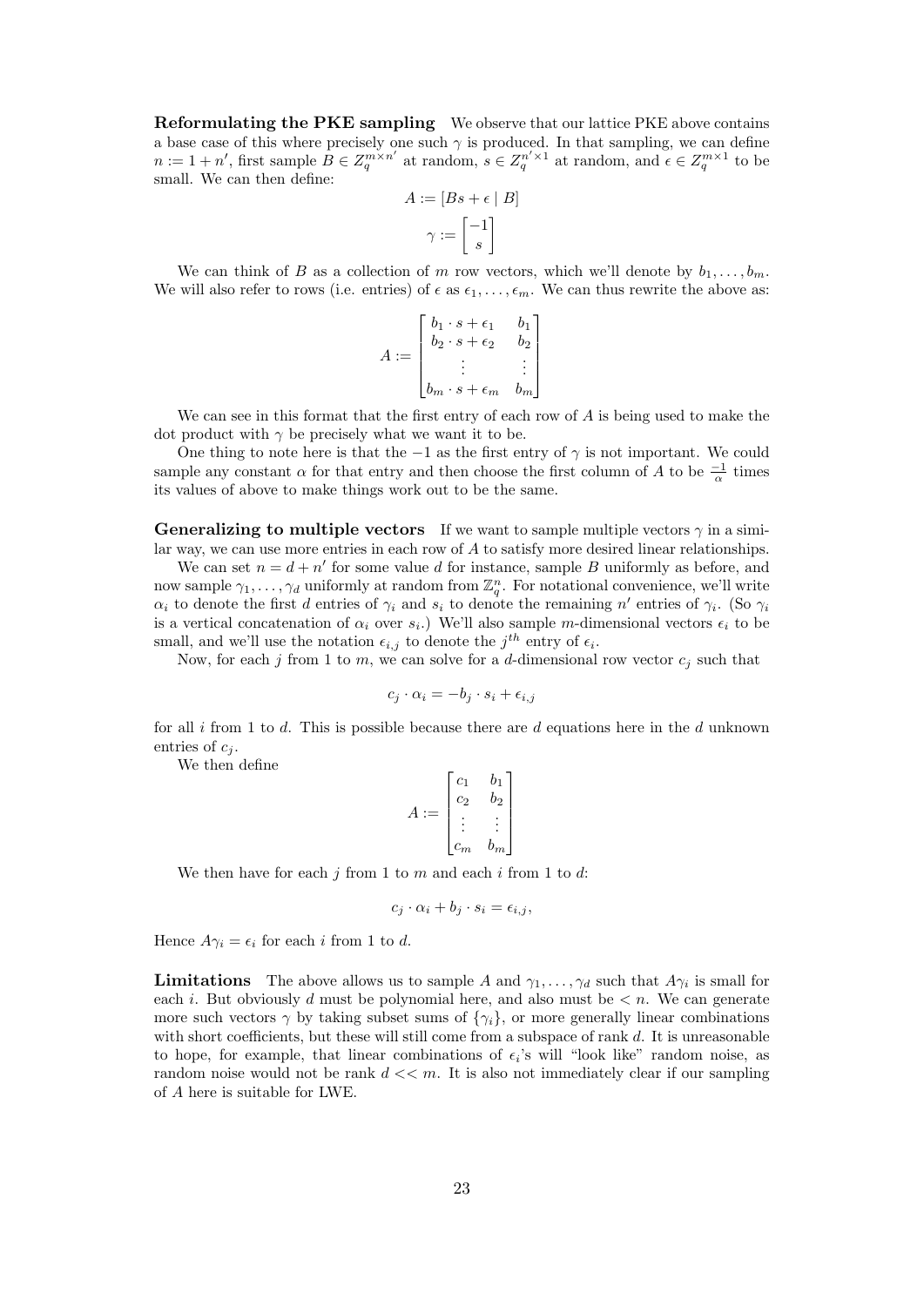**Reformulating the PKE sampling** We observe that our lattice PKE above contains a base case of this where precisely one such $\gamma$ is produced. In that sampling, we can define $n := 1 + n'$, first sample $B \in Z_q^{m \times n'}$ at random, $s \in Z_q^{n' \times 1}$ at random, and $\epsilon \in Z_q^{m \times 1}$ to be small. We can then define:

$$A := [Bs + \epsilon \mid B]$$

$$\gamma := \begin{bmatrix} -1 \\ s \end{bmatrix}$$

We can think of $B$ as a collection of $m$ row vectors, which we'll denote by $b_1, \ldots, b_m$. We will also refer to rows (i.e. entries) of $\epsilon$ as $\epsilon_1, \ldots, \epsilon_m$. We can thus rewrite the above as:

$$A := \begin{bmatrix} b_1 \cdot s + \epsilon_1 & b_1 \\ b_2 \cdot s + \epsilon_2 & b_2 \\ \vdots & \vdots \\ b_m \cdot s + \epsilon_m & b_m \end{bmatrix}$$

We can see in this format that the first entry of each row of $A$ is being used to make the dot product with $\gamma$ be precisely what we want it to be.

One thing to note here is that the $-1$ as the first entry of $\gamma$ is not important. We could sample any constant $\alpha$ for that entry and then choose the first column of $A$ to be $\frac{-1}{\alpha}$ times its values of above to make things work out to be the same.

**Generalizing to multiple vectors** If we want to sample multiple vectors $\gamma$ in a similar way, we can use more entries in each row of $A$ to satisfy more desired linear relationships.

We can set $n = d + n'$ for some value $d$ for instance, sample $B$ uniformly as before, and now sample $\gamma_1, \ldots, \gamma_d$ uniformly at random from $\mathbb{Z}_q^n$. For notational convenience, we'll write $\alpha_i$ to denote the first $d$ entries of $\gamma_i$ and $s_i$ to denote the remaining $n'$ entries of $\gamma_i$. (So $\gamma_i$ is a vertical concatenation of $\alpha_i$ over $s_i$.) We'll also sample $m$-dimensional vectors $\epsilon_i$ to be small, and we'll use the notation $\epsilon_{i,j}$ to denote the $j^{th}$ entry of $\epsilon_i$.

Now, for each $j$ from 1 to $m$, we can solve for a $d$-dimensional row vector $c_j$ such that

$$c_j \cdot \alpha_i = -b_j \cdot s_i + \epsilon_{i,j}$$

for all $i$ from 1 to $d$. This is possible because there are $d$ equations here in the $d$ unknown entries of $c_j$.

We then define

$$A := \begin{bmatrix} c_1 & b_1 \\ c_2 & b_2 \\ \vdots & \vdots \\ c_m & b_m \end{bmatrix}$$

We then have for each $j$ from 1 to $m$ and each $i$ from 1 to $d$:

$$c_j \cdot \alpha_i + b_j \cdot s_i = \epsilon_{i,j},$$

Hence $A\gamma_i = \epsilon_i$ for each $i$ from 1 to $d$.

**Limitations** The above allows us to sample $A$ and $\gamma_1, \ldots, \gamma_d$ such that $A\gamma_i$ is small for each $i$. But obviously $d$ must be polynomial here, and also must be $< n$. We can generate more such vectors $\gamma$ by taking subset sums of $\{\gamma_i\}$, or more generally linear combinations with short coefficients, but these will still come from a subspace of rank $d$. It is unreasonable to hope, for example, that linear combinations of $\epsilon_i$'s will "look like" random noise, as random noise would not be rank $d << m$. It is also not immediately clear if our sampling of $A$ here is suitable for LWE.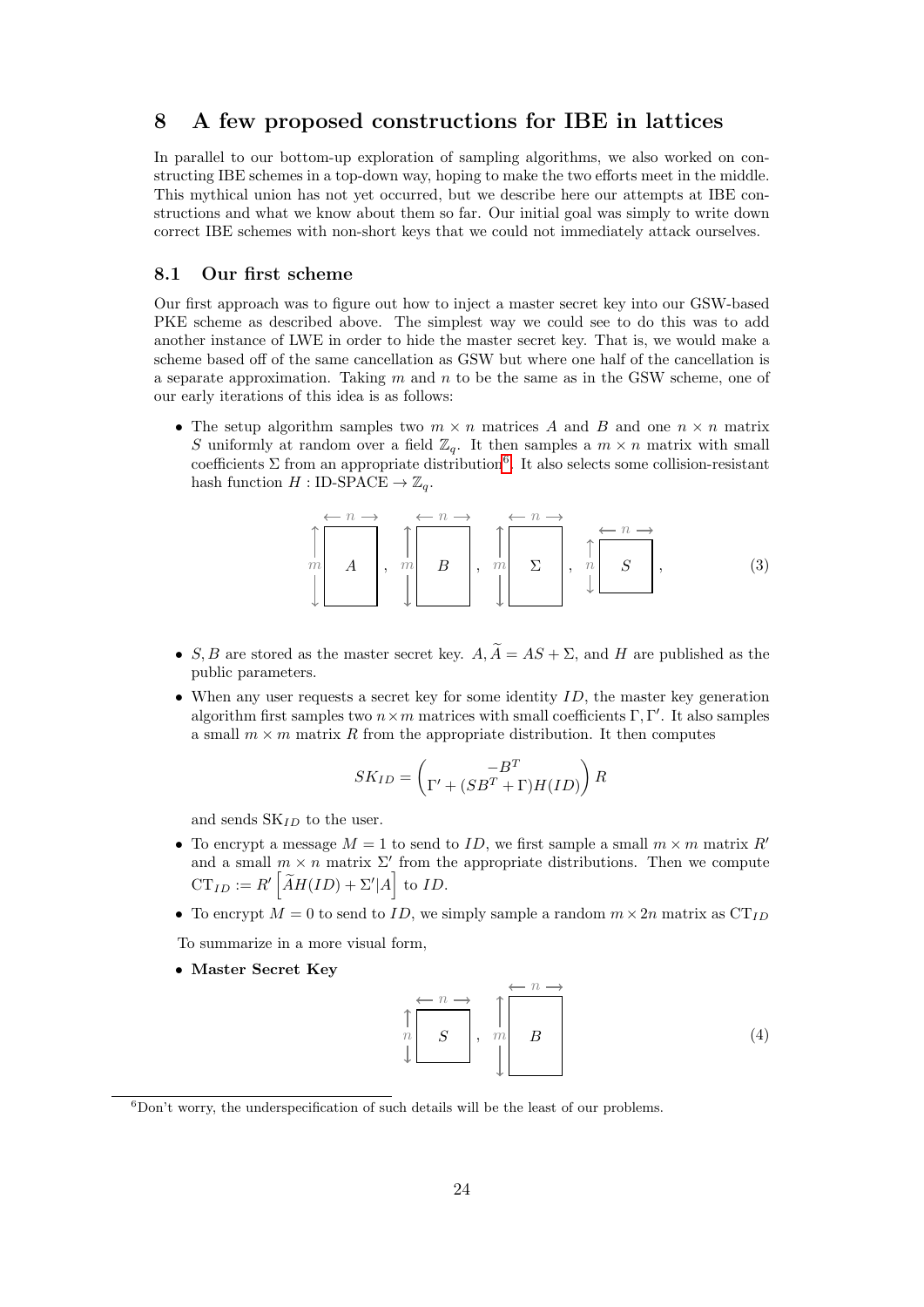## 8 A few proposed constructions for IBE in lattices

In parallel to our bottom-up exploration of sampling algorithms, we also worked on constructing IBE schemes in a top-down way, hoping to make the two efforts meet in the middle. This mythical union has not yet occurred, but we describe here our attempts at IBE constructions and what we know about them so far. Our initial goal was simply to write down correct IBE schemes with non-short keys that we could not immediately attack ourselves.

### 8.1 Our first scheme

Our first approach was to figure out how to inject a master secret key into our GSW-based PKE scheme as described above. The simplest way we could see to do this was to add another instance of LWE in order to hide the master secret key. That is, we would make a scheme based off of the same cancellation as GSW but where one half of the cancellation is a separate approximation. Taking $m$ and $n$ to be the same as in the GSW scheme, one of our early iterations of this idea is as follows:

- The setup algorithm samples two $m \times n$ matrices $A$ and $B$ and one $n \times n$ matrix $S$ uniformly at random over a field $\mathbb{Z}_q$. It then samples a $m \times n$ matrix with small coefficients $\Sigma$ from an appropriate distribution[6]. It also selects some collision-resistant hash function $H : \text{ID-SPACE} \to \mathbb{Z}_q$.

$$\underbrace{A}_{m \times n}, \quad \underbrace{B}_{m \times n}, \quad \underbrace{\Sigma}_{m \times n}, \quad \underbrace{S}_{n \times n}, \tag{3}$$

- $S, B$ are stored as the master secret key. $A, \widetilde{A} = AS + \Sigma$, and $H$ are published as the public parameters.
- When any user requests a secret key for some identity $ID$, the master key generation algorithm first samples two $n \times m$ matrices with small coefficients $\Gamma, \Gamma'$. It also samples a small $m \times m$ matrix $R$ from the appropriate distribution. It then computes

$$SK_{ID} = \begin{pmatrix} -B^T \\ \Gamma' + (SB^T + \Gamma)H(ID) \end{pmatrix} R$$

  and sends $\text{SK}_{ID}$ to the user.
- To encrypt a message $M = 1$ to send to $ID$, we first sample a small $m \times m$ matrix $R'$ and a small $m \times n$ matrix $\Sigma'$ from the appropriate distributions. Then we compute $\text{CT}_{ID} := R' \left[ \widetilde{A}H(ID) + \Sigma' | A \right]$ to $ID$.
- To encrypt $M = 0$ to send to $ID$, we simply sample a random $m \times 2n$ matrix as $\text{CT}_{ID}$

To summarize in a more visual form,

- **Master Secret Key**

$$\underbrace{S}_{n \times n}, \quad \underbrace{B}_{m \times n} \tag{4}$$

[6] Don't worry, the underspecification of such details will be the least of our problems.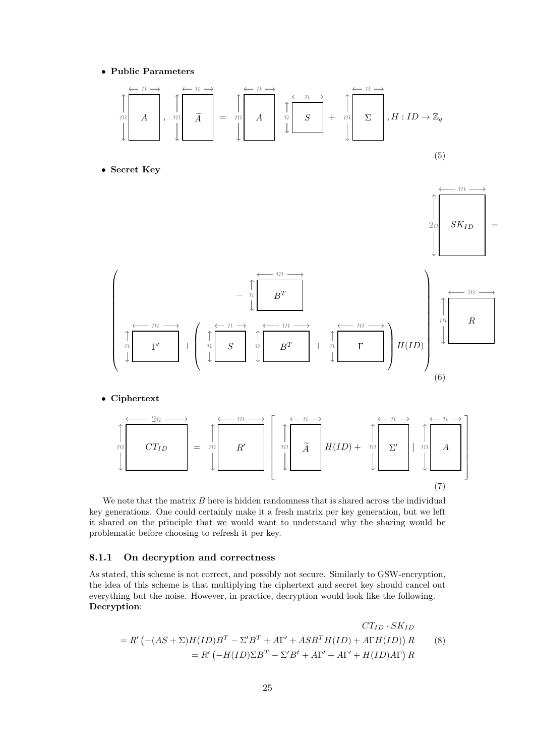- **Public Parameters**

$$\underset{m \times n}{A}, \quad \underset{m \times n}{\widetilde{A}} = \underset{m \times n}{A} \; \underset{n \times n}{S} + \underset{m \times n}{\Sigma}, H : ID \to \mathbb{Z}_q \tag{5}$$

- **Secret Key**

$$\underset{2n \times m}{SK_{ID}} = \left( \begin{array}{c} - \underset{n \times m}{B^T} \\ \underset{n \times m}{\Gamma'} + \left( \underset{n \times n}{S} \; \underset{n \times m}{B^T} + \underset{n \times m}{\Gamma} \right) H(ID) \end{array} \right) \underset{m \times m}{R} \tag{6}$$

- **Ciphertext**

$$\underset{m \times 2n}{CT_{ID}} = \underset{m \times m}{R'} \left[ \underset{m \times n}{\widetilde{A}} H(ID) + \underset{m \times n}{\Sigma'} \;\middle|\; \underset{m \times n}{A} \right] \tag{7}$$

We note that the matrix $B$ here is hidden randomness that is shared across the individual key generations. One could certainly make it a fresh matrix per key generation, but we left it shared on the principle that we would want to understand why the sharing would be problematic before choosing to refresh it per key.

### 8.1.1 On decryption and correctness

As stated, this scheme is not correct, and possibly not secure. Similarly to GSW-encryption, the idea of this scheme is that multiplying the ciphertext and secret key should cancel out everything but the noise. However, in practice, decryption would look like the following.
**Decryption**:

$$\begin{aligned} & CT_{ID} \cdot SK_{ID} \\ &= R' \left( -(AS + \Sigma)H(ID)B^T - \Sigma' B^T + A\Gamma' + ASB^T H(ID) + A\Gamma H(ID) \right) R \\ &= R' \left( -H(ID)\Sigma B^T - \Sigma' B^t + A\Gamma' + A\Gamma' + H(ID)A\Gamma \right) R \end{aligned} \tag{8}$$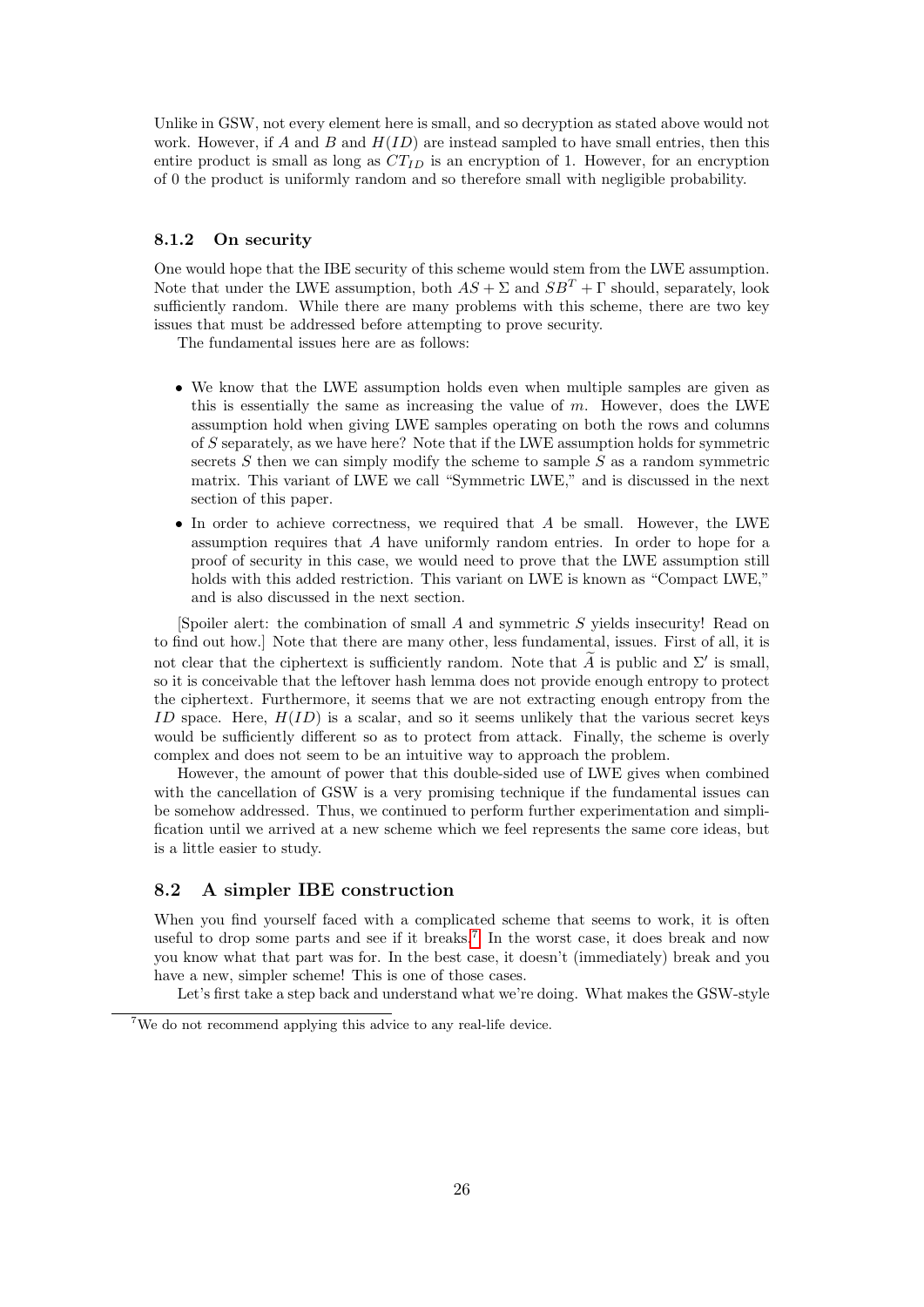Unlike in GSW, not every element here is small, and so decryption as stated above would not work. However, if $A$ and $B$ and $H(ID)$ are instead sampled to have small entries, then this entire product is small as long as $CT_{ID}$ is an encryption of 1. However, for an encryption of 0 the product is uniformly random and so therefore small with negligible probability.

### 8.1.2 On security

One would hope that the IBE security of this scheme would stem from the LWE assumption. Note that under the LWE assumption, both $AS + \Sigma$ and $SB^T + \Gamma$ should, separately, look sufficiently random. While there are many problems with this scheme, there are two key issues that must be addressed before attempting to prove security.

The fundamental issues here are as follows:

- We know that the LWE assumption holds even when multiple samples are given as this is essentially the same as increasing the value of $m$. However, does the LWE assumption hold when giving LWE samples operating on both the rows and columns of $S$ separately, as we have here? Note that if the LWE assumption holds for symmetric secrets $S$ then we can simply modify the scheme to sample $S$ as a random symmetric matrix. This variant of LWE we call "Symmetric LWE," and is discussed in the next section of this paper.
- In order to achieve correctness, we required that $A$ be small. However, the LWE assumption requires that $A$ have uniformly random entries. In order to hope for a proof of security in this case, we would need to prove that the LWE assumption still holds with this added restriction. This variant on LWE is known as "Compact LWE," and is also discussed in the next section.

[Spoiler alert: the combination of small $A$ and symmetric $S$ yields insecurity! Read on to find out how.] Note that there are many other, less fundamental, issues. First of all, it is not clear that the ciphertext is sufficiently random. Note that $\widetilde{A}$ is public and $\Sigma'$ is small, so it is conceivable that the leftover hash lemma does not provide enough entropy to protect the ciphertext. Furthermore, it seems that we are not extracting enough entropy from the $ID$ space. Here, $H(ID)$ is a scalar, and so it seems unlikely that the various secret keys would be sufficiently different so as to protect from attack. Finally, the scheme is overly complex and does not seem to be an intuitive way to approach the problem.

However, the amount of power that this double-sided use of LWE gives when combined with the cancellation of GSW is a very promising technique if the fundamental issues can be somehow addressed. Thus, we continued to perform further experimentation and simplification until we arrived at a new scheme which we feel represents the same core ideas, but is a little easier to study.

## 8.2 A simpler IBE construction

When you find yourself faced with a complicated scheme that seems to work, it is often useful to drop some parts and see if it breaks.[7] In the worst case, it does break and now you know what that part was for. In the best case, it doesn't (immediately) break and you have a new, simpler scheme! This is one of those cases.

Let's first take a step back and understand what we're doing. What makes the GSW-style

[7] We do not recommend applying this advice to any real-life device.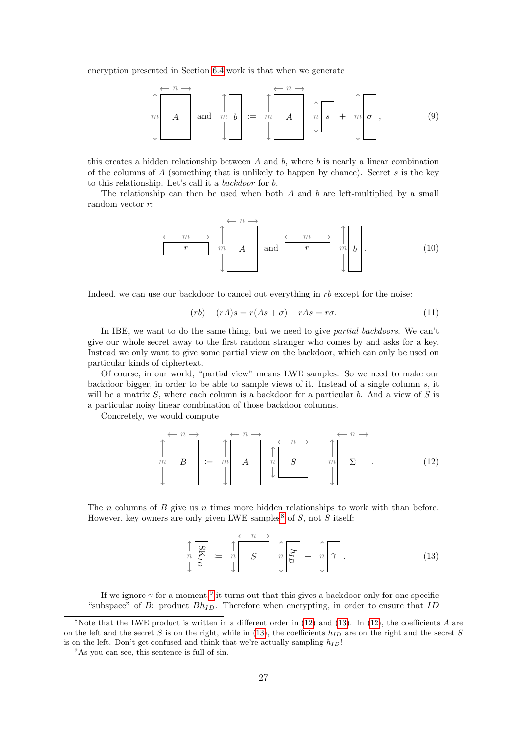encryption presented in Section 6.4 work is that when we generate

$$\underbrace{A}_{m \times n} \quad \text{and} \quad \underbrace{b}_{m} \coloneqq \underbrace{A}_{m \times n} \underbrace{s}_{n} + \underbrace{\sigma}_{m}, \tag{9}$$

this creates a hidden relationship between $A$ and $b$, where $b$ is nearly a linear combination of the columns of $A$ (something that is unlikely to happen by chance). Secret $s$ is the key to this relationship. Let's call it a *backdoor* for $b$.

The relationship can then be used when both $A$ and $b$ are left-multiplied by a small random vector $r$:

$$\underbrace{r}_{m} \underbrace{A}_{m \times n} \quad \text{and} \quad \underbrace{r}_{m} \underbrace{b}_{m}. \tag{10}$$

Indeed, we can use our backdoor to cancel out everything in $rb$ except for the noise:

$$(rb) - (rA)s = r(As + \sigma) - rAs = r\sigma. \tag{11}$$

In IBE, we want to do the same thing, but we need to give *partial backdoors*. We can't give our whole secret away to the first random stranger who comes by and asks for a key. Instead we only want to give some partial view on the backdoor, which can only be used on particular kinds of ciphertext.

Of course, in our world, "partial view" means LWE samples. So we need to make our backdoor bigger, in order to be able to sample views of it. Instead of a single column $s$, it will be a matrix $S$, where each column is a backdoor for a particular $b$. And a view of $S$ is a particular noisy linear combination of those backdoor columns.

Concretely, we would compute

$$\underbrace{B}_{m \times n} \coloneqq \underbrace{A}_{m \times n} \underbrace{S}_{n \times n} + \underbrace{\Sigma}_{m \times n}. \tag{12}$$

The $n$ columns of $B$ give us $n$ times more hidden relationships to work with than before. However, key owners are only given LWE samples[8] of $S$, not $S$ itself:

$$\underbrace{\mathrm{SK}_{ID}}_{n} \coloneqq \underbrace{S}_{n \times n} \underbrace{h_{ID}}_{n} + \underbrace{\gamma}_{n}. \tag{13}$$

If we ignore $\gamma$ for a moment,[9] it turns out that this gives a backdoor only for one specific "subspace" of $B$: product $Bh_{ID}$. Therefore when encrypting, in order to ensure that $ID$

---

[8] Note that the LWE product is written in a different order in (12) and (13). In (12), the coefficients $A$ are on the left and the secret $S$ is on the right, while in (13), the coefficients $h_{ID}$ are on the right and the secret $S$ is on the left. Don't get confused and think that we're actually sampling $h_{ID}$!

[9] As you can see, this sentence is full of sin.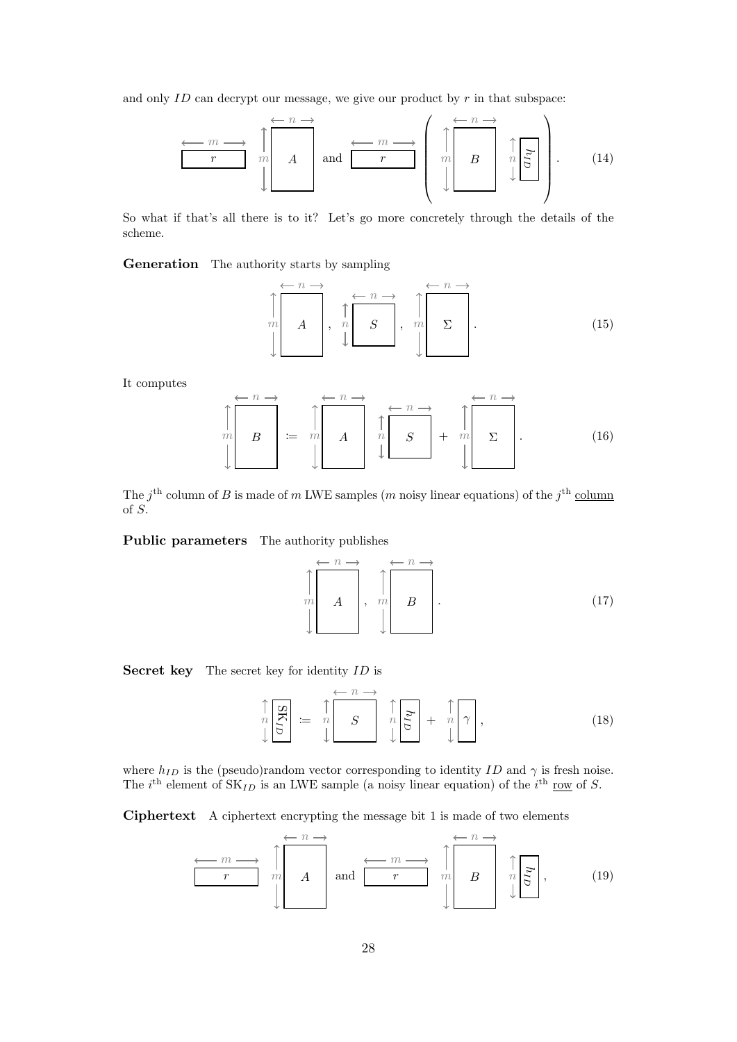and only $ID$ can decrypt our message, we give our product by $r$ in that subspace:

$$\underbrace{r}_{\leftarrow m \rightarrow} \; \underbrace{A}_{m \times n} \quad \text{and} \quad \underbrace{r}_{\leftarrow m \rightarrow} \left( \underbrace{B}_{m \times n} \; \underbrace{h_{ID}}_{n} \right). \tag{14}$$

So what if that's all there is to it? Let's go more concretely through the details of the scheme.

**Generation** The authority starts by sampling

$$\underbrace{A}_{m \times n}, \quad \underbrace{S}_{n \times n}, \quad \underbrace{\Sigma}_{m \times n}. \tag{15}$$

It computes

$$\underbrace{B}_{m \times n} := \underbrace{A}_{m \times n} \; \underbrace{S}_{n \times n} + \underbrace{\Sigma}_{m \times n}. \tag{16}$$

The $j^{\text{th}}$ column of $B$ is made of $m$ LWE samples ($m$ noisy linear equations) of the $j^{\text{th}}$ column of $S$.

**Public parameters** The authority publishes

$$\underbrace{A}_{m \times n}, \quad \underbrace{B}_{m \times n}. \tag{17}$$

**Secret key** The secret key for identity $ID$ is

$$\underbrace{\mathrm{SK}_{ID}}_{n} := \underbrace{S}_{n \times n} \; \underbrace{h_{ID}}_{n} + \underbrace{\gamma}_{n}, \tag{18}$$

where $h_{ID}$ is the (pseudo)random vector corresponding to identity $ID$ and $\gamma$ is fresh noise. The $i^{\text{th}}$ element of $\mathrm{SK}_{ID}$ is an LWE sample (a noisy linear equation) of the $i^{\text{th}}$ row of $S$.

**Ciphertext** A ciphertext encrypting the message bit 1 is made of two elements

$$\underbrace{r}_{\leftarrow m \rightarrow} \; \underbrace{A}_{m \times n} \quad \text{and} \quad \underbrace{r}_{\leftarrow m \rightarrow} \; \underbrace{B}_{m \times n} \; \underbrace{h_{ID}}_{n}, \tag{19}$$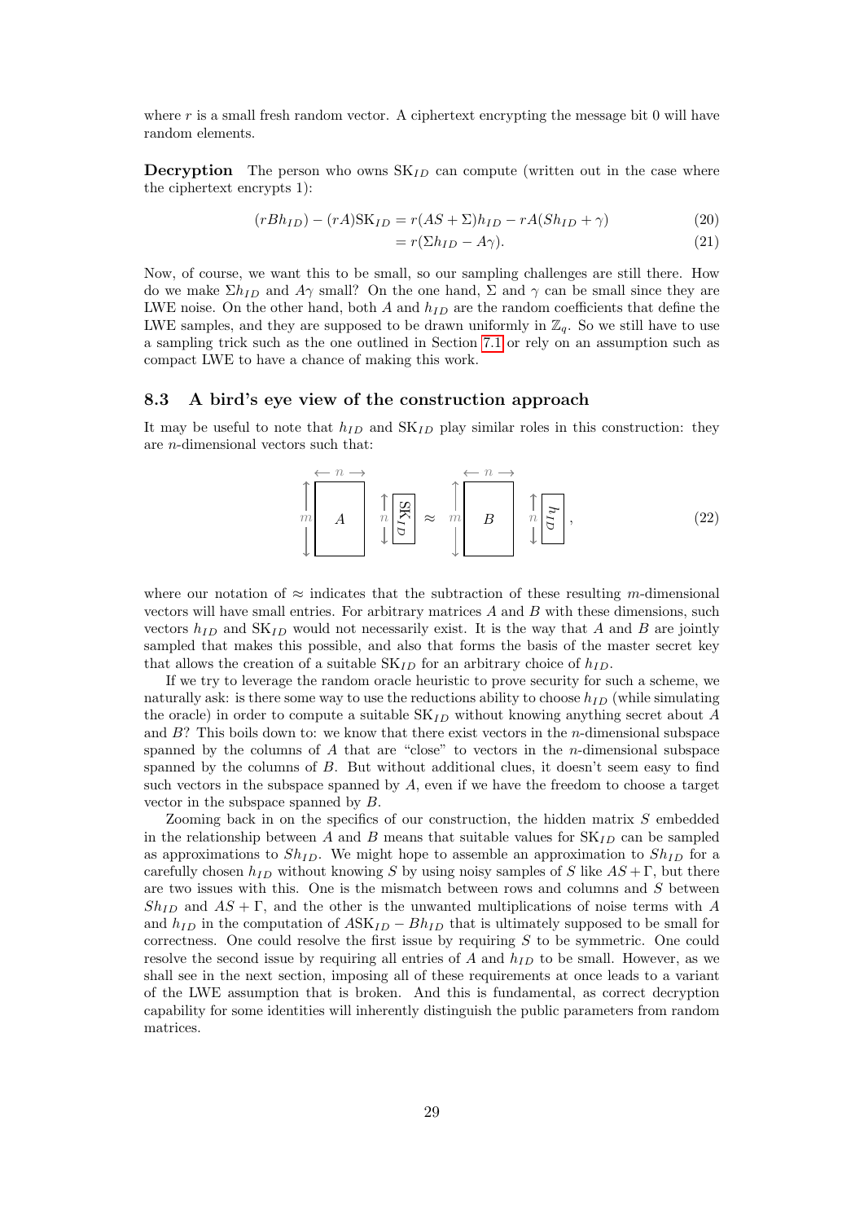where $r$ is a small fresh random vector. A ciphertext encrypting the message bit 0 will have random elements.

**Decryption** The person who owns $\text{SK}_{ID}$ can compute (written out in the case where the ciphertext encrypts 1):

$$(rBh_{ID}) - (rA)\text{SK}_{ID} = r(AS + \Sigma)h_{ID} - rA(Sh_{ID} + \gamma) \tag{20}$$

$$= r(\Sigma h_{ID} - A\gamma). \tag{21}$$

Now, of course, we want this to be small, so our sampling challenges are still there. How do we make $\Sigma h_{ID}$ and $A\gamma$ small? On the one hand, $\Sigma$ and $\gamma$ can be small since they are LWE noise. On the other hand, both $A$ and $h_{ID}$ are the random coefficients that define the LWE samples, and they are supposed to be drawn uniformly in $\mathbb{Z}_q$. So we still have to use a sampling trick such as the one outlined in Section 7.1 or rely on an assumption such as compact LWE to have a chance of making this work.

### 8.3 A bird's eye view of the construction approach

It may be useful to note that $h_{ID}$ and $\text{SK}_{ID}$ play similar roles in this construction: they are $n$-dimensional vectors such that:

$$\underbrace{A}_{m \times n} \; \underbrace{\text{SK}_{ID}}_{n} \approx \underbrace{B}_{m \times n} \; \underbrace{h_{ID}}_{n}, \tag{22}$$

where our notation of $\approx$ indicates that the subtraction of these resulting $m$-dimensional vectors will have small entries. For arbitrary matrices $A$ and $B$ with these dimensions, such vectors $h_{ID}$ and $\text{SK}_{ID}$ would not necessarily exist. It is the way that $A$ and $B$ are jointly sampled that makes this possible, and also that forms the basis of the master secret key that allows the creation of a suitable $\text{SK}_{ID}$ for an arbitrary choice of $h_{ID}$.

If we try to leverage the random oracle heuristic to prove security for such a scheme, we naturally ask: is there some way to use the reductions ability to choose $h_{ID}$ (while simulating the oracle) in order to compute a suitable $\text{SK}_{ID}$ without knowing anything secret about $A$ and $B$? This boils down to: we know that there exist vectors in the $n$-dimensional subspace spanned by the columns of $A$ that are "close" to vectors in the $n$-dimensional subspace spanned by the columns of $B$. But without additional clues, it doesn't seem easy to find such vectors in the subspace spanned by $A$, even if we have the freedom to choose a target vector in the subspace spanned by $B$.

Zooming back in on the specifics of our construction, the hidden matrix $S$ embedded in the relationship between $A$ and $B$ means that suitable values for $\text{SK}_{ID}$ can be sampled as approximations to $Sh_{ID}$. We might hope to assemble an approximation to $Sh_{ID}$ for a carefully chosen $h_{ID}$ without knowing $S$ by using noisy samples of $S$ like $AS + \Gamma$, but there are two issues with this. One is the mismatch between rows and columns and $S$ between $Sh_{ID}$ and $AS + \Gamma$, and the other is the unwanted multiplications of noise terms with $A$ and $h_{ID}$ in the computation of $A\text{SK}_{ID} - Bh_{ID}$ that is ultimately supposed to be small for correctness. One could resolve the first issue by requiring $S$ to be symmetric. One could resolve the second issue by requiring all entries of $A$ and $h_{ID}$ to be small. However, as we shall see in the next section, imposing all of these requirements at once leads to a variant of the LWE assumption that is broken. And this is fundamental, as correct decryption capability for some identities will inherently distinguish the public parameters from random matrices.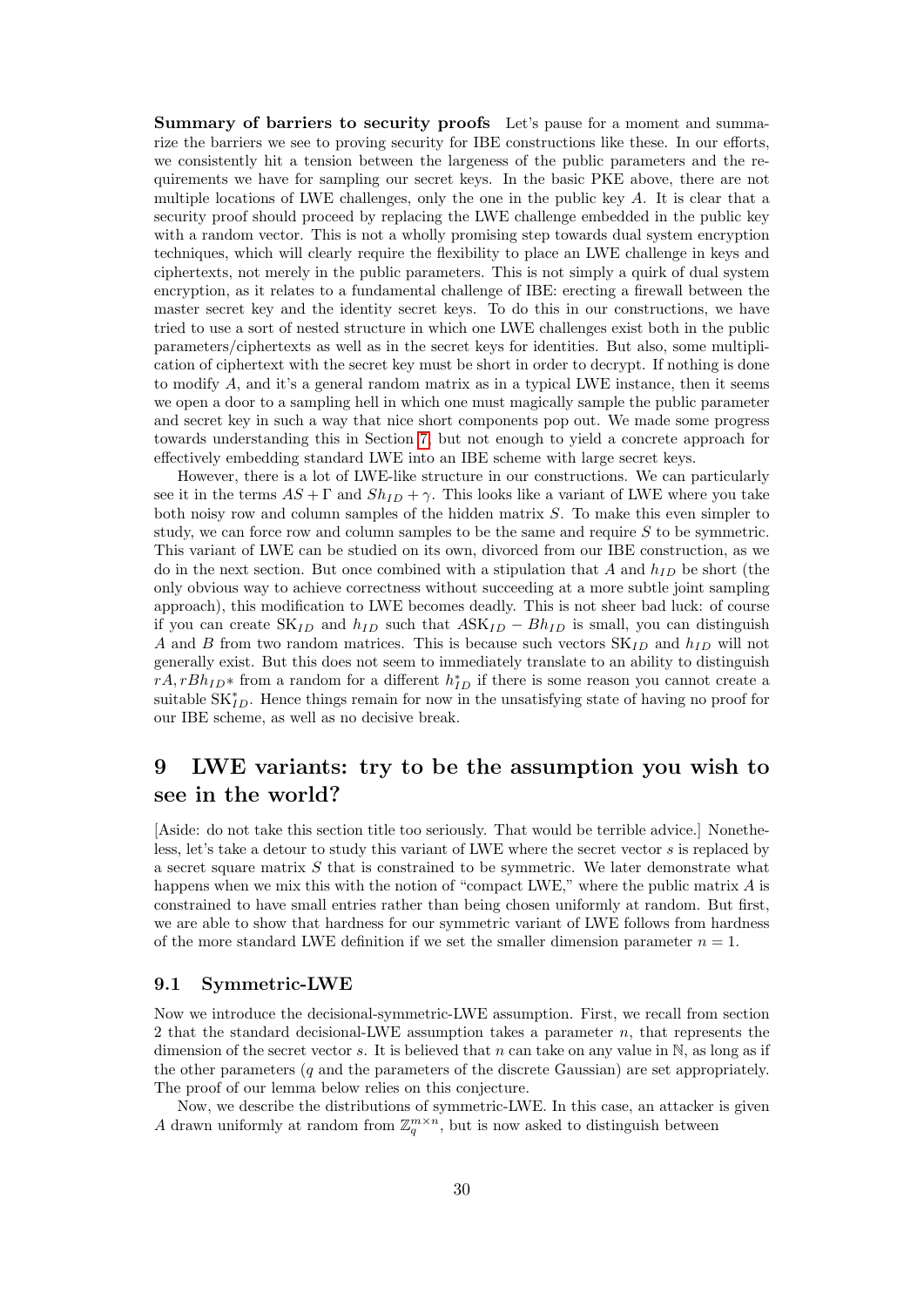**Summary of barriers to security proofs** Let's pause for a moment and summarize the barriers we see to proving security for IBE constructions like these. In our efforts, we consistently hit a tension between the largeness of the public parameters and the requirements we have for sampling our secret keys. In the basic PKE above, there are not multiple locations of LWE challenges, only the one in the public key $A$. It is clear that a security proof should proceed by replacing the LWE challenge embedded in the public key with a random vector. This is not a wholly promising step towards dual system encryption techniques, which will clearly require the flexibility to place an LWE challenge in keys and ciphertexts, not merely in the public parameters. This is not simply a quirk of dual system encryption, as it relates to a fundamental challenge of IBE: erecting a firewall between the master secret key and the identity secret keys. To do this in our constructions, we have tried to use a sort of nested structure in which one LWE challenges exist both in the public parameters/ciphertexts as well as in the secret keys for identities. But also, some multiplication of ciphertext with the secret key must be short in order to decrypt. If nothing is done to modify $A$, and it's a general random matrix as in a typical LWE instance, then it seems we open a door to a sampling hell in which one must magically sample the public parameter and secret key in such a way that nice short components pop out. We made some progress towards understanding this in Section 7, but not enough to yield a concrete approach for effectively embedding standard LWE into an IBE scheme with large secret keys.

However, there is a lot of LWE-like structure in our constructions. We can particularly see it in the terms $AS + \Gamma$ and $Sh_{ID} + \gamma$. This looks like a variant of LWE where you take both noisy row and column samples of the hidden matrix $S$. To make this even simpler to study, we can force row and column samples to be the same and require $S$ to be symmetric. This variant of LWE can be studied on its own, divorced from our IBE construction, as we do in the next section. But once combined with a stipulation that $A$ and $h_{ID}$ be short (the only obvious way to achieve correctness without succeeding at a more subtle joint sampling approach), this modification to LWE becomes deadly. This is not sheer bad luck: of course if you can create $\text{SK}_{ID}$ and $h_{ID}$ such that $A\text{SK}_{ID} - Bh_{ID}$ is small, you can distinguish $A$ and $B$ from two random matrices. This is because such vectors $\text{SK}_{ID}$ and $h_{ID}$ will not generally exist. But this does not seem to immediately translate to an ability to distinguish $rA, rBh_{ID}*$ from a random for a different $h^*_{ID}$ if there is some reason you cannot create a suitable $\text{SK}^*_{ID}$. Hence things remain for now in the unsatisfying state of having no proof for our IBE scheme, as well as no decisive break.

# 9 LWE variants: try to be the assumption you wish to see in the world?

[Aside: do not take this section title too seriously. That would be terrible advice.] Nonetheless, let's take a detour to study this variant of LWE where the secret vector $s$ is replaced by a secret square matrix $S$ that is constrained to be symmetric. We later demonstrate what happens when we mix this with the notion of "compact LWE," where the public matrix $A$ is constrained to have small entries rather than being chosen uniformly at random. But first, we are able to show that hardness for our symmetric variant of LWE follows from hardness of the more standard LWE definition if we set the smaller dimension parameter $n = 1$.

## 9.1 Symmetric-LWE

Now we introduce the decisional-symmetric-LWE assumption. First, we recall from section 2 that the standard decisional-LWE assumption takes a parameter $n$, that represents the dimension of the secret vector $s$. It is believed that $n$ can take on any value in $\mathbb{N}$, as long as if the other parameters ($q$ and the parameters of the discrete Gaussian) are set appropriately. The proof of our lemma below relies on this conjecture.

Now, we describe the distributions of symmetric-LWE. In this case, an attacker is given $A$ drawn uniformly at random from $\mathbb{Z}_q^{m\times n}$, but is now asked to distinguish between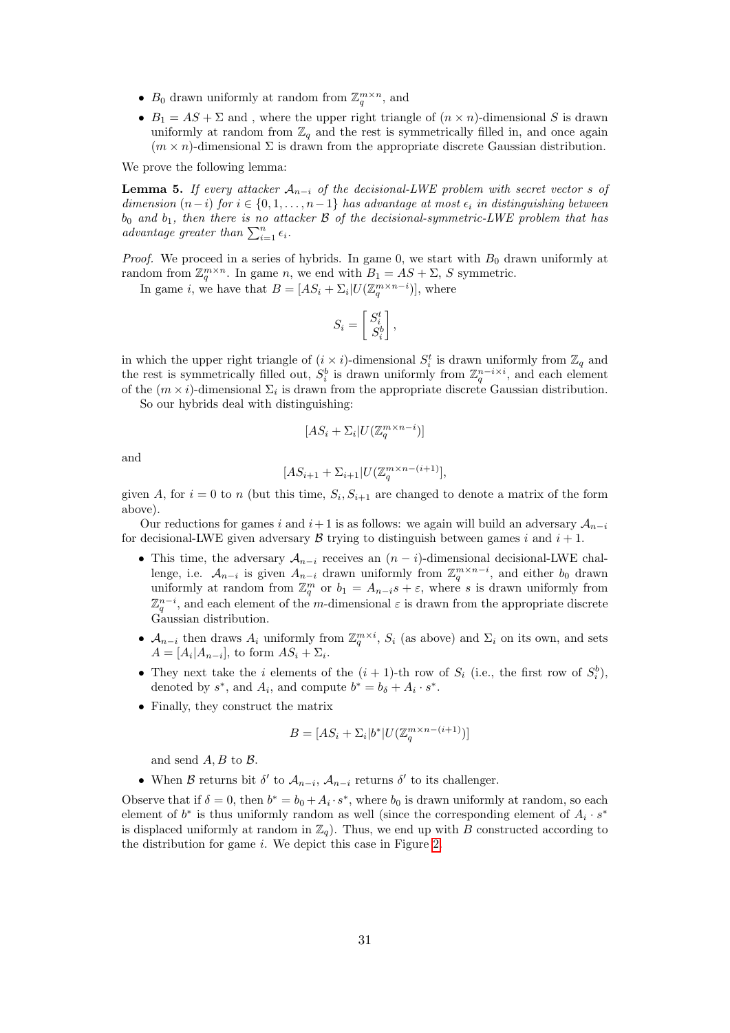- $B_0$ drawn uniformly at random from $\mathbb{Z}_q^{m \times n}$, and
- $B_1 = AS + \Sigma$ and , where the upper right triangle of $(n \times n)$-dimensional $S$ is drawn uniformly at random from $\mathbb{Z}_q$ and the rest is symmetrically filled in, and once again $(m \times n)$-dimensional $\Sigma$ is drawn from the appropriate discrete Gaussian distribution.

We prove the following lemma:

**Lemma 5.** *If every attacker $\mathcal{A}_{n-i}$ of the decisional-LWE problem with secret vector $s$ of dimension $(n-i)$ for $i \in \{0, 1, \ldots, n-1\}$ has advantage at most $\epsilon_i$ in distinguishing between $b_0$ and $b_1$, then there is no attacker $\mathcal{B}$ of the decisional-symmetric-LWE problem that has advantage greater than $\sum_{i=1}^{n} \epsilon_i$.*

*Proof.* We proceed in a series of hybrids. In game 0, we start with $B_0$ drawn uniformly at random from $\mathbb{Z}_q^{m \times n}$. In game $n$, we end with $B_1 = AS + \Sigma$, $S$ symmetric.

In game $i$, we have that $B = [AS_i + \Sigma_i | U(\mathbb{Z}_q^{m \times n-i})]$, where

$$S_i = \begin{bmatrix} S_i^t \\ S_i^b \end{bmatrix},$$

in which the upper right triangle of $(i \times i)$-dimensional $S_i^t$ is drawn uniformly from $\mathbb{Z}_q$ and the rest is symmetrically filled out, $S_i^b$ is drawn uniformly from $\mathbb{Z}_q^{n-i \times i}$, and each element of the $(m \times i)$-dimensional $\Sigma_i$ is drawn from the appropriate discrete Gaussian distribution.

So our hybrids deal with distinguishing:

$$[AS_i + \Sigma_i | U(\mathbb{Z}_q^{m \times n-i})]$$

and

$$[AS_{i+1} + \Sigma_{i+1} | U(\mathbb{Z}_q^{m \times n-(i+1)})],$$

given $A$, for $i = 0$ to $n$ (but this time, $S_i, S_{i+1}$ are changed to denote a matrix of the form above).

Our reductions for games $i$ and $i+1$ is as follows: we again will build an adversary $\mathcal{A}_{n-i}$ for decisional-LWE given adversary $\mathcal{B}$ trying to distinguish between games $i$ and $i+1$.

- This time, the adversary $\mathcal{A}_{n-i}$ receives an $(n-i)$-dimensional decisional-LWE challenge, i.e. $\mathcal{A}_{n-i}$ is given $A_{n-i}$ drawn uniformly from $\mathbb{Z}_q^{m \times n-i}$, and either $b_0$ drawn uniformly at random from $\mathbb{Z}_q^m$ or $b_1 = A_{n-i}s + \varepsilon$, where $s$ is drawn uniformly from $\mathbb{Z}_q^{n-i}$, and each element of the $m$-dimensional $\varepsilon$ is drawn from the appropriate discrete Gaussian distribution.
- $\mathcal{A}_{n-i}$ then draws $A_i$ uniformly from $\mathbb{Z}_q^{m \times i}$, $S_i$ (as above) and $\Sigma_i$ on its own, and sets $A = [A_i | A_{n-i}]$, to form $AS_i + \Sigma_i$.
- They next take the $i$ elements of the $(i+1)$-th row of $S_i$ (i.e., the first row of $S_i^b$), denoted by $s^*$, and $A_i$, and compute $b^* = b_\delta + A_i \cdot s^*$.
- Finally, they construct the matrix

$$B = [AS_i + \Sigma_i | b^* | U(\mathbb{Z}_q^{m \times n-(i+1)})]$$

  and send $A, B$ to $\mathcal{B}$.
- When $\mathcal{B}$ returns bit $\delta'$ to $\mathcal{A}_{n-i}$, $\mathcal{A}_{n-i}$ returns $\delta'$ to its challenger.

Observe that if $\delta = 0$, then $b^* = b_0 + A_i \cdot s^*$, where $b_0$ is drawn uniformly at random, so each element of $b^*$ is thus uniformly random as well (since the corresponding element of $A_i \cdot s^*$ is displaced uniformly at random in $\mathbb{Z}_q$). Thus, we end up with $B$ constructed according to the distribution for game $i$. We depict this case in Figure 2.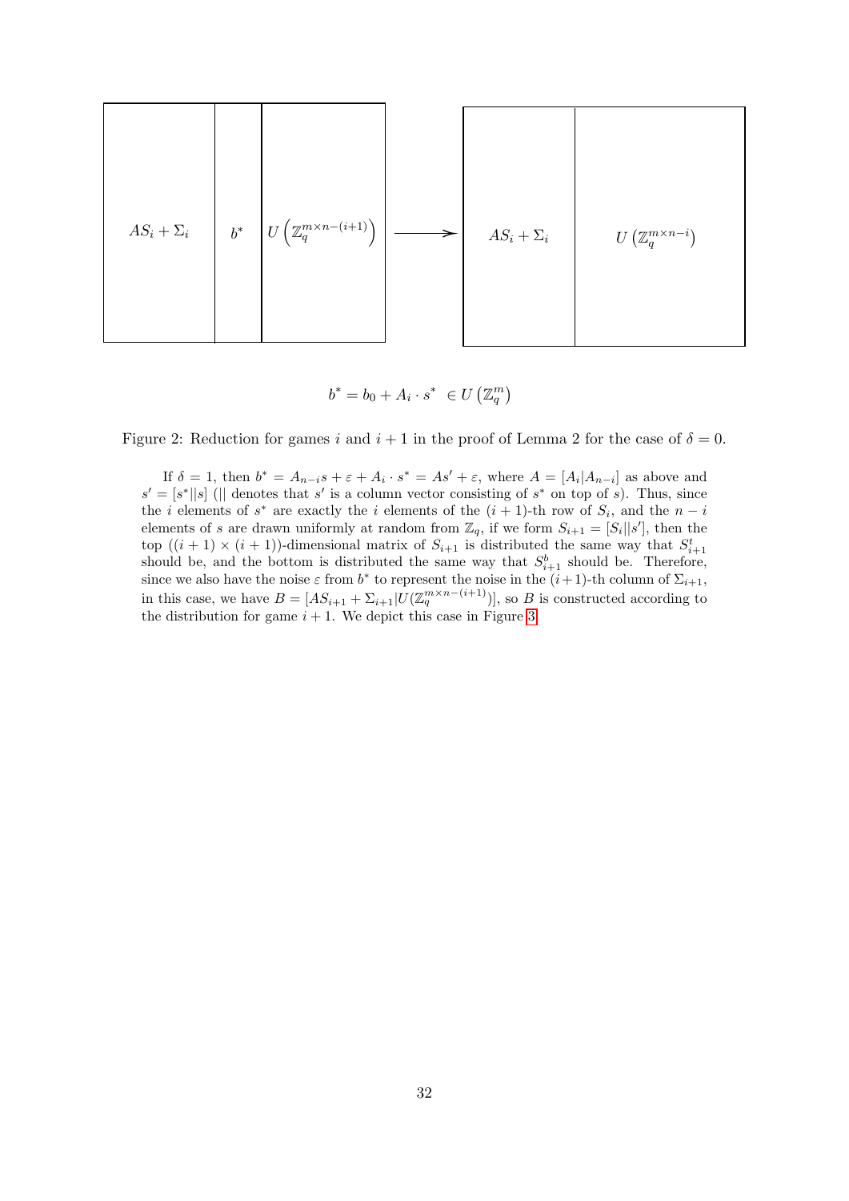$AS_i + \Sigma_i$ | $b^*$ | $U\left(\mathbb{Z}_q^{m \times n-(i+1)}\right)$ $\longrightarrow$ $AS_i + \Sigma_i$ | $U\left(\mathbb{Z}_q^{m \times n-i}\right)$

$$b^* = b_0 + A_i \cdot s^* \in U\left(\mathbb{Z}_q^m\right)$$

Figure 2: Reduction for games $i$ and $i+1$ in the proof of Lemma 2 for the case of $\delta = 0$.

If $\delta = 1$, then $b^* = A_{n-i}s + \varepsilon + A_i \cdot s^* = As' + \varepsilon$, where $A = [A_i|A_{n-i}]$ as above and $s' = [s^*||s]$ ($||$ denotes that $s'$ is a column vector consisting of $s^*$ on top of $s$). Thus, since the $i$ elements of $s^*$ are exactly the $i$ elements of the $(i+1)$-th row of $S_i$, and the $n-i$ elements of $s$ are drawn uniformly at random from $\mathbb{Z}_q$, if we form $S_{i+1} = [S_i||s']$, then the top $((i+1) \times (i+1))$-dimensional matrix of $S_{i+1}$ is distributed the same way that $S_{i+1}^t$ should be, and the bottom is distributed the same way that $S_{i+1}^b$ should be. Therefore, since we also have the noise $\varepsilon$ from $b^*$ to represent the noise in the $(i+1)$-th column of $\Sigma_{i+1}$, in this case, we have $B = [AS_{i+1} + \Sigma_{i+1}|U(\mathbb{Z}_q^{m \times n-(i+1)})]$, so $B$ is constructed according to the distribution for game $i+1$. We depict this case in Figure 3.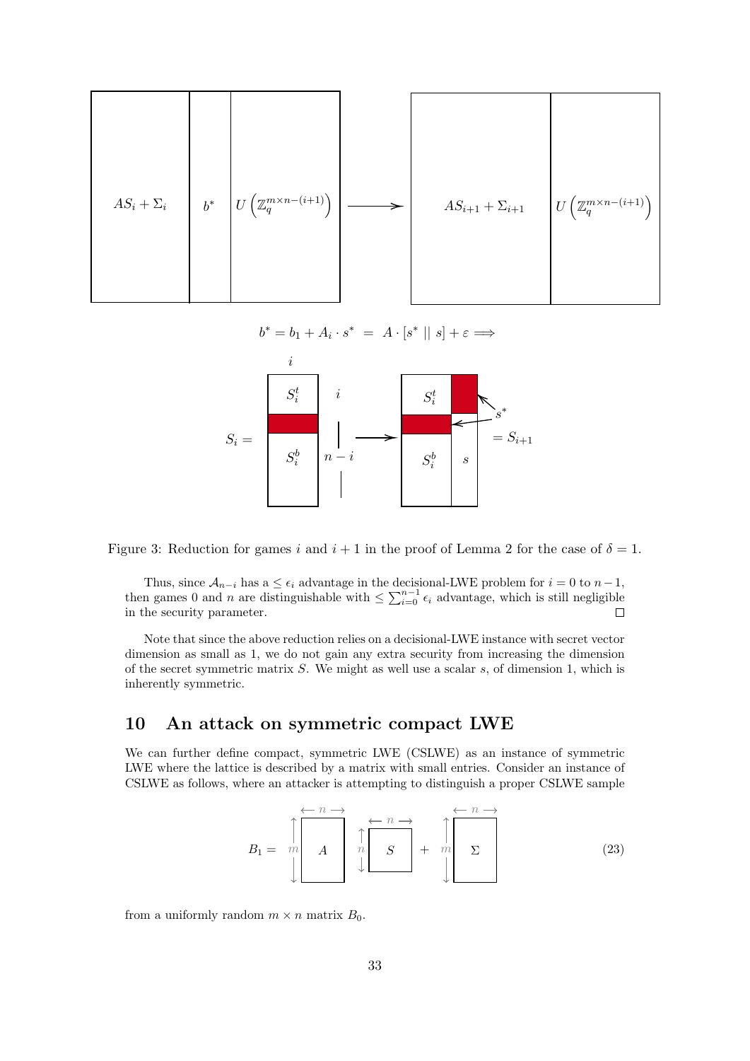$$b^* = b_1 + A_i \cdot s^* \;=\; A \cdot [s^* \mid\mid s] + \varepsilon \Longrightarrow$$

Figure 3: Reduction for games $i$ and $i+1$ in the proof of Lemma 2 for the case of $\delta = 1$.

Thus, since $\mathcal{A}_{n-i}$ has a $\leq \epsilon_i$ advantage in the decisional-LWE problem for $i = 0$ to $n-1$, then games 0 and $n$ are distinguishable with $\leq \sum_{i=0}^{n-1} \epsilon_i$ advantage, which is still negligible in the security parameter. □

Note that since the above reduction relies on a decisional-LWE instance with secret vector dimension as small as 1, we do not gain any extra security from increasing the dimension of the secret symmetric matrix $S$. We might as well use a scalar $s$, of dimension 1, which is inherently symmetric.

## 10 An attack on symmetric compact LWE

We can further define compact, symmetric LWE (CSLWE) as an instance of symmetric LWE where the lattice is described by a matrix with small entries. Consider an instance of CSLWE as follows, where an attacker is attempting to distinguish a proper CSLWE sample

$$B_1 = \underbrace{A}_{m \times n} \; \underbrace{S}_{n \times n} + \underbrace{\Sigma}_{m \times n} \tag{23}$$

from a uniformly random $m \times n$ matrix $B_0$.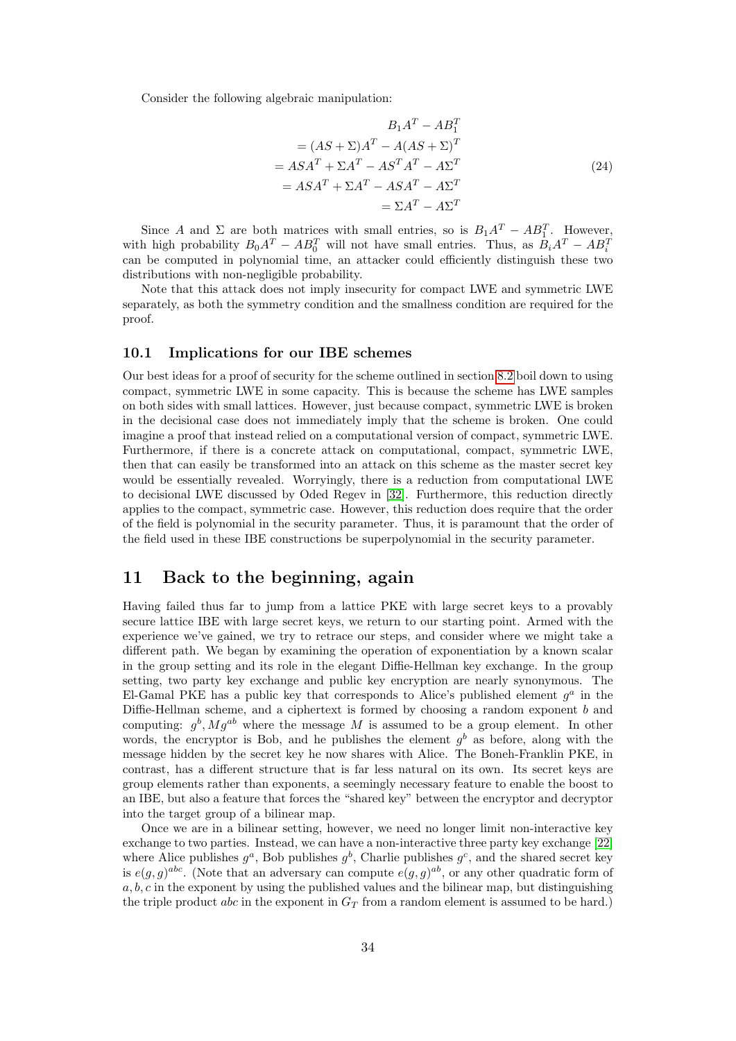Consider the following algebraic manipulation:

$$
\begin{aligned}
& B_1 A^T - A B_1^T \\
&= (AS + \Sigma) A^T - A(AS + \Sigma)^T \\
&= ASA^T + \Sigma A^T - AS^T A^T - A\Sigma^T \\
&= ASA^T + \Sigma A^T - ASA^T - A\Sigma^T \\
&= \Sigma A^T - A\Sigma^T
\end{aligned}
\tag{24}
$$

Since $A$ and $\Sigma$ are both matrices with small entries, so is $B_1 A^T - A B_1^T$. However, with high probability $B_0 A^T - A B_0^T$ will not have small entries. Thus, as $B_i A^T - A B_i^T$ can be computed in polynomial time, an attacker could efficiently distinguish these two distributions with non-negligible probability.

Note that this attack does not imply insecurity for compact LWE and symmetric LWE separately, as both the symmetry condition and the smallness condition are required for the proof.

### 10.1 Implications for our IBE schemes

Our best ideas for a proof of security for the scheme outlined in section 8.2 boil down to using compact, symmetric LWE in some capacity. This is because the scheme has LWE samples on both sides with small lattices. However, just because compact, symmetric LWE is broken in the decisional case does not immediately imply that the scheme is broken. One could imagine a proof that instead relied on a computational version of compact, symmetric LWE. Furthermore, if there is a concrete attack on computational, compact, symmetric LWE, then that can easily be transformed into an attack on this scheme as the master secret key would be essentially revealed. Worryingly, there is a reduction from computational LWE to decisional LWE discussed by Oded Regev in [32]. Furthermore, this reduction directly applies to the compact, symmetric case. However, this reduction does require that the order of the field is polynomial in the security parameter. Thus, it is paramount that the order of the field used in these IBE constructions be superpolynomial in the security parameter.

## 11 Back to the beginning, again

Having failed thus far to jump from a lattice PKE with large secret keys to a provably secure lattice IBE with large secret keys, we return to our starting point. Armed with the experience we've gained, we try to retrace our steps, and consider where we might take a different path. We began by examining the operation of exponentiation by a known scalar in the group setting and its role in the elegant Diffie-Hellman key exchange. In the group setting, two party key exchange and public key encryption are nearly synonymous. The El-Gamal PKE has a public key that corresponds to Alice's published element $g^a$ in the Diffie-Hellman scheme, and a ciphertext is formed by choosing a random exponent $b$ and computing: $g^b, Mg^{ab}$ where the message $M$ is assumed to be a group element. In other words, the encryptor is Bob, and he publishes the element $g^b$ as before, along with the message hidden by the secret key he now shares with Alice. The Boneh-Franklin PKE, in contrast, has a different structure that is far less natural on its own. Its secret keys are group elements rather than exponents, a seemingly necessary feature to enable the boost to an IBE, but also a feature that forces the "shared key" between the encryptor and decryptor into the target group of a bilinear map.

Once we are in a bilinear setting, however, we need no longer limit non-interactive key exchange to two parties. Instead, we can have a non-interactive three party key exchange [22] where Alice publishes $g^a$, Bob publishes $g^b$, Charlie publishes $g^c$, and the shared secret key is $e(g,g)^{abc}$. (Note that an adversary can compute $e(g,g)^{ab}$, or any other quadratic form of $a, b, c$ in the exponent by using the published values and the bilinear map, but distinguishing the triple product $abc$ in the exponent in $G_T$ from a random element is assumed to be hard.)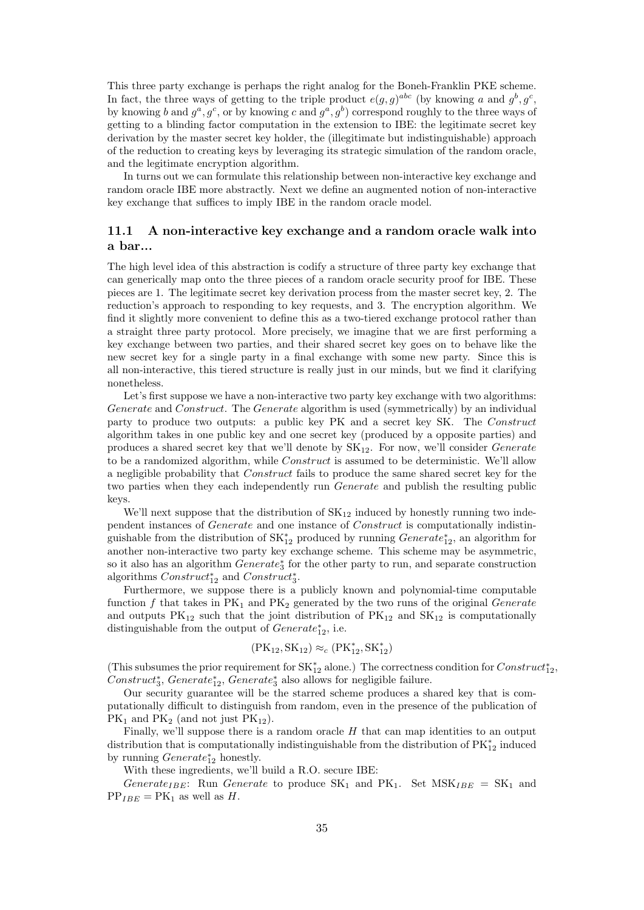This three party exchange is perhaps the right analog for the Boneh-Franklin PKE scheme. In fact, the three ways of getting to the triple product $e(g,g)^{abc}$ (by knowing $a$ and $g^b, g^c$, by knowing $b$ and $g^a, g^c$, or by knowing $c$ and $g^a, g^b$) correspond roughly to the three ways of getting to a blinding factor computation in the extension to IBE: the legitimate secret key derivation by the master secret key holder, the (illegitimate but indistinguishable) approach of the reduction to creating keys by leveraging its strategic simulation of the random oracle, and the legitimate encryption algorithm.

In turns out we can formulate this relationship between non-interactive key exchange and random oracle IBE more abstractly. Next we define an augmented notion of non-interactive key exchange that suffices to imply IBE in the random oracle model.

## 11.1 A non-interactive key exchange and a random oracle walk into a bar...

The high level idea of this abstraction is codify a structure of three party key exchange that can generically map onto the three pieces of a random oracle security proof for IBE. These pieces are 1. The legitimate secret key derivation process from the master secret key, 2. The reduction's approach to responding to key requests, and 3. The encryption algorithm. We find it slightly more convenient to define this as a two-tiered exchange protocol rather than a straight three party protocol. More precisely, we imagine that we are first performing a key exchange between two parties, and their shared secret key goes on to behave like the new secret key for a single party in a final exchange with some new party. Since this is all non-interactive, this tiered structure is really just in our minds, but we find it clarifying nonetheless.

Let's first suppose we have a non-interactive two party key exchange with two algorithms: *Generate* and *Construct*. The *Generate* algorithm is used (symmetrically) by an individual party to produce two outputs: a public key PK and a secret key SK. The *Construct* algorithm takes in one public key and one secret key (produced by a opposite parties) and produces a shared secret key that we'll denote by $\mathrm{SK}_{12}$. For now, we'll consider *Generate* to be a randomized algorithm, while *Construct* is assumed to be deterministic. We'll allow a negligible probability that *Construct* fails to produce the same shared secret key for the two parties when they each independently run *Generate* and publish the resulting public keys.

We'll next suppose that the distribution of $\mathrm{SK}_{12}$ induced by honestly running two independent instances of *Generate* and one instance of *Construct* is computationally indistinguishable from the distribution of $\mathrm{SK}^*_{12}$ produced by running $Generate^*_{12}$, an algorithm for another non-interactive two party key exchange scheme. This scheme may be asymmetric, so it also has an algorithm $Generate^*_3$ for the other party to run, and separate construction algorithms $Construct^*_{12}$ and $Construct^*_3$.

Furthermore, we suppose there is a publicly known and polynomial-time computable function $f$ that takes in $\mathrm{PK}_1$ and $\mathrm{PK}_2$ generated by the two runs of the original *Generate* and outputs $\mathrm{PK}_{12}$ such that the joint distribution of $\mathrm{PK}_{12}$ and $\mathrm{SK}_{12}$ is computationally distinguishable from the output of $Generate^*_{12}$, i.e.

$$(\mathrm{PK}_{12}, \mathrm{SK}_{12}) \approx_c (\mathrm{PK}^*_{12}, \mathrm{SK}^*_{12})$$

(This subsumes the prior requirement for $\mathrm{SK}^*_{12}$ alone.) The correctness condition for $Construct^*_{12}$, $Construct^*_3$, $Generate^*_{12}$, $Generate^*_3$ also allows for negligible failure.

Our security guarantee will be the starred scheme produces a shared key that is computationally difficult to distinguish from random, even in the presence of the publication of $\mathrm{PK}_1$ and $\mathrm{PK}_2$ (and not just $\mathrm{PK}_{12}$).

Finally, we'll suppose there is a random oracle $H$ that can map identities to an output distribution that is computationally indistinguishable from the distribution of $\mathrm{PK}^*_{12}$ induced by running $Generate^*_{12}$ honestly.

With these ingredients, we'll build a R.O. secure IBE:

$Generate_{IBE}$: Run *Generate* to produce $\mathrm{SK}_1$ and $\mathrm{PK}_1$. Set $\mathrm{MSK}_{IBE} = \mathrm{SK}_1$ and $\mathrm{PP}_{IBE} = \mathrm{PK}_1$ as well as $H$.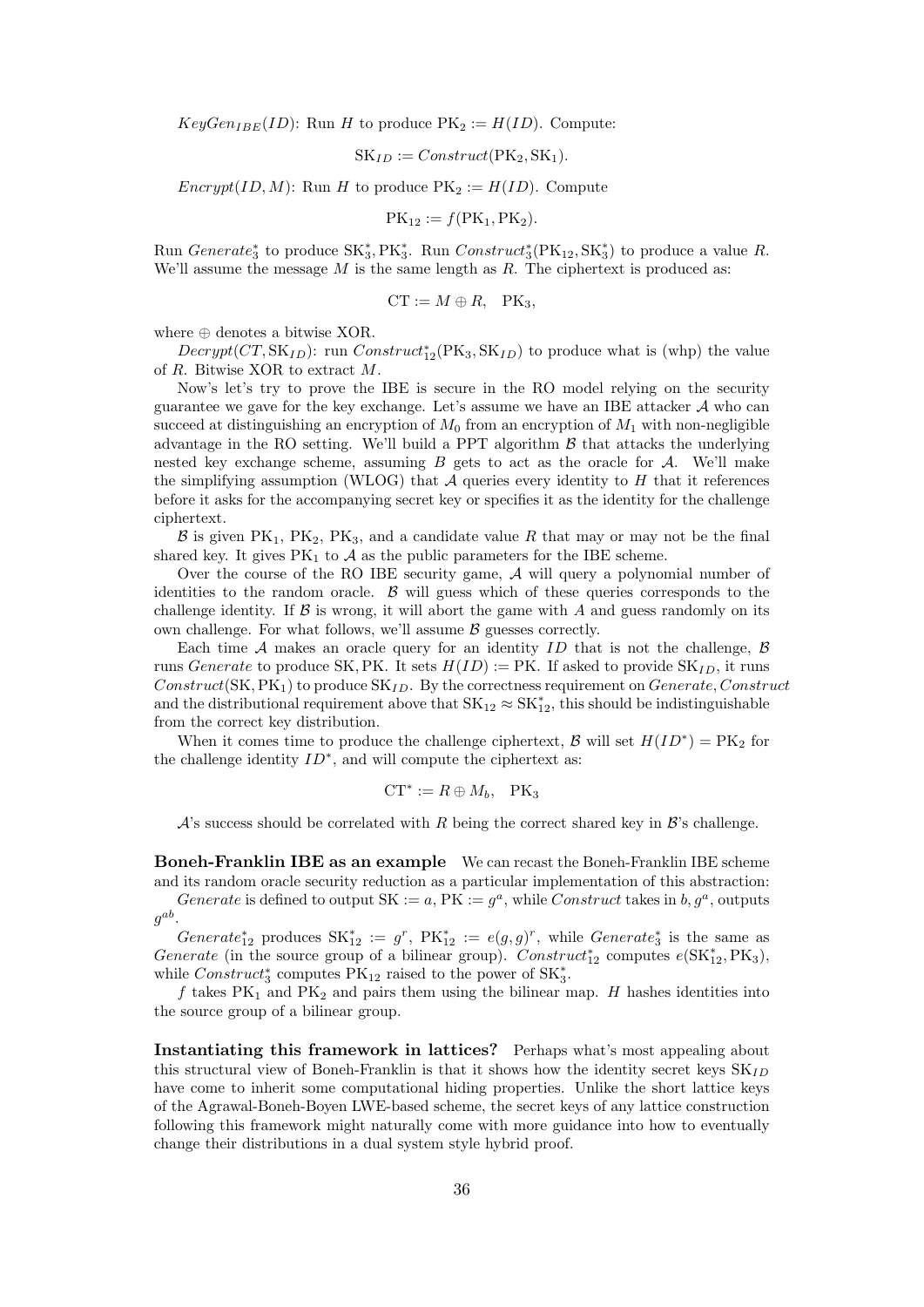$KeyGen_{IBE}(ID)$: Run $H$ to produce $\mathrm{PK}_2 := H(ID)$. Compute:

$$\mathrm{SK}_{ID} := Construct(\mathrm{PK}_2, \mathrm{SK}_1).$$

$Encrypt(ID, M)$: Run $H$ to produce $\mathrm{PK}_2 := H(ID)$. Compute

$$\mathrm{PK}_{12} := f(\mathrm{PK}_1, \mathrm{PK}_2).$$

Run $Generate_3^*$ to produce $\mathrm{SK}_3^*, \mathrm{PK}_3^*$. Run $Construct_3^*(\mathrm{PK}_{12}, \mathrm{SK}_3^*)$ to produce a value $R$. We'll assume the message $M$ is the same length as $R$. The ciphertext is produced as:

$$\mathrm{CT} := M \oplus R, \quad \mathrm{PK}_3,$$

where $\oplus$ denotes a bitwise XOR.

$Decrypt(CT, \mathrm{SK}_{ID})$: run $Construct_{12}^*(\mathrm{PK}_3, \mathrm{SK}_{ID})$ to produce what is (whp) the value of $R$. Bitwise XOR to extract $M$.

Now's let's try to prove the IBE is secure in the RO model relying on the security guarantee we gave for the key exchange. Let's assume we have an IBE attacker $\mathcal{A}$ who can succeed at distinguishing an encryption of $M_0$ from an encryption of $M_1$ with non-negligible advantage in the RO setting. We'll build a PPT algorithm $\mathcal{B}$ that attacks the underlying nested key exchange scheme, assuming $B$ gets to act as the oracle for $\mathcal{A}$. We'll make the simplifying assumption (WLOG) that $\mathcal{A}$ queries every identity to $H$ that it references before it asks for the accompanying secret key or specifies it as the identity for the challenge ciphertext.

$\mathcal{B}$ is given $\mathrm{PK}_1$, $\mathrm{PK}_2$, $\mathrm{PK}_3$, and a candidate value $R$ that may or may not be the final shared key. It gives $\mathrm{PK}_1$ to $\mathcal{A}$ as the public parameters for the IBE scheme.

Over the course of the RO IBE security game, $\mathcal{A}$ will query a polynomial number of identities to the random oracle. $\mathcal{B}$ will guess which of these queries corresponds to the challenge identity. If $\mathcal{B}$ is wrong, it will abort the game with $A$ and guess randomly on its own challenge. For what follows, we'll assume $\mathcal{B}$ guesses correctly.

Each time $\mathcal{A}$ makes an oracle query for an identity $ID$ that is not the challenge, $\mathcal{B}$ runs $Generate$ to produce SK, PK. It sets $H(ID) := \mathrm{PK}$. If asked to provide $\mathrm{SK}_{ID}$, it runs $Construct(\mathrm{SK}, \mathrm{PK}_1)$ to produce $\mathrm{SK}_{ID}$. By the correctness requirement on $Generate, Construct$ and the distributional requirement above that $\mathrm{SK}_{12} \approx \mathrm{SK}_{12}^*$, this should be indistinguishable from the correct key distribution.

When it comes time to produce the challenge ciphertext, $\mathcal{B}$ will set $H(ID^*) = \mathrm{PK}_2$ for the challenge identity $ID^*$, and will compute the ciphertext as:

$$\mathrm{CT}^* := R \oplus M_b, \quad \mathrm{PK}_3$$

$\mathcal{A}$'s success should be correlated with $R$ being the correct shared key in $\mathcal{B}$'s challenge.

**Boneh-Franklin IBE as an example** We can recast the Boneh-Franklin IBE scheme and its random oracle security reduction as a particular implementation of this abstraction:

$Generate$ is defined to output $\mathrm{SK} := a$, $\mathrm{PK} := g^a$, while $Construct$ takes in $b, g^a$, outputs $g^{ab}$.

$Generate_{12}^*$ produces $\mathrm{SK}_{12}^* := g^r$, $\mathrm{PK}_{12}^* := e(g,g)^r$, while $Generate_3^*$ is the same as $Generate$ (in the source group of a bilinear group). $Construct_{12}^*$ computes $e(\mathrm{SK}_{12}^*, \mathrm{PK}_3)$, while $Construct_3^*$ computes $\mathrm{PK}_{12}$ raised to the power of $\mathrm{SK}_3^*$.

$f$ takes $\mathrm{PK}_1$ and $\mathrm{PK}_2$ and pairs them using the bilinear map. $H$ hashes identities into the source group of a bilinear group.

**Instantiating this framework in lattices?** Perhaps what's most appealing about this structural view of Boneh-Franklin is that it shows how the identity secret keys $\mathrm{SK}_{ID}$ have come to inherit some computational hiding properties. Unlike the short lattice keys of the Agrawal-Boneh-Boyen LWE-based scheme, the secret keys of any lattice construction following this framework might naturally come with more guidance into how to eventually change their distributions in a dual system style hybrid proof.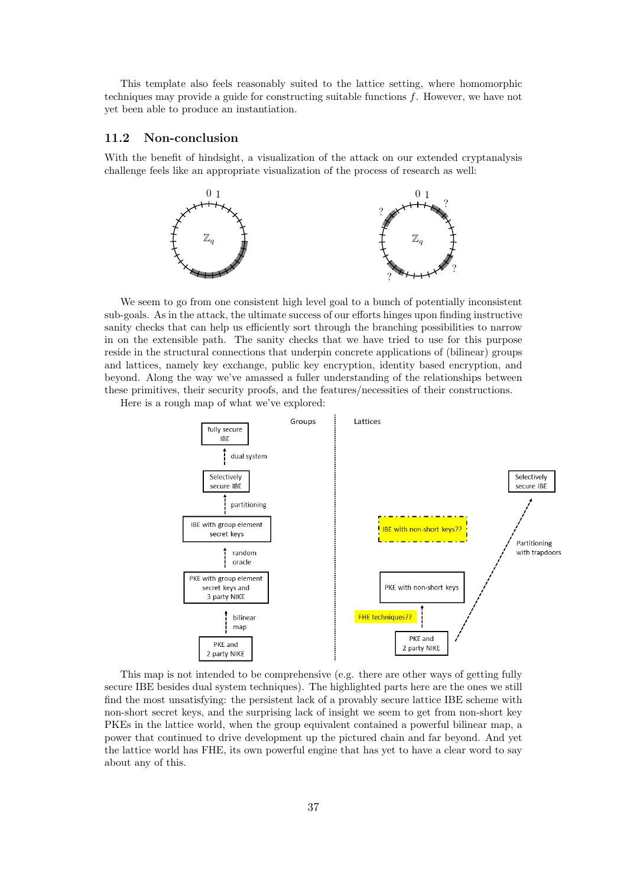This template also feels reasonably suited to the lattice setting, where homomorphic techniques may provide a guide for constructing suitable functions $f$. However, we have not yet been able to produce an instantiation.

### 11.2 Non-conclusion

With the benefit of hindsight, a visualization of the attack on our extended cryptanalysis challenge feels like an appropriate visualization of the process of research as well:

We seem to go from one consistent high level goal to a bunch of potentially inconsistent sub-goals. As in the attack, the ultimate success of our efforts hinges upon finding instructive sanity checks that can help us efficiently sort through the branching possibilities to narrow in on the extensible path. The sanity checks that we have tried to use for this purpose reside in the structural connections that underpin concrete applications of (bilinear) groups and lattices, namely key exchange, public key encryption, identity based encryption, and beyond. Along the way we've amassed a fuller understanding of the relationships between these primitives, their security proofs, and the features/necessities of their constructions.

Here is a rough map of what we've explored:

This map is not intended to be comprehensive (e.g. there are other ways of getting fully secure IBE besides dual system techniques). The highlighted parts here are the ones we still find the most unsatisfying: the persistent lack of a provably secure lattice IBE scheme with non-short secret keys, and the surprising lack of insight we seem to get from non-short key PKEs in the lattice world, when the group equivalent contained a powerful bilinear map, a power that continued to drive development up the pictured chain and far beyond. And yet the lattice world has FHE, its own powerful engine that has yet to have a clear word to say about any of this.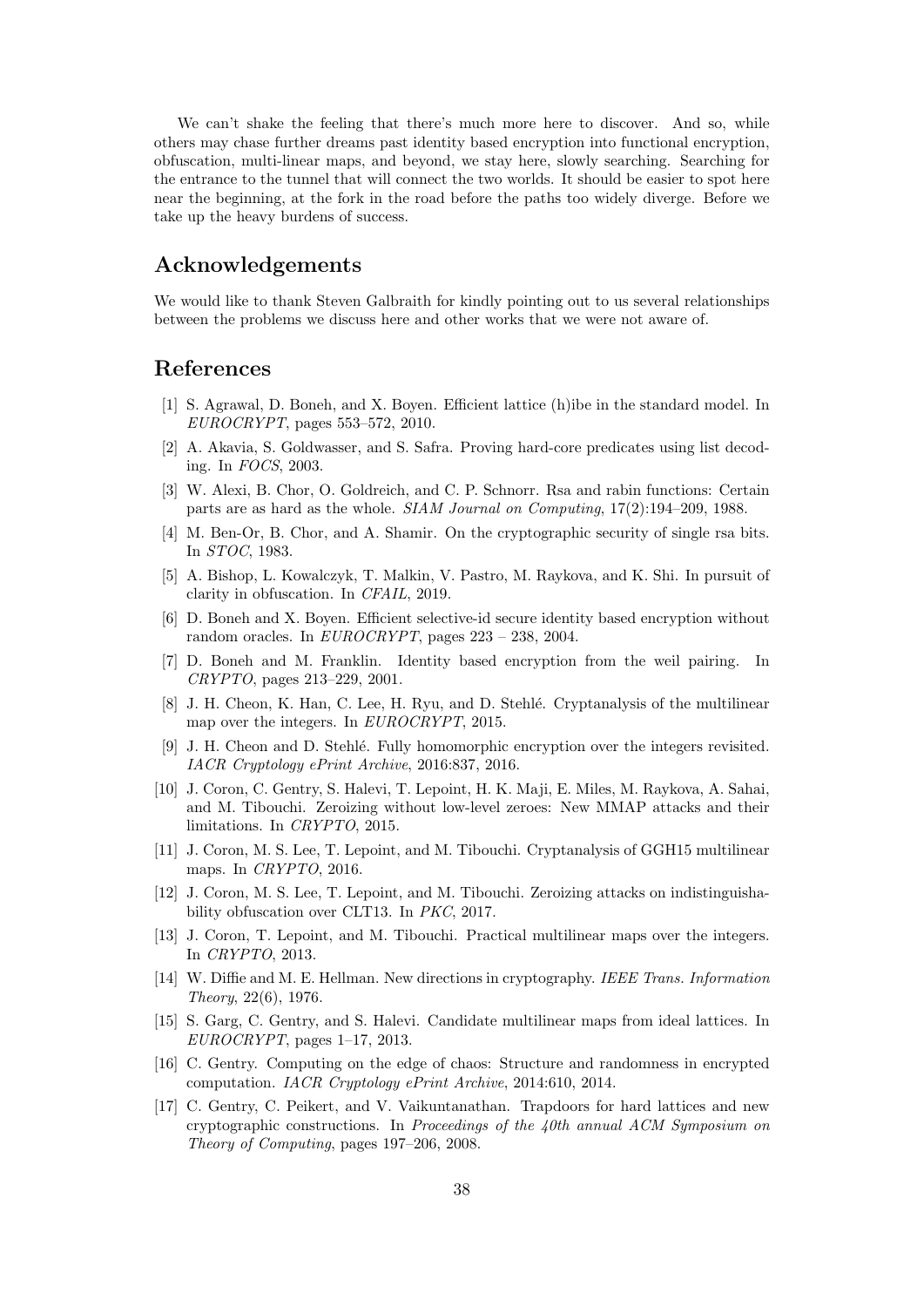We can't shake the feeling that there's much more here to discover. And so, while others may chase further dreams past identity based encryption into functional encryption, obfuscation, multi-linear maps, and beyond, we stay here, slowly searching. Searching for the entrance to the tunnel that will connect the two worlds. It should be easier to spot here near the beginning, at the fork in the road before the paths too widely diverge. Before we take up the heavy burdens of success.

## Acknowledgements

We would like to thank Steven Galbraith for kindly pointing out to us several relationships between the problems we discuss here and other works that we were not aware of.

## References

[1] S. Agrawal, D. Boneh, and X. Boyen. Efficient lattice (h)ibe in the standard model. In *EUROCRYPT*, pages 553–572, 2010.

[2] A. Akavia, S. Goldwasser, and S. Safra. Proving hard-core predicates using list decoding. In *FOCS*, 2003.

[3] W. Alexi, B. Chor, O. Goldreich, and C. P. Schnorr. Rsa and rabin functions: Certain parts are as hard as the whole. *SIAM Journal on Computing*, 17(2):194–209, 1988.

[4] M. Ben-Or, B. Chor, and A. Shamir. On the cryptographic security of single rsa bits. In *STOC*, 1983.

[5] A. Bishop, L. Kowalczyk, T. Malkin, V. Pastro, M. Raykova, and K. Shi. In pursuit of clarity in obfuscation. In *CFAIL*, 2019.

[6] D. Boneh and X. Boyen. Efficient selective-id secure identity based encryption without random oracles. In *EUROCRYPT*, pages 223 – 238, 2004.

[7] D. Boneh and M. Franklin. Identity based encryption from the weil pairing. In *CRYPTO*, pages 213–229, 2001.

[8] J. H. Cheon, K. Han, C. Lee, H. Ryu, and D. Stehlé. Cryptanalysis of the multilinear map over the integers. In *EUROCRYPT*, 2015.

[9] J. H. Cheon and D. Stehlé. Fully homomorphic encryption over the integers revisited. *IACR Cryptology ePrint Archive*, 2016:837, 2016.

[10] J. Coron, C. Gentry, S. Halevi, T. Lepoint, H. K. Maji, E. Miles, M. Raykova, A. Sahai, and M. Tibouchi. Zeroizing without low-level zeroes: New MMAP attacks and their limitations. In *CRYPTO*, 2015.

[11] J. Coron, M. S. Lee, T. Lepoint, and M. Tibouchi. Cryptanalysis of GGH15 multilinear maps. In *CRYPTO*, 2016.

[12] J. Coron, M. S. Lee, T. Lepoint, and M. Tibouchi. Zeroizing attacks on indistinguishability obfuscation over CLT13. In *PKC*, 2017.

[13] J. Coron, T. Lepoint, and M. Tibouchi. Practical multilinear maps over the integers. In *CRYPTO*, 2013.

[14] W. Diffie and M. E. Hellman. New directions in cryptography. *IEEE Trans. Information Theory*, 22(6), 1976.

[15] S. Garg, C. Gentry, and S. Halevi. Candidate multilinear maps from ideal lattices. In *EUROCRYPT*, pages 1–17, 2013.

[16] C. Gentry. Computing on the edge of chaos: Structure and randomness in encrypted computation. *IACR Cryptology ePrint Archive*, 2014:610, 2014.

[17] C. Gentry, C. Peikert, and V. Vaikuntanathan. Trapdoors for hard lattices and new cryptographic constructions. In *Proceedings of the 40th annual ACM Symposium on Theory of Computing*, pages 197–206, 2008.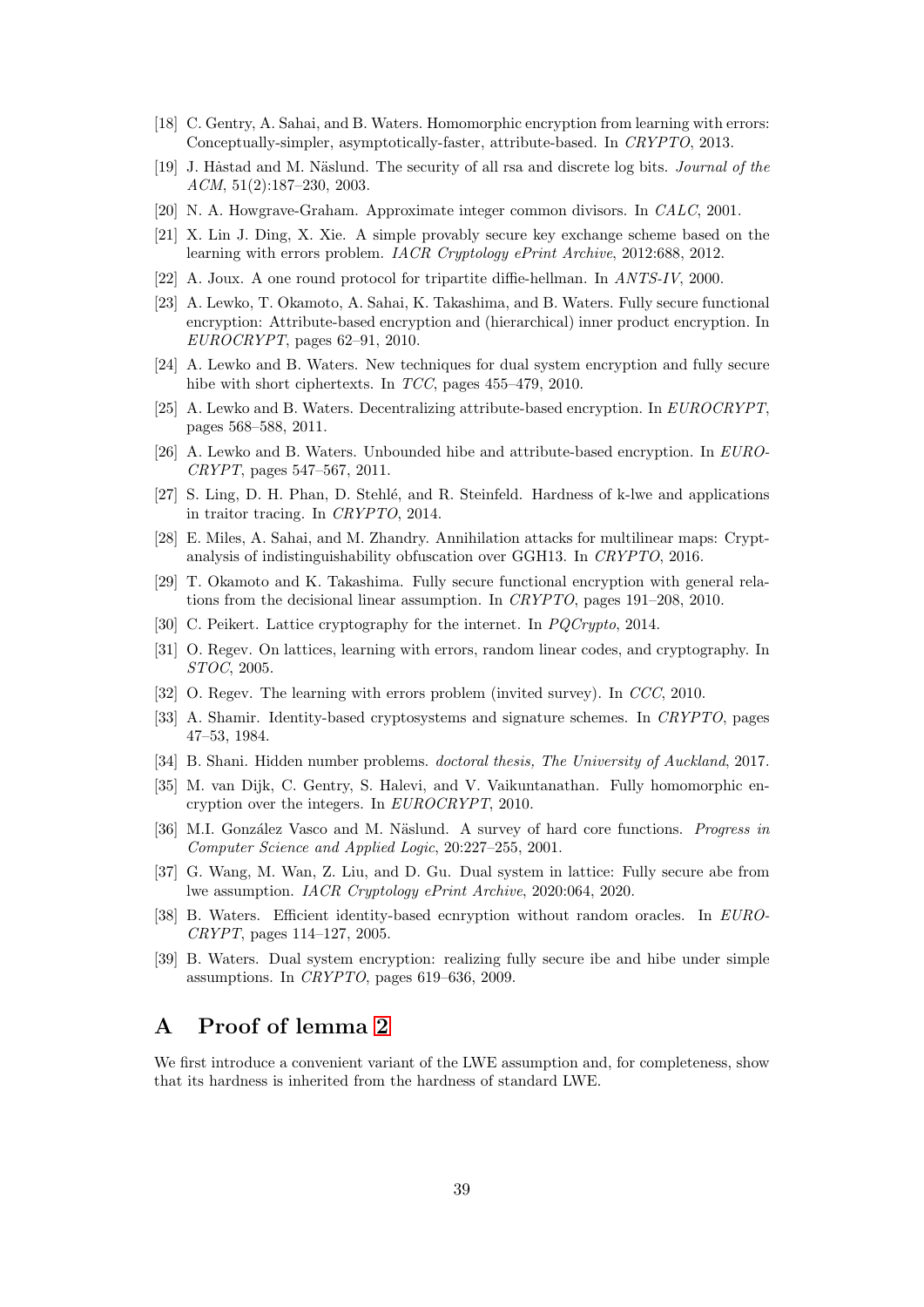[18] C. Gentry, A. Sahai, and B. Waters. Homomorphic encryption from learning with errors: Conceptually-simpler, asymptotically-faster, attribute-based. In *CRYPTO*, 2013.

[19] J. Håstad and M. Näslund. The security of all rsa and discrete log bits. *Journal of the ACM*, 51(2):187–230, 2003.

[20] N. A. Howgrave-Graham. Approximate integer common divisors. In *CALC*, 2001.

[21] X. Lin J. Ding, X. Xie. A simple provably secure key exchange scheme based on the learning with errors problem. *IACR Cryptology ePrint Archive*, 2012:688, 2012.

[22] A. Joux. A one round protocol for tripartite diffie-hellman. In *ANTS-IV*, 2000.

[23] A. Lewko, T. Okamoto, A. Sahai, K. Takashima, and B. Waters. Fully secure functional encryption: Attribute-based encryption and (hierarchical) inner product encryption. In *EUROCRYPT*, pages 62–91, 2010.

[24] A. Lewko and B. Waters. New techniques for dual system encryption and fully secure hibe with short ciphertexts. In *TCC*, pages 455–479, 2010.

[25] A. Lewko and B. Waters. Decentralizing attribute-based encryption. In *EUROCRYPT*, pages 568–588, 2011.

[26] A. Lewko and B. Waters. Unbounded hibe and attribute-based encryption. In *EUROCRYPT*, pages 547–567, 2011.

[27] S. Ling, D. H. Phan, D. Stehlé, and R. Steinfeld. Hardness of k-lwe and applications in traitor tracing. In *CRYPTO*, 2014.

[28] E. Miles, A. Sahai, and M. Zhandry. Annihilation attacks for multilinear maps: Cryptanalysis of indistinguishability obfuscation over GGH13. In *CRYPTO*, 2016.

[29] T. Okamoto and K. Takashima. Fully secure functional encryption with general relations from the decisional linear assumption. In *CRYPTO*, pages 191–208, 2010.

[30] C. Peikert. Lattice cryptography for the internet. In *PQCrypto*, 2014.

[31] O. Regev. On lattices, learning with errors, random linear codes, and cryptography. In *STOC*, 2005.

[32] O. Regev. The learning with errors problem (invited survey). In *CCC*, 2010.

[33] A. Shamir. Identity-based cryptosystems and signature schemes. In *CRYPTO*, pages 47–53, 1984.

[34] B. Shani. Hidden number problems. *doctoral thesis, The University of Auckland*, 2017.

[35] M. van Dijk, C. Gentry, S. Halevi, and V. Vaikuntanathan. Fully homomorphic encryption over the integers. In *EUROCRYPT*, 2010.

[36] M.I. González Vasco and M. Näslund. A survey of hard core functions. *Progress in Computer Science and Applied Logic*, 20:227–255, 2001.

[37] G. Wang, M. Wan, Z. Liu, and D. Gu. Dual system in lattice: Fully secure abe from lwe assumption. *IACR Cryptology ePrint Archive*, 2020:064, 2020.

[38] B. Waters. Efficient identity-based ecnryption without random oracles. In *EUROCRYPT*, pages 114–127, 2005.

[39] B. Waters. Dual system encryption: realizing fully secure ibe and hibe under simple assumptions. In *CRYPTO*, pages 619–636, 2009.

## A Proof of lemma 2

We first introduce a convenient variant of the LWE assumption and, for completeness, show that its hardness is inherited from the hardness of standard LWE.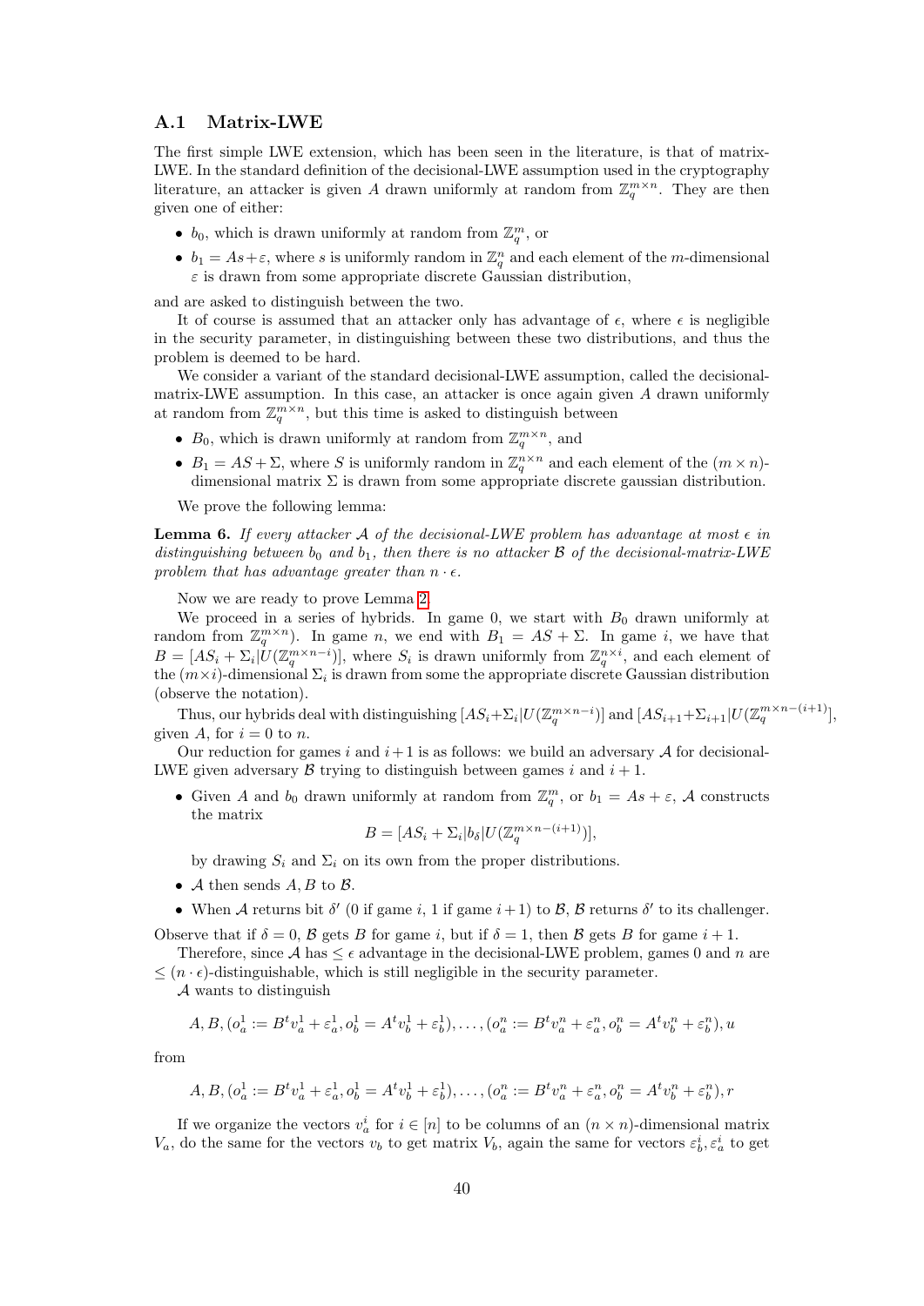### A.1 Matrix-LWE

The first simple LWE extension, which has been seen in the literature, is that of matrix-LWE. In the standard definition of the decisional-LWE assumption used in the cryptography literature, an attacker is given $A$ drawn uniformly at random from $\mathbb{Z}_q^{m \times n}$. They are then given one of either:

- $b_0$, which is drawn uniformly at random from $\mathbb{Z}_q^m$, or
- $b_1 = As + \varepsilon$, where $s$ is uniformly random in $\mathbb{Z}_q^n$ and each element of the $m$-dimensional $\varepsilon$ is drawn from some appropriate discrete Gaussian distribution,

and are asked to distinguish between the two.

It of course is assumed that an attacker only has advantage of $\epsilon$, where $\epsilon$ is negligible in the security parameter, in distinguishing between these two distributions, and thus the problem is deemed to be hard.

We consider a variant of the standard decisional-LWE assumption, called the decisional-matrix-LWE assumption. In this case, an attacker is once again given $A$ drawn uniformly at random from $\mathbb{Z}_q^{m \times n}$, but this time is asked to distinguish between

- $B_0$, which is drawn uniformly at random from $\mathbb{Z}_q^{m \times n}$, and
- $B_1 = AS + \Sigma$, where $S$ is uniformly random in $\mathbb{Z}_q^{n \times n}$ and each element of the $(m \times n)$-dimensional matrix $\Sigma$ is drawn from some appropriate discrete gaussian distribution.

We prove the following lemma:

**Lemma 6.** *If every attacker $\mathcal{A}$ of the decisional-LWE problem has advantage at most $\epsilon$ in distinguishing between $b_0$ and $b_1$, then there is no attacker $\mathcal{B}$ of the decisional-matrix-LWE problem that has advantage greater than $n \cdot \epsilon$.*

Now we are ready to prove Lemma 2.

We proceed in a series of hybrids. In game 0, we start with $B_0$ drawn uniformly at random from $\mathbb{Z}_q^{m \times n}$). In game $n$, we end with $B_1 = AS + \Sigma$. In game $i$, we have that $B = [AS_i + \Sigma_i | U(\mathbb{Z}_q^{m \times n-i})]$, where $S_i$ is drawn uniformly from $\mathbb{Z}_q^{n \times i}$, and each element of the $(m \times i)$-dimensional $\Sigma_i$ is drawn from some the appropriate discrete Gaussian distribution (observe the notation).

Thus, our hybrids deal with distinguishing $[AS_i + \Sigma_i | U(\mathbb{Z}_q^{m \times n-i})]$ and $[AS_{i+1} + \Sigma_{i+1} | U(\mathbb{Z}_q^{m \times n-(i+1)}]$, given $A$, for $i = 0$ to $n$.

Our reduction for games $i$ and $i+1$ is as follows: we build an adversary $\mathcal{A}$ for decisional-LWE given adversary $\mathcal{B}$ trying to distinguish between games $i$ and $i+1$.

- Given $A$ and $b_0$ drawn uniformly at random from $\mathbb{Z}_q^m$, or $b_1 = As + \varepsilon$, $\mathcal{A}$ constructs the matrix
$$B = [AS_i + \Sigma_i | b_\delta | U(\mathbb{Z}_q^{m \times n-(i+1)})],$$
by drawing $S_i$ and $\Sigma_i$ on its own from the proper distributions.
- $\mathcal{A}$ then sends $A, B$ to $\mathcal{B}$.
- When $\mathcal{A}$ returns bit $\delta'$ (0 if game $i$, 1 if game $i+1$) to $\mathcal{B}$, $\mathcal{B}$ returns $\delta'$ to its challenger.

Observe that if $\delta = 0$, $\mathcal{B}$ gets $B$ for game $i$, but if $\delta = 1$, then $\mathcal{B}$ gets $B$ for game $i+1$.

Therefore, since $\mathcal{A}$ has $\leq \epsilon$ advantage in the decisional-LWE problem, games 0 and $n$ are $\leq (n \cdot \epsilon)$-distinguishable, which is still negligible in the security parameter.

$\mathcal{A}$ wants to distinguish

$$A, B, (o_a^1 := B^t v_a^1 + \varepsilon_a^1, o_b^1 = A^t v_b^1 + \varepsilon_b^1), \ldots, (o_a^n := B^t v_a^n + \varepsilon_a^n, o_b^n = A^t v_b^n + \varepsilon_b^n), u$$

from

$$A, B, (o_a^1 := B^t v_a^1 + \varepsilon_a^1, o_b^1 = A^t v_b^1 + \varepsilon_b^1), \ldots, (o_a^n := B^t v_a^n + \varepsilon_a^n, o_b^n = A^t v_b^n + \varepsilon_b^n), r$$

If we organize the vectors $v_a^i$ for $i \in [n]$ to be columns of an $(n \times n)$-dimensional matrix $V_a$, do the same for the vectors $v_b$ to get matrix $V_b$, again the same for vectors $\varepsilon_b^i, \varepsilon_a^i$ to get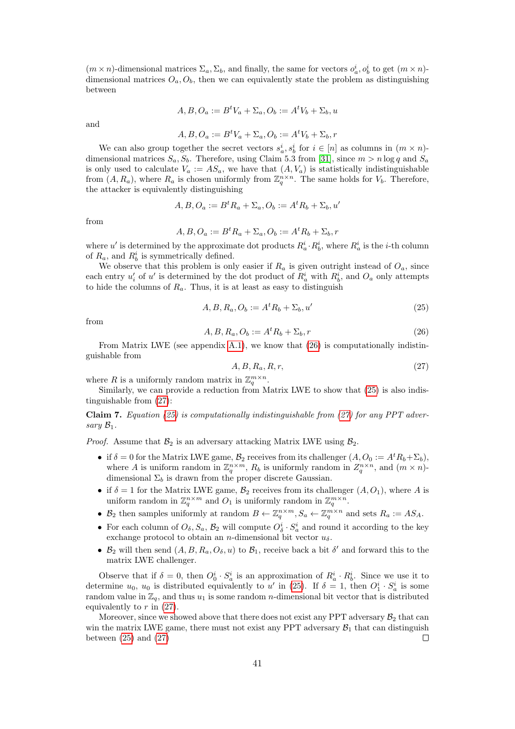$(m \times n)$-dimensional matrices $\Sigma_a, \Sigma_b$, and finally, the same for vectors $o_a^i, o_b^i$ to get $(m \times n)$-dimensional matrices $O_a, O_b$, then we can equivalently state the problem as distinguishing between

$$A, B, O_a := B^t V_a + \Sigma_a, O_b := A^t V_b + \Sigma_b, u$$

and

$$A, B, O_a := B^t V_a + \Sigma_a, O_b := A^t V_b + \Sigma_b, r$$

We can also group together the secret vectors $s_a^i, s_b^i$ for $i \in [n]$ as columns in $(m \times n)$-dimensional matrices $S_a, S_b$. Therefore, using Claim 5.3 from [31], since $m > n \log q$ and $S_a$ is only used to calculate $V_a := AS_a$, we have that $(A, V_a)$ is statistically indistinguishable from $(A, R_a)$, where $R_a$ is chosen uniformly from $\mathbb{Z}_q^{n \times n}$. The same holds for $V_b$. Therefore, the attacker is equivalently distinguishing

$$A, B, O_a := B^t R_a + \Sigma_a, O_b := A^t R_b + \Sigma_b, u'$$

from

$$A, B, O_a := B^t R_a + \Sigma_a, O_b := A^t R_b + \Sigma_b, r$$

where $u'$ is determined by the approximate dot products $R_a^i \cdot R_b^i$, where $R_a^i$ is the $i$-th column of $R_a$, and $R_b^i$ is symmetrically defined.

We observe that this problem is only easier if $R_a$ is given outright instead of $O_a$, since each entry $u'_i$ of $u'$ is determined by the dot product of $R_a^i$ with $R_b^i$, and $O_a$ only attempts to hide the columns of $R_a$. Thus, it is at least as easy to distinguish

$$A, B, R_a, O_b := A^t R_b + \Sigma_b, u' \tag{25}$$

from

$$A, B, R_a, O_b := A^t R_b + \Sigma_b, r \tag{26}$$

From Matrix LWE (see appendix A.1), we know that (26) is computationally indistinguishable from

$$A, B, R_a, R, r, \tag{27}$$

where $R$ is a uniformly random matrix in $\mathbb{Z}_q^{m \times n}$.

Similarly, we can provide a reduction from Matrix LWE to show that (25) is also indistinguishable from (27):

**Claim 7.** *Equation (25) is computationally indistinguishable from (27) for any PPT adversary $\mathcal{B}_1$.*

*Proof.* Assume that $\mathcal{B}_2$ is an adversary attacking Matrix LWE using $\mathcal{B}_2$.

- if $\delta = 0$ for the Matrix LWE game, $\mathcal{B}_2$ receives from its challenger $(A, O_0 := A^t R_b + \Sigma_b)$, where $A$ is uniform random in $\mathbb{Z}_q^{n \times m}$, $R_b$ is uniformly random in $Z_q^{n \times n}$, and $(m \times n)$-dimensional $\Sigma_b$ is drawn from the proper discrete Gaussian.
- if $\delta = 1$ for the Matrix LWE game, $\mathcal{B}_2$ receives from its challenger $(A, O_1)$, where $A$ is uniform random in $\mathbb{Z}_q^{n \times m}$ and $O_1$ is uniformly random in $\mathbb{Z}_q^{m \times n}$.
- $\mathcal{B}_2$ then samples uniformly at random $B \leftarrow \mathbb{Z}_q^{n \times m}, S_a \leftarrow \mathbb{Z}_q^{m \times n}$ and sets $R_a := AS_A$.
- For each column of $O_\delta, S_a$, $\mathcal{B}_2$ will compute $O_\delta^i \cdot S_a^i$ and round it according to the key exchange protocol to obtain an $n$-dimensional bit vector $u_\delta$.
- $\mathcal{B}_2$ will then send $(A, B, R_a, O_\delta, u)$ to $\mathcal{B}_1$, receive back a bit $\delta'$ and forward this to the matrix LWE challenger.

Observe that if $\delta = 0$, then $O_0^i \cdot S_a^i$ is an approximation of $R_a^i \cdot R_b^i$. Since we use it to determine $u_0$, $u_0$ is distributed equivalently to $u'$ in (25). If $\delta = 1$, then $O_1^i \cdot S_a^i$ is some random value in $\mathbb{Z}_q$, and thus $u_1$ is some random $n$-dimensional bit vector that is distributed equivalently to $r$ in (27).

Moreover, since we showed above that there does not exist any PPT adversary $\mathcal{B}_2$ that can win the matrix LWE game, there must not exist any PPT adversary $\mathcal{B}_1$ that can distinguish between (25) and (27) □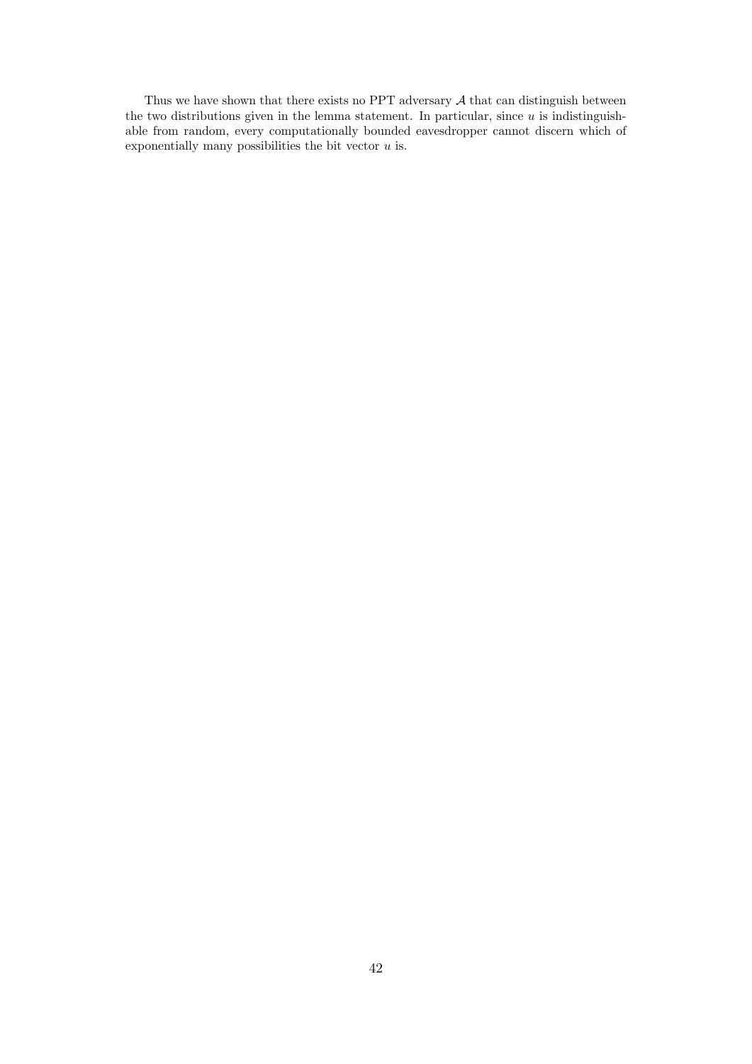Thus we have shown that there exists no PPT adversary $\mathcal{A}$ that can distinguish between the two distributions given in the lemma statement. In particular, since $u$ is indistinguishable from random, every computationally bounded eavesdropper cannot discern which of exponentially many possibilities the bit vector $u$ is.